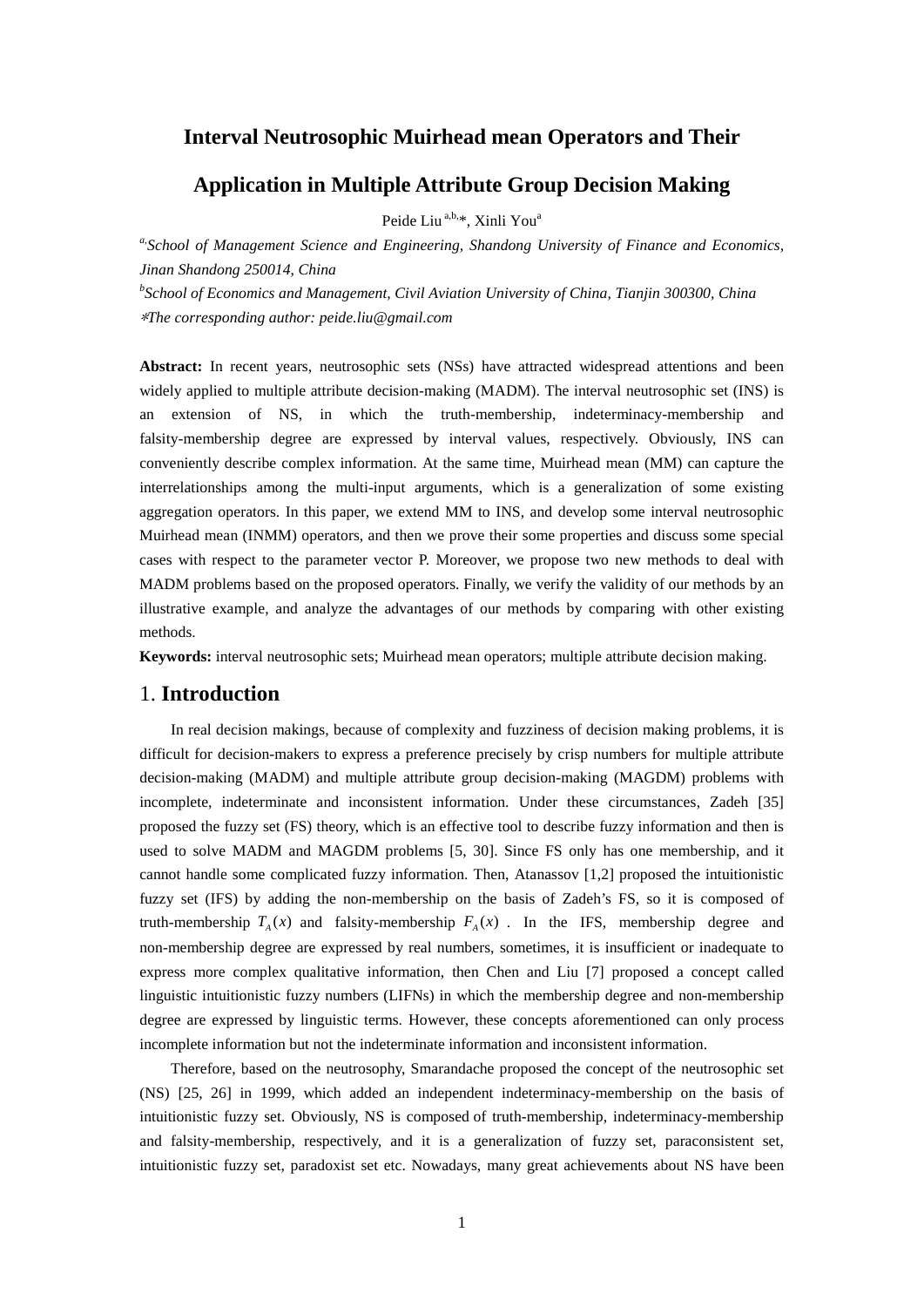# Interval Neutrosophic Muirhead mean Operators and Their Application in Multiple Attribute Group Decision Making

Peide Liu [a,b,*], Xinli You [a]

[a] *School of Management Science and Engineering, Shandong University of Finance and Economics, Jinan Shandong 250014, China*

[b] *School of Economics and Management, Civil Aviation University of China, Tianjin 300300, China*

\**The corresponding author: peide.liu@gmail.com*

**Abstract:** In recent years, neutrosophic sets (NSs) have attracted widespread attentions and been widely applied to multiple attribute decision-making (MADM). The interval neutrosophic set (INS) is an extension of NS, in which the truth-membership, indeterminacy-membership and falsity-membership degree are expressed by interval values, respectively. Obviously, INS can conveniently describe complex information. At the same time, Muirhead mean (MM) can capture the interrelationships among the multi-input arguments, which is a generalization of some existing aggregation operators. In this paper, we extend MM to INS, and develop some interval neutrosophic Muirhead mean (INMM) operators, and then we prove their some properties and discuss some special cases with respect to the parameter vector P. Moreover, we propose two new methods to deal with MADM problems based on the proposed operators. Finally, we verify the validity of our methods by an illustrative example, and analyze the advantages of our methods by comparing with other existing methods.

**Keywords:** interval neutrosophic sets; Muirhead mean operators; multiple attribute decision making.

## 1. Introduction

In real decision makings, because of complexity and fuzziness of decision making problems, it is difficult for decision-makers to express a preference precisely by crisp numbers for multiple attribute decision-making (MADM) and multiple attribute group decision-making (MAGDM) problems with incomplete, indeterminate and inconsistent information. Under these circumstances, Zadeh [35] proposed the fuzzy set (FS) theory, which is an effective tool to describe fuzzy information and then is used to solve MADM and MAGDM problems [5, 30]. Since FS only has one membership, and it cannot handle some complicated fuzzy information. Then, Atanassov [1,2] proposed the intuitionistic fuzzy set (IFS) by adding the non-membership on the basis of Zadeh's FS, so it is composed of truth-membership $T_A(x)$ and falsity-membership $F_A(x)$. In the IFS, membership degree and non-membership degree are expressed by real numbers, sometimes, it is insufficient or inadequate to express more complex qualitative information, then Chen and Liu [7] proposed a concept called linguistic intuitionistic fuzzy numbers (LIFNs) in which the membership degree and non-membership degree are expressed by linguistic terms. However, these concepts aforementioned can only process incomplete information but not the indeterminate information and inconsistent information.

Therefore, based on the neutrosophy, Smarandache proposed the concept of the neutrosophic set (NS) [25, 26] in 1999, which added an independent indeterminacy-membership on the basis of intuitionistic fuzzy set. Obviously, NS is composed of truth-membership, indeterminacy-membership and falsity-membership, respectively, and it is a generalization of fuzzy set, paraconsistent set, intuitionistic fuzzy set, paradoxist set etc. Nowadays, many great achievements about NS have been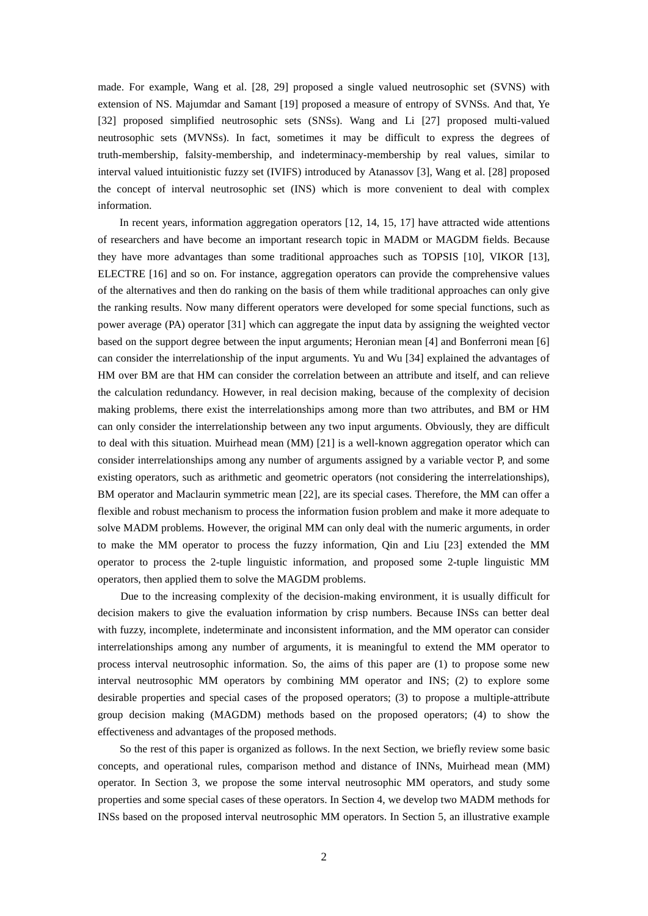made. For example, Wang et al. [28, 29] proposed a single valued neutrosophic set (SVNS) with extension of NS. Majumdar and Samant [19] proposed a measure of entropy of SVNSs. And that, Ye [32] proposed simplified neutrosophic sets (SNSs). Wang and Li [27] proposed multi-valued neutrosophic sets (MVNSs). In fact, sometimes it may be difficult to express the degrees of truth-membership, falsity-membership, and indeterminacy-membership by real values, similar to interval valued intuitionistic fuzzy set (IVIFS) introduced by Atanassov [3], Wang et al. [28] proposed the concept of interval neutrosophic set (INS) which is more convenient to deal with complex information.

In recent years, information aggregation operators [12, 14, 15, 17] have attracted wide attentions of researchers and have become an important research topic in MADM or MAGDM fields. Because they have more advantages than some traditional approaches such as TOPSIS [10], VIKOR [13], ELECTRE [16] and so on. For instance, aggregation operators can provide the comprehensive values of the alternatives and then do ranking on the basis of them while traditional approaches can only give the ranking results. Now many different operators were developed for some special functions, such as power average (PA) operator [31] which can aggregate the input data by assigning the weighted vector based on the support degree between the input arguments; Heronian mean [4] and Bonferroni mean [6] can consider the interrelationship of the input arguments. Yu and Wu [34] explained the advantages of HM over BM are that HM can consider the correlation between an attribute and itself, and can relieve the calculation redundancy. However, in real decision making, because of the complexity of decision making problems, there exist the interrelationships among more than two attributes, and BM or HM can only consider the interrelationship between any two input arguments. Obviously, they are difficult to deal with this situation. Muirhead mean (MM) [21] is a well-known aggregation operator which can consider interrelationships among any number of arguments assigned by a variable vector P, and some existing operators, such as arithmetic and geometric operators (not considering the interrelationships), BM operator and Maclaurin symmetric mean [22], are its special cases. Therefore, the MM can offer a flexible and robust mechanism to process the information fusion problem and make it more adequate to solve MADM problems. However, the original MM can only deal with the numeric arguments, in order to make the MM operator to process the fuzzy information, Qin and Liu [23] extended the MM operator to process the 2-tuple linguistic information, and proposed some 2-tuple linguistic MM operators, then applied them to solve the MAGDM problems.

Due to the increasing complexity of the decision-making environment, it is usually difficult for decision makers to give the evaluation information by crisp numbers. Because INSs can better deal with fuzzy, incomplete, indeterminate and inconsistent information, and the MM operator can consider interrelationships among any number of arguments, it is meaningful to extend the MM operator to process interval neutrosophic information. So, the aims of this paper are (1) to propose some new interval neutrosophic MM operators by combining MM operator and INS; (2) to explore some desirable properties and special cases of the proposed operators; (3) to propose a multiple-attribute group decision making (MAGDM) methods based on the proposed operators; (4) to show the effectiveness and advantages of the proposed methods.

So the rest of this paper is organized as follows. In the next Section, we briefly review some basic concepts, and operational rules, comparison method and distance of INNs, Muirhead mean (MM) operator. In Section 3, we propose the some interval neutrosophic MM operators, and study some properties and some special cases of these operators. In Section 4, we develop two MADM methods for INSs based on the proposed interval neutrosophic MM operators. In Section 5, an illustrative example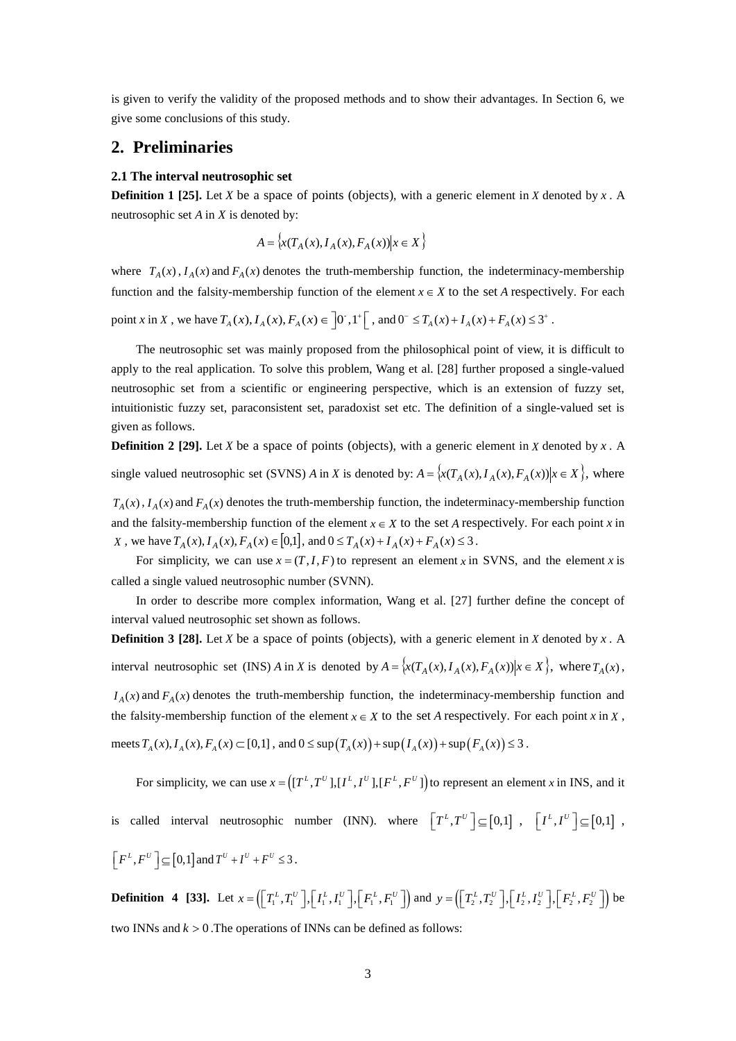is given to verify the validity of the proposed methods and to show their advantages. In Section 6, we give some conclusions of this study.

## 2. Preliminaries

### 2.1 The interval neutrosophic set

**Definition 1 [25].** Let $X$ be a space of points (objects), with a generic element in $X$ denoted by $x$. A neutrosophic set $A$ in $X$ is denoted by:

$$A = \{x(T_A(x), I_A(x), F_A(x)) | x \in X\}$$

where $T_A(x)$, $I_A(x)$ and $F_A(x)$ denotes the truth-membership function, the indeterminacy-membership function and the falsity-membership function of the element $x \in X$ to the set $A$ respectively. For each point $x$ in $X$, we have $T_A(x), I_A(x), F_A(x) \in \left]0^-, 1^+\right[$, and $0^- \le T_A(x) + I_A(x) + F_A(x) \le 3^+$.

The neutrosophic set was mainly proposed from the philosophical point of view, it is difficult to apply to the real application. To solve this problem, Wang et al. [28] further proposed a single-valued neutrosophic set from a scientific or engineering perspective, which is an extension of fuzzy set, intuitionistic fuzzy set, paraconsistent set, paradoxist set etc. The definition of a single-valued set is given as follows.

**Definition 2 [29].** Let $X$ be a space of points (objects), with a generic element in $X$ denoted by $x$. A single valued neutrosophic set (SVNS) $A$ in $X$ is denoted by: $A = \{x(T_A(x), I_A(x), F_A(x)) | x \in X\}$, where $T_A(x)$, $I_A(x)$ and $F_A(x)$ denotes the truth-membership function, the indeterminacy-membership function and the falsity-membership function of the element $x \in X$ to the set $A$ respectively. For each point $x$ in $X$, we have $T_A(x), I_A(x), F_A(x) \in [0,1]$, and $0 \le T_A(x) + I_A(x) + F_A(x) \le 3$.

For simplicity, we can use $x = (T, I, F)$ to represent an element $x$ in SVNS, and the element $x$ is called a single valued neutrosophic number (SVNN).

In order to describe more complex information, Wang et al. [27] further define the concept of interval valued neutrosophic set shown as follows.

**Definition 3 [28].** Let $X$ be a space of points (objects), with a generic element in $X$ denoted by $x$. A interval neutrosophic set (INS) $A$ in $X$ is denoted by $A = \{x(T_A(x), I_A(x), F_A(x)) | x \in X\}$, where $T_A(x)$, $I_A(x)$ and $F_A(x)$ denotes the truth-membership function, the indeterminacy-membership function and the falsity-membership function of the element $x \in X$ to the set $A$ respectively. For each point $x$ in $X$, meets $T_A(x), I_A(x), F_A(x) \subset [0,1]$, and $0 \le \sup(T_A(x)) + \sup(I_A(x)) + \sup(F_A(x)) \le 3$.

For simplicity, we can use $x = ([T^L, T^U], [I^L, I^U], [F^L, F^U])$ to represent an element $x$ in INS, and it is called interval neutrosophic number (INN). where $[T^L, T^U] \subseteq [0,1]$, $[I^L, I^U] \subseteq [0,1]$, $[F^L, F^U] \subseteq [0,1]$ and $T^U + I^U + F^U \le 3$.

**Definition 4 [33].** Let $x = ([T_1^L, T_1^U], [I_1^L, I_1^U], [F_1^L, F_1^U])$ and $y = ([T_2^L, T_2^U], [I_2^L, I_2^U], [F_2^L, F_2^U])$ be two INNs and $k > 0$. The operations of INNs can be defined as follows: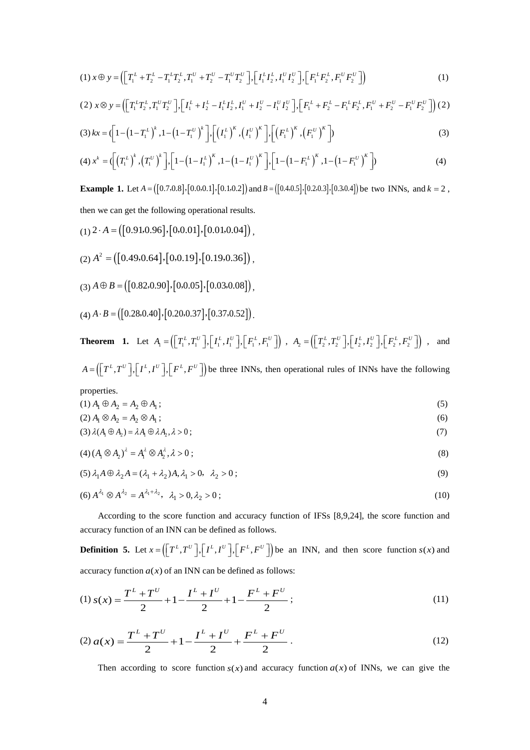(1) $x \oplus y = \left(\left[T_1^L + T_2^L - T_1^L T_2^L, T_1^U + T_2^U - T_1^U T_2^U\right], \left[I_1^L I_2^L, I_1^U I_2^U\right], \left[F_1^L F_2^L, F_1^U F_2^U\right]\right)$ (1)

(2) $x \otimes y = \left(\left[T_1^L T_2^L, T_1^U T_2^U\right], \left[I_1^L + I_2^L - I_1^L I_2^L, I_1^U + I_2^U - I_1^U I_2^U\right], \left[F_1^L + F_2^L - F_1^L F_2^L, F_1^U + F_2^U - F_1^U F_2^U\right]\right)$ (2)

(3) $kx = (\left[1-\left(1-T_1^L\right)^k, 1-\left(1-T_1^U\right)^k\right], \left[\left(I_1^L\right)^K, \left(I_1^U\right)^K\right], \left[\left(F_1^L\right)^K, \left(F_1^U\right)^K\right])$ (3)

(4) $x^k = (\left[\left(T_1^L\right)^k, \left(T_1^U\right)^k\right], \left[1-\left(1-I_1^L\right)^K, 1-\left(1-I_1^U\right)^K\right], \left[1-\left(1-F_1^L\right)^K, 1-\left(1-F_1^U\right)^K\right])$ (4)

**Example 1.** Let $A = \left([0.7, 0.8], [0.0, 0.1], [0.1, 0.2]\right)$ and $B = \left([0.4, 0.5], [0.2, 0.3], [0.3, 0.4]\right)$ be two INNs, and $k = 2$, then we can get the following operational results.

(1) $2 \cdot A = \left([0.91, 0.96], [0, 0.01], [0.01, 0.04]\right)$,

(2) $A^2 = \left([0.49, 0.64], [0, 0.19], [0.19, 0.36]\right)$,

(3) $A \oplus B = \left([0.82, 0.90], [0, 0.05], [0.03, 0.08]\right)$,

(4) $A \cdot B = \left([0.28, 0.40], [0.20, 0.37], [0.37, 0.52]\right)$.

**Theorem 1.** Let $A_1 = \left(\left[T_1^L, T_1^U\right], \left[I_1^L, I_1^U\right], \left[F_1^L, F_1^U\right]\right)$, $A_2 = \left(\left[T_2^L, T_2^U\right], \left[I_2^L, I_2^U\right], \left[F_2^L, F_2^U\right]\right)$, and $A = \left(\left[T^L, T^U\right], \left[I^L, I^U\right], \left[F^L, F^U\right]\right)$ be three INNs, then operational rules of INNs have the following properties.

(1) $A_1 \oplus A_2 = A_2 \oplus A_1$; (5)

(2) $A_1 \otimes A_2 = A_2 \otimes A_1$; (6)

(3) $\lambda(A_1 \oplus A_2) = \lambda A_1 \oplus \lambda A_2, \lambda > 0$; (7)

(4) $(A_1 \otimes A_2)^\lambda = A_1^\lambda \otimes A_2^\lambda, \lambda > 0$; (8)

(5) $\lambda_1 A \oplus \lambda_2 A = (\lambda_1 + \lambda_2)A, \lambda_1 > 0, \ \lambda_2 > 0$; (9)

(6) $A^{\lambda_1} \otimes A^{\lambda_2} = A^{\lambda_1 + \lambda_2}, \ \lambda_1 > 0, \lambda_2 > 0$; (10)

According to the score function and accuracy function of IFSs [8,9,24], the score function and accuracy function of an INN can be defined as follows.

**Definition 5.** Let $x = \left(\left[T^L, T^U\right], \left[I^L, I^U\right], \left[F^L, F^U\right]\right)$ be an INN, and then score function $s(x)$ and accuracy function $a(x)$ of an INN can be defined as follows:

(1) $s(x) = \dfrac{T^L + T^U}{2} + 1 - \dfrac{I^L + I^U}{2} + 1 - \dfrac{F^L + F^U}{2}$; (11)

(2) $a(x) = \dfrac{T^L + T^U}{2} + 1 - \dfrac{I^L + I^U}{2} + \dfrac{F^L + F^U}{2}$. (12)

Then according to score function $s(x)$ and accuracy function $a(x)$ of INNs, we can give the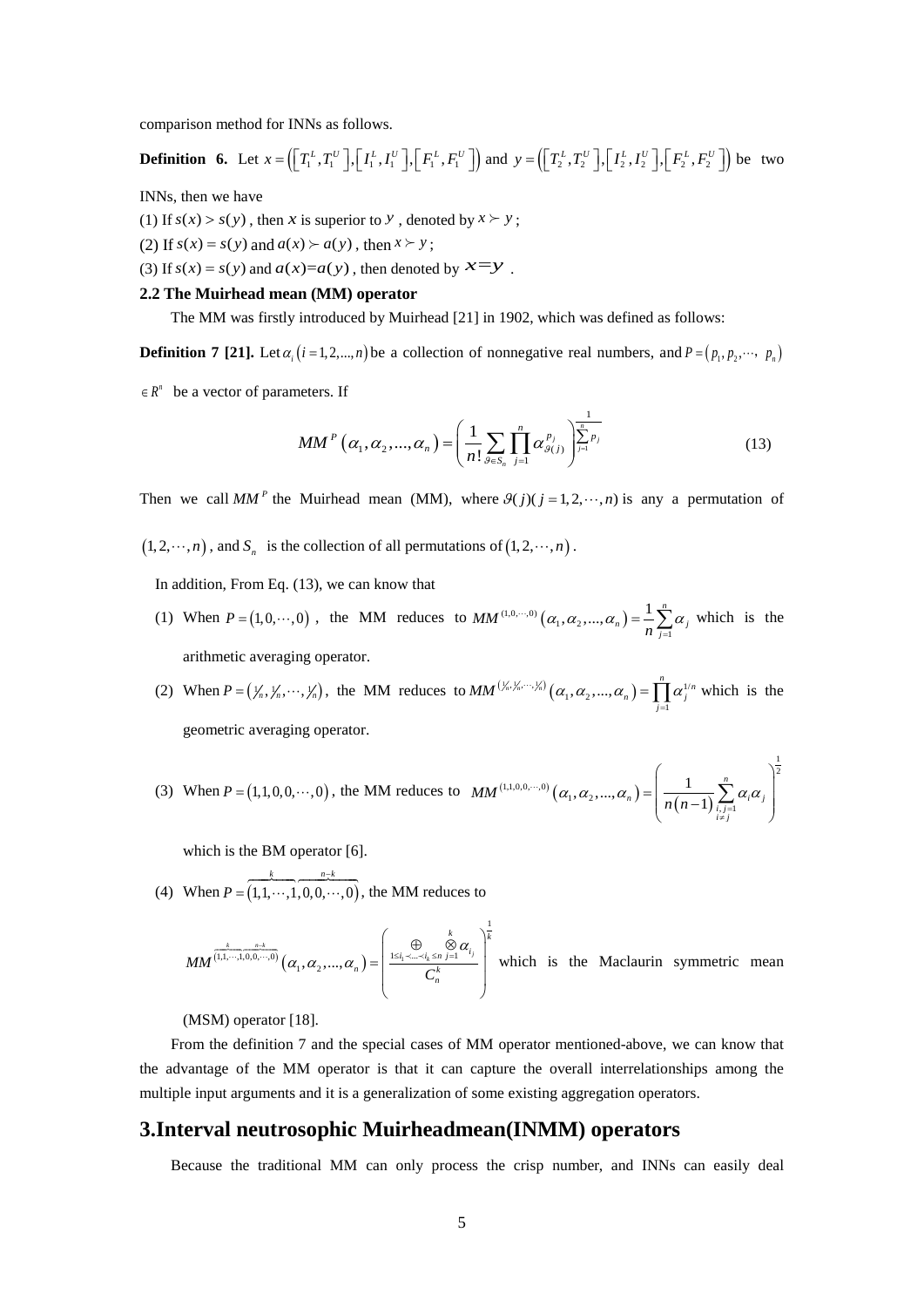comparison method for INNs as follows.

**Definition 6.** Let $x=\left(\left[T_1^L,T_1^U\right],\left[I_1^L,I_1^U\right],\left[F_1^L,F_1^U\right]\right)$ and $y=\left(\left[T_2^L,T_2^U\right],\left[I_2^L,I_2^U\right],\left[F_2^L,F_2^U\right]\right)$ be two INNs, then we have

(1) If $s(x)>s(y)$, then $x$ is superior to $y$, denoted by $x \succ y$;

(2) If $s(x)=s(y)$ and $a(x)\succ a(y)$, then $x \succ y$;

(3) If $s(x)=s(y)$ and $a(x)=a(y)$, then denoted by $x=y$.

### 2.2 The Muirhead mean (MM) operator

The MM was firstly introduced by Muirhead [21] in 1902, which was defined as follows:

**Definition 7 [21].** Let $\alpha_i\ (i=1,2,...,n)$ be a collection of nonnegative real numbers, and $P=(p_1,p_2,\cdots,p_n)\in R^n$ be a vector of parameters. If

$$MM^P(\alpha_1,\alpha_2,...,\alpha_n)=\left(\frac{1}{n!}\sum_{\vartheta\in S_n}\prod_{j=1}^{n}\alpha_{\vartheta(j)}^{p_j}\right)^{\frac{1}{\sum_{j=1}^{n}p_j}} \tag{13}$$

Then we call $MM^P$ the Muirhead mean (MM), where $\vartheta(j)(j=1,2,\cdots,n)$ is any a permutation of $(1,2,\cdots,n)$, and $S_n$ is the collection of all permutations of $(1,2,\cdots,n)$.

In addition, From Eq. (13), we can know that

(1) When $P=(1,0,\cdots,0)$, the MM reduces to $MM^{(1,0,\cdots,0)}(\alpha_1,\alpha_2,...,\alpha_n)=\frac{1}{n}\sum_{j=1}^{n}\alpha_j$ which is the arithmetic averaging operator.

(2) When $P=\left(\frac{1}{n},\frac{1}{n},\cdots,\frac{1}{n}\right)$, the MM reduces to $MM^{\left(\frac{1}{n},\frac{1}{n},\cdots,\frac{1}{n}\right)}(\alpha_1,\alpha_2,...,\alpha_n)=\prod_{j=1}^{n}\alpha_j^{1/n}$ which is the geometric averaging operator.

(3) When $P=(1,1,0,0,\cdots,0)$, the MM reduces to $MM^{(1,1,0,0,\cdots,0)}(\alpha_1,\alpha_2,...,\alpha_n)=\left(\frac{1}{n(n-1)}\sum_{\substack{i,j=1\\ i\neq j}}^{n}\alpha_i\alpha_j\right)^{\frac{1}{2}}$ which is the BM operator [6].

(4) When $P=(\overbrace{1,1,\cdots,1}^{k},\overbrace{0,0,\cdots,0}^{n-k})$, the MM reduces to

$$MM^{(\overbrace{1,1,\cdots,1}^{k},\overbrace{0,0,\cdots,0}^{n-k})}(\alpha_1,\alpha_2,...,\alpha_n)=\left(\frac{\bigoplus_{1\leq i_1\prec\ldots\prec i_k\leq n}\bigotimes_{j=1}^{k}\alpha_{i_j}}{C_n^k}\right)^{\frac{1}{k}}$$

which is the Maclaurin symmetric mean (MSM) operator [18].

From the definition 7 and the special cases of MM operator mentioned-above, we can know that the advantage of the MM operator is that it can capture the overall interrelationships among the multiple input arguments and it is a generalization of some existing aggregation operators.

## 3.Interval neutrosophic Muirheadmean(INMM) operators

Because the traditional MM can only process the crisp number, and INNs can easily deal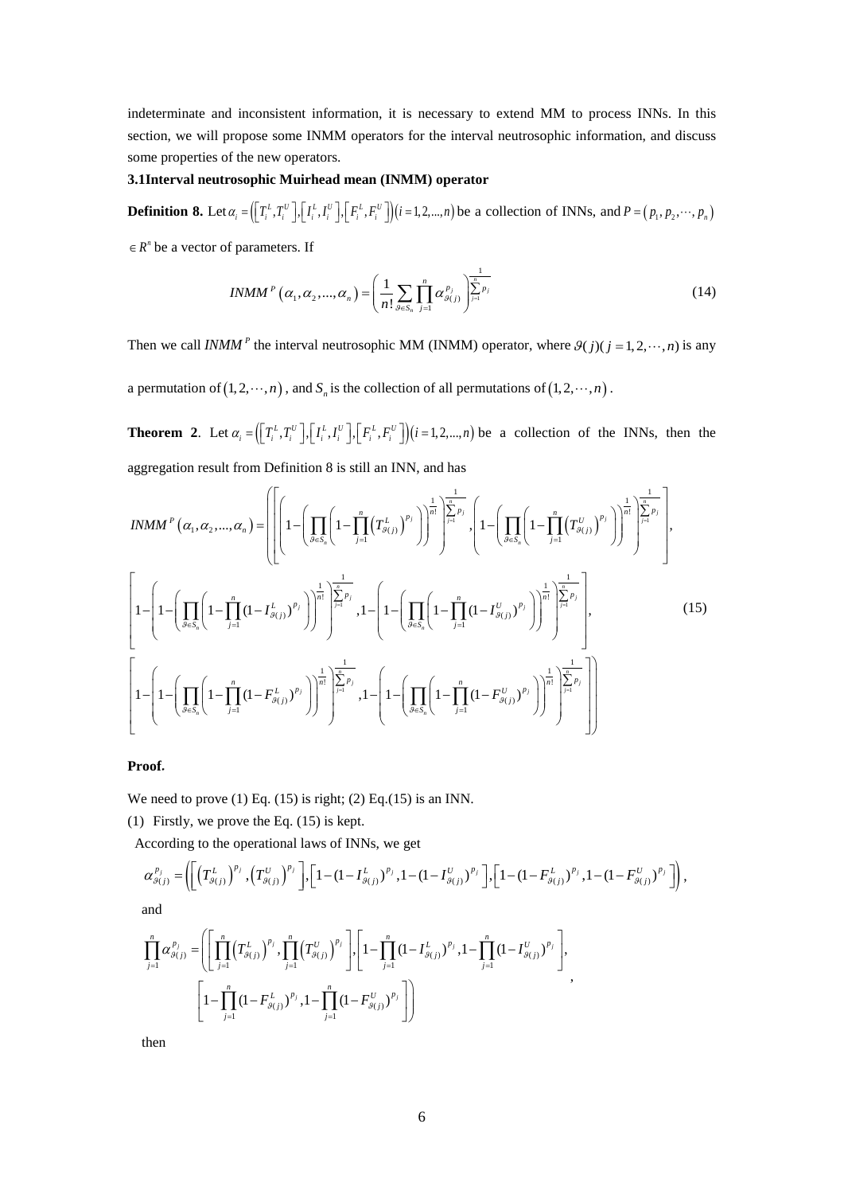indeterminate and inconsistent information, it is necessary to extend MM to process INNs. In this section, we will propose some INMM operators for the interval neutrosophic information, and discuss some properties of the new operators.

### 3.1 Interval neutrosophic Muirhead mean (INMM) operator

**Definition 8.** Let $\alpha_i = \left(\left[T_i^L, T_i^U\right], \left[I_i^L, I_i^U\right], \left[F_i^L, F_i^U\right]\right)(i = 1, 2, ..., n)$ be a collection of INNs, and $P = (p_1, p_2, \cdots, p_n) \in R^n$ be a vector of parameters. If

$$INMM^P(\alpha_1, \alpha_2, ..., \alpha_n) = \left(\frac{1}{n!}\sum_{\vartheta \in S_n}\prod_{j=1}^{n}\alpha_{\vartheta(j)}^{p_j}\right)^{\frac{1}{\sum_{j=1}^{n} p_j}} \tag{14}$$

Then we call $INMM^P$ the interval neutrosophic MM (INMM) operator, where $\vartheta(j)(j = 1, 2, \cdots, n)$ is any a permutation of $(1, 2, \cdots, n)$, and $S_n$ is the collection of all permutations of $(1, 2, \cdots, n)$.

**Theorem 2**. Let $\alpha_i = \left(\left[T_i^L, T_i^U\right], \left[I_i^L, I_i^U\right], \left[F_i^L, F_i^U\right]\right)(i = 1, 2, ..., n)$ be a collection of the INNs, then the aggregation result from Definition 8 is still an INN, and has

$$\begin{aligned}
INMM^P(\alpha_1, \alpha_2, ..., \alpha_n) = \Bigg( &\left[\left(1 - \left(\prod_{\vartheta \in S_n}\left(1 - \prod_{j=1}^{n}\left(T_{\vartheta(j)}^L\right)^{p_j}\right)\right)^{\frac{1}{n!}}\right)^{\frac{1}{\sum_{j=1}^{n} p_j}}, \left(1 - \left(\prod_{\vartheta \in S_n}\left(1 - \prod_{j=1}^{n}\left(T_{\vartheta(j)}^U\right)^{p_j}\right)\right)^{\frac{1}{n!}}\right)^{\frac{1}{\sum_{j=1}^{n} p_j}}\right], \\
&\left[1 - \left(1 - \left(\prod_{\vartheta \in S_n}\left(1 - \prod_{j=1}^{n}(1 - I_{\vartheta(j)}^L)^{p_j}\right)\right)^{\frac{1}{n!}}\right)^{\frac{1}{\sum_{j=1}^{n} p_j}}, 1 - \left(1 - \left(\prod_{\vartheta \in S_n}\left(1 - \prod_{j=1}^{n}(1 - I_{\vartheta(j)}^U)^{p_j}\right)\right)^{\frac{1}{n!}}\right)^{\frac{1}{\sum_{j=1}^{n} p_j}}\right], \\
&\left[1 - \left(1 - \left(\prod_{\vartheta \in S_n}\left(1 - \prod_{j=1}^{n}(1 - F_{\vartheta(j)}^L)^{p_j}\right)\right)^{\frac{1}{n!}}\right)^{\frac{1}{\sum_{j=1}^{n} p_j}}, 1 - \left(1 - \left(\prod_{\vartheta \in S_n}\left(1 - \prod_{j=1}^{n}(1 - F_{\vartheta(j)}^U)^{p_j}\right)\right)^{\frac{1}{n!}}\right)^{\frac{1}{\sum_{j=1}^{n} p_j}}\right]\Bigg)
\end{aligned} \tag{15}$$

**Proof.**

We need to prove (1) Eq. (15) is right; (2) Eq.(15) is an INN.

(1) Firstly, we prove the Eq. (15) is kept.

According to the operational laws of INNs, we get

$$\alpha_{\vartheta(j)}^{p_j} = \left(\left[\left(T_{\vartheta(j)}^L\right)^{p_j}, \left(T_{\vartheta(j)}^U\right)^{p_j}\right], \left[1 - (1 - I_{\vartheta(j)}^L)^{p_j}, 1 - (1 - I_{\vartheta(j)}^U)^{p_j}\right], \left[1 - (1 - F_{\vartheta(j)}^L)^{p_j}, 1 - (1 - F_{\vartheta(j)}^U)^{p_j}\right]\right),$$

and

$$\prod_{j=1}^{n}\alpha_{\vartheta(j)}^{p_j} = \left(\begin{array}{l}\left[\prod_{j=1}^{n}\left(T_{\vartheta(j)}^L\right)^{p_j}, \prod_{j=1}^{n}\left(T_{\vartheta(j)}^U\right)^{p_j}\right], \left[1 - \prod_{j=1}^{n}(1 - I_{\vartheta(j)}^L)^{p_j}, 1 - \prod_{j=1}^{n}(1 - I_{\vartheta(j)}^U)^{p_j}\right], \\ \left[1 - \prod_{j=1}^{n}(1 - F_{\vartheta(j)}^L)^{p_j}, 1 - \prod_{j=1}^{n}(1 - F_{\vartheta(j)}^U)^{p_j}\right]\end{array}\right),$$

then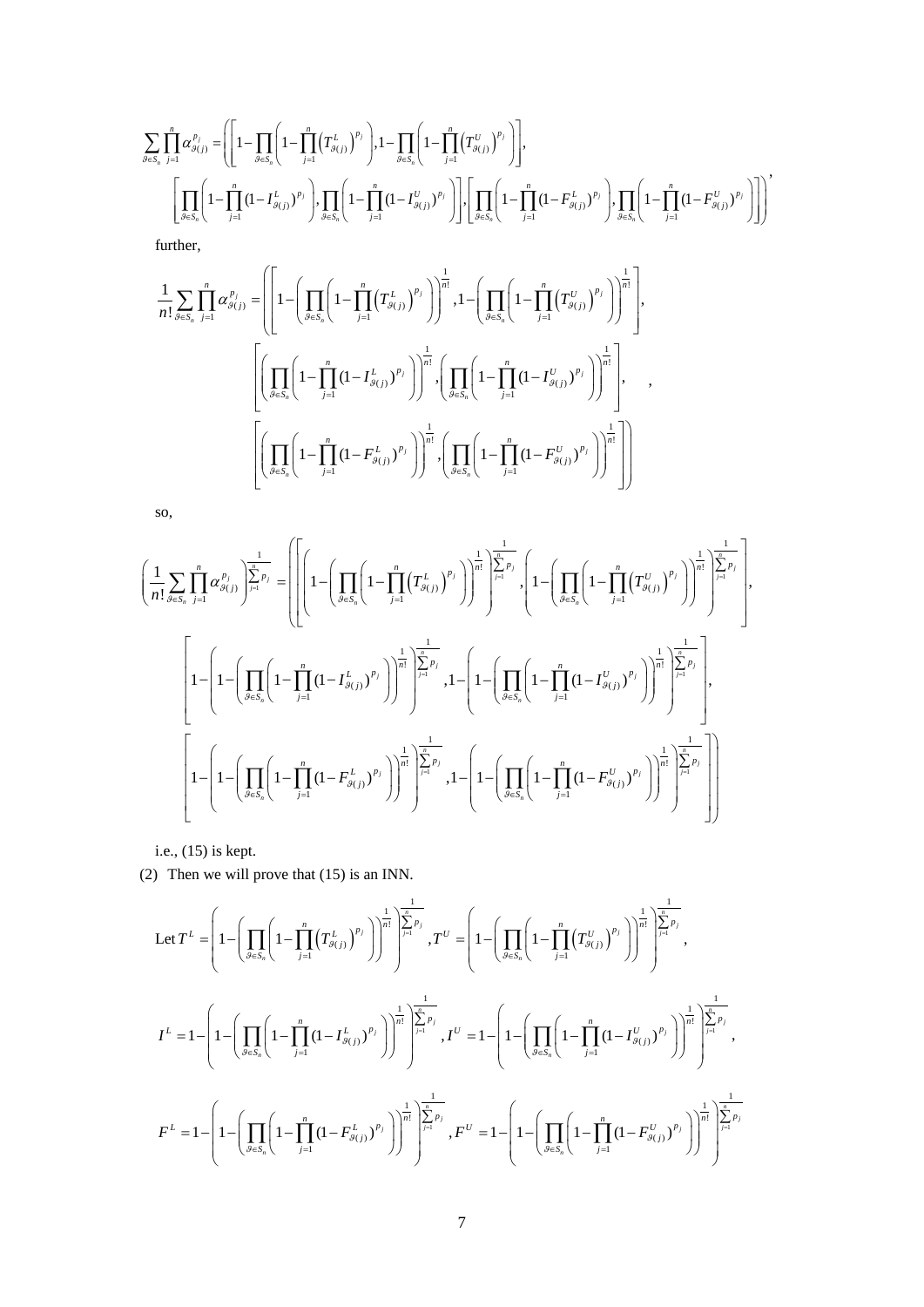$$\sum_{\vartheta\in S_n}\prod_{j=1}^{n}\alpha_{\vartheta(j)}^{p_j}=\left(\left[1-\prod_{\vartheta\in S_n}\left(1-\prod_{j=1}^{n}\left(T_{\vartheta(j)}^{L}\right)^{p_j}\right),1-\prod_{\vartheta\in S_n}\left(1-\prod_{j=1}^{n}\left(T_{\vartheta(j)}^{U}\right)^{p_j}\right)\right],\right.$$
$$\left.\left[\prod_{\vartheta\in S_n}\left(1-\prod_{j=1}^{n}(1-I_{\vartheta(j)}^{L})^{p_j}\right),\prod_{\vartheta\in S_n}\left(1-\prod_{j=1}^{n}(1-I_{\vartheta(j)}^{U})^{p_j}\right)\right],\left[\prod_{\vartheta\in S_n}\left(1-\prod_{j=1}^{n}(1-F_{\vartheta(j)}^{L})^{p_j}\right),\prod_{\vartheta\in S_n}\left(1-\prod_{j=1}^{n}(1-F_{\vartheta(j)}^{U})^{p_j}\right)\right]\right),$$

further,

$$\frac{1}{n!}\sum_{\vartheta\in S_n}\prod_{j=1}^{n}\alpha_{\vartheta(j)}^{p_j}=\left(\left[1-\left(\prod_{\vartheta\in S_n}\left(1-\prod_{j=1}^{n}\left(T_{\vartheta(j)}^{L}\right)^{p_j}\right)\right)^{\frac{1}{n!}},1-\left(\prod_{\vartheta\in S_n}\left(1-\prod_{j=1}^{n}\left(T_{\vartheta(j)}^{U}\right)^{p_j}\right)\right)^{\frac{1}{n!}}\right],\right.$$
$$\left[\left(\prod_{\vartheta\in S_n}\left(1-\prod_{j=1}^{n}(1-I_{\vartheta(j)}^{L})^{p_j}\right)\right)^{\frac{1}{n!}},\left(\prod_{\vartheta\in S_n}\left(1-\prod_{j=1}^{n}(1-I_{\vartheta(j)}^{U})^{p_j}\right)\right)^{\frac{1}{n!}}\right],$$
$$\left.\left[\left(\prod_{\vartheta\in S_n}\left(1-\prod_{j=1}^{n}(1-F_{\vartheta(j)}^{L})^{p_j}\right)\right)^{\frac{1}{n!}},\left(\prod_{\vartheta\in S_n}\left(1-\prod_{j=1}^{n}(1-F_{\vartheta(j)}^{U})^{p_j}\right)\right)^{\frac{1}{n!}}\right]\right),$$

so,

$$\left(\frac{1}{n!}\sum_{\vartheta\in S_n}\prod_{j=1}^{n}\alpha_{\vartheta(j)}^{p_j}\right)^{\frac{1}{\sum_{j=1}^{n}p_j}}=\left(\left[\left(1-\left(\prod_{\vartheta\in S_n}\left(1-\prod_{j=1}^{n}\left(T_{\vartheta(j)}^{L}\right)^{p_j}\right)\right)^{\frac{1}{n!}}\right)^{\frac{1}{\sum_{j=1}^{n}p_j}},\left(1-\left(\prod_{\vartheta\in S_n}\left(1-\prod_{j=1}^{n}\left(T_{\vartheta(j)}^{U}\right)^{p_j}\right)\right)^{\frac{1}{n!}}\right)^{\frac{1}{\sum_{j=1}^{n}p_j}}\right],\right.$$
$$\left[1-\left(1-\left(\prod_{\vartheta\in S_n}\left(1-\prod_{j=1}^{n}(1-I_{\vartheta(j)}^{L})^{p_j}\right)\right)^{\frac{1}{n!}}\right)^{\frac{1}{\sum_{j=1}^{n}p_j}},1-\left(1-\left(\prod_{\vartheta\in S_n}\left(1-\prod_{j=1}^{n}(1-I_{\vartheta(j)}^{U})^{p_j}\right)\right)^{\frac{1}{n!}}\right)^{\frac{1}{\sum_{j=1}^{n}p_j}}\right],$$
$$\left.\left[1-\left(1-\left(\prod_{\vartheta\in S_n}\left(1-\prod_{j=1}^{n}(1-F_{\vartheta(j)}^{L})^{p_j}\right)\right)^{\frac{1}{n!}}\right)^{\frac{1}{\sum_{j=1}^{n}p_j}},1-\left(1-\left(\prod_{\vartheta\in S_n}\left(1-\prod_{j=1}^{n}(1-F_{\vartheta(j)}^{U})^{p_j}\right)\right)^{\frac{1}{n!}}\right)^{\frac{1}{\sum_{j=1}^{n}p_j}}\right]\right)$$

i.e., (15) is kept.

(2) Then we will prove that (15) is an INN.

Let $T^L=\left(1-\left(\prod_{\vartheta\in S_n}\left(1-\prod_{j=1}^{n}\left(T_{\vartheta(j)}^{L}\right)^{p_j}\right)\right)^{\frac{1}{n!}}\right)^{\frac{1}{\sum_{j=1}^{n}p_j}}, T^U=\left(1-\left(\prod_{\vartheta\in S_n}\left(1-\prod_{j=1}^{n}\left(T_{\vartheta(j)}^{U}\right)^{p_j}\right)\right)^{\frac{1}{n!}}\right)^{\frac{1}{\sum_{j=1}^{n}p_j}},$

$$I^L=1-\left(1-\left(\prod_{\vartheta\in S_n}\left(1-\prod_{j=1}^{n}(1-I_{\vartheta(j)}^{L})^{p_j}\right)\right)^{\frac{1}{n!}}\right)^{\frac{1}{\sum_{j=1}^{n}p_j}}, I^U=1-\left(1-\left(\prod_{\vartheta\in S_n}\left(1-\prod_{j=1}^{n}(1-I_{\vartheta(j)}^{U})^{p_j}\right)\right)^{\frac{1}{n!}}\right)^{\frac{1}{\sum_{j=1}^{n}p_j}},$$

$$F^L=1-\left(1-\left(\prod_{\vartheta\in S_n}\left(1-\prod_{j=1}^{n}(1-F_{\vartheta(j)}^{L})^{p_j}\right)\right)^{\frac{1}{n!}}\right)^{\frac{1}{\sum_{j=1}^{n}p_j}}, F^U=1-\left(1-\left(\prod_{\vartheta\in S_n}\left(1-\prod_{j=1}^{n}(1-F_{\vartheta(j)}^{U})^{p_j}\right)\right)^{\frac{1}{n!}}\right)^{\frac{1}{\sum_{j=1}^{n}p_j}}$$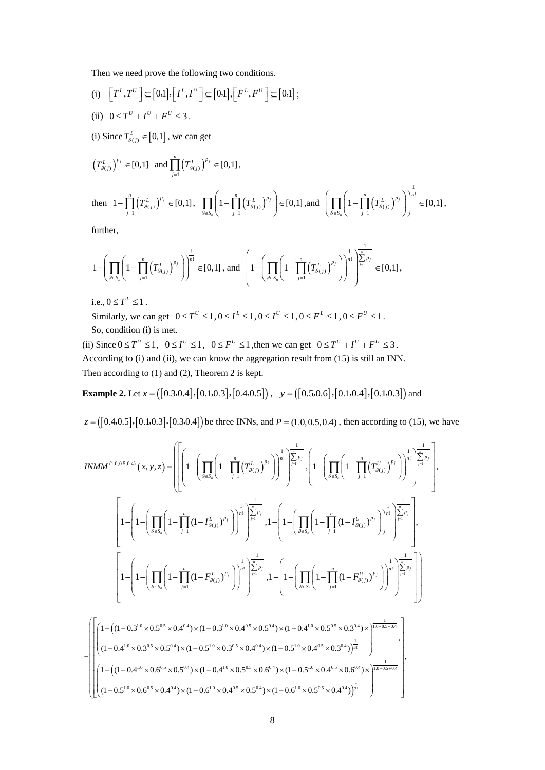Then we need prove the following two conditions.

(i) $\left[T^L, T^U\right] \subseteq [0,1], \left[I^L, I^U\right] \subseteq [0,1], \left[F^L, F^U\right] \subseteq [0,1]$;

(ii) $0 \le T^U + I^U + F^U \le 3$.

(i) Since $T^L_{\vartheta(j)} \in [0,1]$, we can get

$$\left(T^L_{\vartheta(j)}\right)^{p_j} \in [0,1] \text{ and } \prod_{j=1}^{n}\left(T^L_{\vartheta(j)}\right)^{p_j} \in [0,1],$$

then $1-\prod_{j=1}^{n}\left(T^L_{\vartheta(j)}\right)^{p_j} \in [0,1]$, $\prod_{\vartheta \in S_n}\left(1-\prod_{j=1}^{n}\left(T^L_{\vartheta(j)}\right)^{p_j}\right) \in [0,1]$, and $\left(\prod_{\vartheta \in S_n}\left(1-\prod_{j=1}^{n}\left(T^L_{\vartheta(j)}\right)^{p_j}\right)\right)^{\frac{1}{n!}} \in [0,1]$,

further,

$$1-\left(\prod_{\vartheta \in S_n}\left(1-\prod_{j=1}^{n}\left(T^L_{\vartheta(j)}\right)^{p_j}\right)\right)^{\frac{1}{n!}} \in [0,1], \text{ and } \left(1-\left(\prod_{\vartheta \in S_n}\left(1-\prod_{j=1}^{n}\left(T^L_{\vartheta(j)}\right)^{p_j}\right)\right)^{\frac{1}{n!}}\right)^{\frac{1}{\sum_{j=1}^{n}p_j}} \in [0,1],$$

i.e., $0 \le T^L \le 1$.

Similarly, we can get $0 \le T^U \le 1, 0 \le I^L \le 1, 0 \le I^U \le 1, 0 \le F^L \le 1, 0 \le F^U \le 1$.

So, condition (i) is met.

(ii) Since $0 \le T^U \le 1$, $0 \le I^U \le 1$, $0 \le F^U \le 1$, then we can get $0 \le T^U + I^U + F^U \le 3$.

According to (i) and (ii), we can know the aggregation result from (15) is still an INN.

Then according to (1) and (2), Theorem 2 is kept.

**Example 2.** Let $x = ([0.3,0.4],[0.1,0.3],[0.4,0.5])$, $y = ([0.5,0.6],[0.1,0.4],[0.1,0.3])$ and $z = ([0.4,0.5],[0.1,0.3],[0.3,0.4])$ be three INNs, and $P = (1.0, 0.5, 0.4)$, then according to (15), we have

$$INMM^{(1.0,0.5,0.4)}(x,y,z) = \left(\begin{array}{l}\left[\left(1-\left(\prod_{\vartheta \in S_n}\left(1-\prod_{j=1}^{n}\left(T^L_{\vartheta(j)}\right)^{p_j}\right)\right)^{\frac{1}{n!}}\right)^{\frac{1}{\sum_{j=1}^{n}p_j}}, \left(1-\left(\prod_{\vartheta \in S_n}\left(1-\prod_{j=1}^{n}\left(T^U_{\vartheta(j)}\right)^{p_j}\right)\right)^{\frac{1}{n!}}\right)^{\frac{1}{\sum_{j=1}^{n}p_j}}\right], \\ \left[1-\left(1-\left(\prod_{\vartheta \in S_n}\left(1-\prod_{j=1}^{n}(1-I^L_{\vartheta(j)})^{p_j}\right)\right)^{\frac{1}{n!}}\right)^{\frac{1}{\sum_{j=1}^{n}p_j}}, 1-\left(1-\left(\prod_{\vartheta \in S_n}\left(1-\prod_{j=1}^{n}(1-I^U_{\vartheta(j)})^{p_j}\right)\right)^{\frac{1}{n!}}\right)^{\frac{1}{\sum_{j=1}^{n}p_j}}\right], \\ \left[1-\left(1-\left(\prod_{\vartheta \in S_n}\left(1-\prod_{j=1}^{n}(1-F^L_{\vartheta(j)})^{p_j}\right)\right)^{\frac{1}{n!}}\right)^{\frac{1}{\sum_{j=1}^{n}p_j}}, 1-\left(1-\left(\prod_{\vartheta \in S_n}\left(1-\prod_{j=1}^{n}(1-F^U_{\vartheta(j)})^{p_j}\right)\right)^{\frac{1}{n!}}\right)^{\frac{1}{\sum_{j=1}^{n}p_j}}\right]\end{array}\right)$$

$$= \left(\left[\begin{array}{l}\left(\begin{array}{l}1-\left((1-0.3^{1.0}\times 0.5^{0.5}\times 0.4^{0.4})\times(1-0.3^{1.0}\times 0.4^{0.5}\times 0.5^{0.4})\times(1-0.4^{1.0}\times 0.5^{0.5}\times 0.3^{0.4})\times\right. \\ \left.(1-0.4^{1.0}\times 0.3^{0.5}\times 0.5^{0.4})\times(1-0.5^{1.0}\times 0.3^{0.5}\times 0.4^{0.4})\times(1-0.5^{1.0}\times 0.4^{0.5}\times 0.3^{0.4})\right)^{\frac{1}{3!}}\end{array}\right)^{\frac{1}{1.0+0.5+0.4}}, \\ \left(\begin{array}{l}1-\left((1-0.4^{1.0}\times 0.6^{0.5}\times 0.5^{0.4})\times(1-0.4^{1.0}\times 0.5^{0.5}\times 0.6^{0.4})\times(1-0.5^{1.0}\times 0.4^{0.5}\times 0.6^{0.4})\times\right. \\ \left.(1-0.5^{1.0}\times 0.6^{0.5}\times 0.4^{0.4})\times(1-0.6^{1.0}\times 0.4^{0.5}\times 0.5^{0.4})\times(1-0.6^{1.0}\times 0.5^{0.5}\times 0.4^{0.4})\right)^{\frac{1}{3!}}\end{array}\right)^{\frac{1}{1.0+0.5+0.4}}\end{array}\right],\right.$$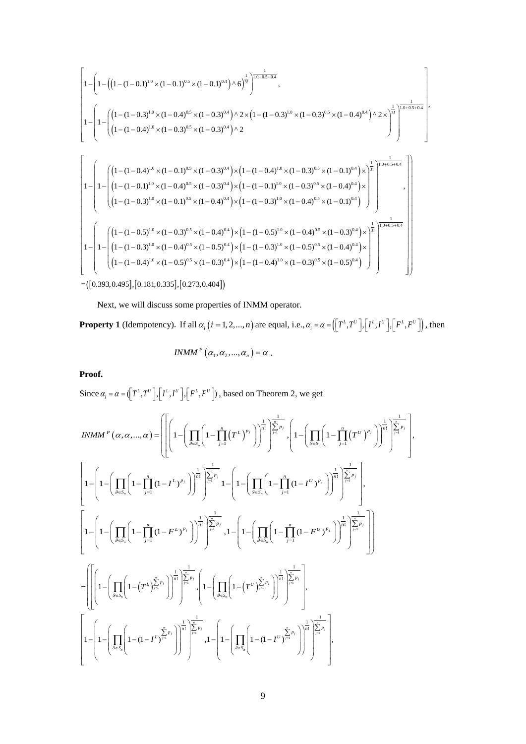$$\left[1-\left(1-\left(\left(1-(1-0.1)^{1.0}\times(1-0.1)^{0.5}\times(1-0.1)^{0.4}\right)\wedge 6\right)^{\frac{1}{3!}}\right)^{\frac{1}{1.0+0.5+0.4}},\right.$$

$$\left.1-\left(1-\left(\begin{array}{l}\left(1-(1-0.3)^{1.0}\times(1-0.4)^{0.5}\times(1-0.3)^{0.4}\right)\wedge 2\times\left(1-(1-0.3)^{1.0}\times(1-0.3)^{0.5}\times(1-0.4)^{0.4}\right)\wedge 2\times\\\left(1-(1-0.4)^{1.0}\times(1-0.3)^{0.5}\times(1-0.3)^{0.4}\right)\wedge 2\end{array}\right)^{\frac{1}{3!}}\right)^{\frac{1}{1.0+0.5+0.4}}\right],$$

$$\left[1-\left(1-\left(\begin{array}{l}\left(1-(1-0.4)^{1.0}\times(1-0.1)^{0.5}\times(1-0.3)^{0.4}\right)\times\left(1-(1-0.4)^{1.0}\times(1-0.3)^{0.5}\times(1-0.1)^{0.4}\right)\times\\\left(1-(1-0.1)^{1.0}\times(1-0.4)^{0.5}\times(1-0.3)^{0.4}\right)\times\left(1-(1-0.1)^{1.0}\times(1-0.3)^{0.5}\times(1-0.4)^{0.4}\right)\times\\\left(1-(1-0.3)^{1.0}\times(1-0.1)^{0.5}\times(1-0.4)^{0.4}\right)\times\left(1-(1-0.3)^{1.0}\times(1-0.4)^{0.5}\times(1-0.1)^{0.4}\right)\end{array}\right)^{\frac{1}{3!}}\right)^{\frac{1}{1.0+0.5+0.4}},\right.$$

$$\left.1-\left(1-\left(\begin{array}{l}\left(1-(1-0.5)^{1.0}\times(1-0.3)^{0.5}\times(1-0.4)^{0.4}\right)\times\left(1-(1-0.5)^{1.0}\times(1-0.4)^{0.5}\times(1-0.3)^{0.4}\right)\times\\\left(1-(1-0.3)^{1.0}\times(1-0.4)^{0.5}\times(1-0.5)^{0.4}\right)\times\left(1-(1-0.3)^{1.0}\times(1-0.5)^{0.5}\times(1-0.4)^{0.4}\right)\times\\\left(1-(1-0.4)^{1.0}\times(1-0.5)^{0.5}\times(1-0.3)^{0.4}\right)\times\left(1-(1-0.4)^{1.0}\times(1-0.3)^{0.5}\times(1-0.5)^{0.4}\right)\end{array}\right)^{\frac{1}{3!}}\right)^{\frac{1}{1.0+0.5+0.4}}\right]\Bigg)$$

$$=\left([0.393,0.495],[0.181,0.335],[0.273,0.404]\right)$$

Next, we will discuss some properties of INMM operator.

**Property 1** (Idempotency). If all $\alpha_i\ (i=1,2,...,n)$ are equal, i.e., $\alpha_i=\alpha=\left(\left[T^L,T^U\right],\left[I^L,I^U\right],\left[F^L,F^U\right]\right)$, then

$$INMM^P\left(\alpha_1,\alpha_2,...,\alpha_n\right)=\alpha\ .$$

**Proof.**

Since $\alpha_i=\alpha=\left(\left[T^L,T^U\right],\left[I^L,I^U\right],\left[F^L,F^U\right]\right)$, based on Theorem 2, we get

$$INMM^P\left(\alpha,\alpha,...,\alpha\right)=\left(\left[\left(1-\left(\prod_{\vartheta\in S_n}\left(1-\prod_{j=1}^{n}\left(T^L\right)^{p_j}\right)\right)^{\frac{1}{n!}}\right)^{\frac{1}{\sum_{j=1}^{n}p_j}},\left(1-\left(\prod_{\vartheta\in S_n}\left(1-\prod_{j=1}^{n}\left(T^U\right)^{p_j}\right)\right)^{\frac{1}{n!}}\right)^{\frac{1}{\sum_{j=1}^{n}p_j}}\right],\right.$$

$$\left[1-\left(1-\left(\prod_{\vartheta\in S_n}\left(1-\prod_{j=1}^{n}(1-I^L)^{p_j}\right)\right)^{\frac{1}{n!}}\right)^{\frac{1}{\sum_{j=1}^{n}p_j}}1-\left(1-\left(\prod_{\vartheta\in S_n}\left(1-\prod_{j=1}^{n}(1-I^U)^{p_j}\right)\right)^{\frac{1}{n!}}\right)^{\frac{1}{\sum_{j=1}^{n}p_j}}\right],$$

$$\left.\left[1-\left(1-\left(\prod_{\vartheta\in S_n}\left(1-\prod_{j=1}^{n}(1-F^L)^{p_j}\right)\right)^{\frac{1}{n!}}\right)^{\frac{1}{\sum_{j=1}^{n}p_j}},1-\left(1-\left(\prod_{\vartheta\in S_n}\left(1-\prod_{j=1}^{n}(1-F^U)^{p_j}\right)\right)^{\frac{1}{n!}}\right)^{\frac{1}{\sum_{j=1}^{n}p_j}}\right]\right)$$

$$=\left(\left[\left(1-\left(\prod_{\vartheta\in S_n}\left(1-\left(T^L\right)^{\sum_{j=1}^{n}p_j}\right)\right)^{\frac{1}{n!}}\right)^{\frac{1}{\sum_{j=1}^{n}p_j}},\left(1-\left(\prod_{\vartheta\in S_n}\left(1-\left(T^U\right)^{\sum_{j=1}^{n}p_j}\right)\right)^{\frac{1}{n!}}\right)^{\frac{1}{\sum_{j=1}^{n}p_j}}\right],\right.$$

$$\left[1-\left(1-\left(\prod_{\vartheta\in S_n}\left(1-(1-I^L)^{\sum_{j=1}^{n}p_j}\right)\right)^{\frac{1}{n!}}\right)^{\frac{1}{\sum_{j=1}^{n}p_j}},1-\left(1-\left(\prod_{\vartheta\in S_n}\left(1-(1-I^U)^{\sum_{j=1}^{n}p_j}\right)\right)^{\frac{1}{n!}}\right)^{\frac{1}{\sum_{j=1}^{n}p_j}}\right],$$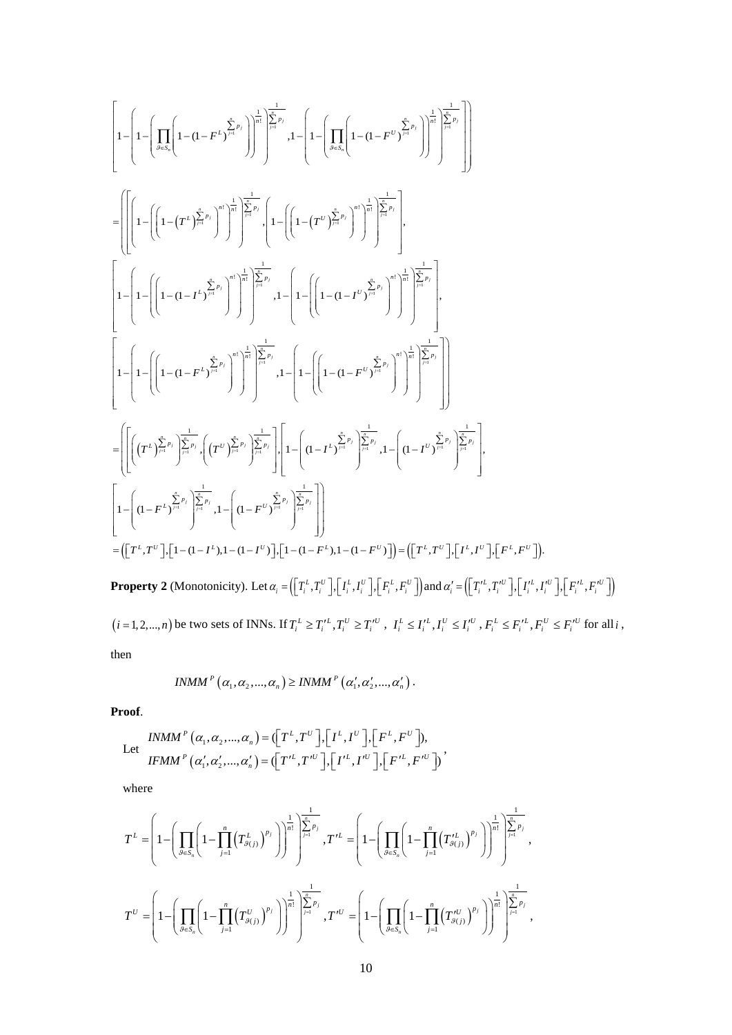$$\left[1-\left(1-\left(\prod_{\vartheta\in S_n}\left(1-(1-F^L)^{\sum_{j=1}^{n}p_j}\right)\right)^{\frac{1}{n!}}\right)^{\frac{1}{\sum_{j=1}^{n}p_j}},1-\left(1-\left(\prod_{\vartheta\in S_n}\left(1-(1-F^U)^{\sum_{j=1}^{n}p_j}\right)\right)^{\frac{1}{n!}}\right)^{\frac{1}{\sum_{j=1}^{n}p_j}}\right]\Bigg)$$

$$=\left(\left[\left(1-\left(\left(1-\left(T^L\right)^{\sum_{j=1}^{n}p_j}\right)^{n!}\right)^{\frac{1}{n!}}\right)^{\frac{1}{\sum_{j=1}^{n}p_j}},\left(1-\left(\left(1-\left(T^U\right)^{\sum_{j=1}^{n}p_j}\right)^{n!}\right)^{\frac{1}{n!}}\right)^{\frac{1}{\sum_{j=1}^{n}p_j}}\right],\right.$$

$$\left[1-\left(1-\left(\left(1-(1-I^L)^{\sum_{j=1}^{n}p_j}\right)^{n!}\right)^{\frac{1}{n!}}\right)^{\frac{1}{\sum_{j=1}^{n}p_j}},1-\left(1-\left(\left(1-(1-I^U)^{\sum_{j=1}^{n}p_j}\right)^{n!}\right)^{\frac{1}{n!}}\right)^{\frac{1}{\sum_{j=1}^{n}p_j}}\right],$$

$$\left.\left[1-\left(1-\left(\left(1-(1-F^L)^{\sum_{j=1}^{n}p_j}\right)^{n!}\right)^{\frac{1}{n!}}\right)^{\frac{1}{\sum_{j=1}^{n}p_j}},1-\left(1-\left(\left(1-(1-F^U)^{\sum_{j=1}^{n}p_j}\right)^{n!}\right)^{\frac{1}{n!}}\right)^{\frac{1}{\sum_{j=1}^{n}p_j}}\right]\right)$$

$$=\left(\left[\left(\left(T^L\right)^{\sum_{j=1}^{n}p_j}\right)^{\frac{1}{\sum_{j=1}^{n}p_j}},\left(\left(T^U\right)^{\sum_{j=1}^{n}p_j}\right)^{\frac{1}{\sum_{j=1}^{n}p_j}}\right],\left[1-\left((1-I^L)^{\sum_{j=1}^{n}p_j}\right)^{\frac{1}{\sum_{j=1}^{n}p_j}},1-\left((1-I^U)^{\sum_{j=1}^{n}p_j}\right)^{\frac{1}{\sum_{j=1}^{n}p_j}}\right],\right.$$

$$\left.\left[1-\left((1-F^L)^{\sum_{j=1}^{n}p_j}\right)^{\frac{1}{\sum_{j=1}^{n}p_j}},1-\left((1-F^U)^{\sum_{j=1}^{n}p_j}\right)^{\frac{1}{\sum_{j=1}^{n}p_j}}\right]\right)$$

$$=\left(\left[T^L,T^U\right],\left[1-(1-I^L),1-(1-I^U)\right],\left[1-(1-F^L),1-(1-F^U)\right]\right)=\left(\left[T^L,T^U\right],\left[I^L,I^U\right],\left[F^L,F^U\right]\right).$$

**Property 2** (Monotonicity). Let $\alpha_i=\left(\left[T_i^L,T_i^U\right],\left[I_i^L,I_i^U\right],\left[F_i^L,F_i^U\right]\right)$ and $\alpha_i'=\left(\left[T_i'^L,T_i'^U\right],\left[I_i'^L,I_i'^U\right],\left[F_i'^L,F_i'^U\right]\right)$ $(i=1,2,...,n)$ be two sets of INNs. If $T_i^L\geq T_i'^L, T_i^U\geq T_i'^U$, $I_i^L\leq I_i'^L, I_i^U\leq I_i'^U$, $F_i^L\leq F_i'^L, F_i^U\leq F_i'^U$ for all $i$, then

$$INMM^P\left(\alpha_1,\alpha_2,...,\alpha_n\right)\geq INMM^P\left(\alpha_1',\alpha_2',...,\alpha_n'\right).$$

**Proof**.

Let $\begin{array}{l} INMM^P\left(\alpha_1,\alpha_2,...,\alpha_n\right)=(\left[T^L,T^U\right],\left[I^L,I^U\right],\left[F^L,F^U\right]), \\ IFMM^P\left(\alpha_1',\alpha_2',...,\alpha_n'\right)=(\left[T'^L,T'^U\right],\left[I'^L,I'^U\right],\left[F'^L,F'^U\right])\end{array}$,

where

$$T^L=\left(1-\left(\prod_{\vartheta\in S_n}\left(1-\prod_{j=1}^{n}\left(T_{\vartheta(j)}^L\right)^{p_j}\right)\right)^{\frac{1}{n!}}\right)^{\frac{1}{\sum_{j=1}^{n}p_j}},T'^L=\left(1-\left(\prod_{\vartheta\in S_n}\left(1-\prod_{j=1}^{n}\left(T_{\vartheta(j)}'^L\right)^{p_j}\right)\right)^{\frac{1}{n!}}\right)^{\frac{1}{\sum_{j=1}^{n}p_j}},$$

$$T^U=\left(1-\left(\prod_{\vartheta\in S_n}\left(1-\prod_{j=1}^{n}\left(T_{\vartheta(j)}^U\right)^{p_j}\right)\right)^{\frac{1}{n!}}\right)^{\frac{1}{\sum_{j=1}^{n}p_j}},T'^U=\left(1-\left(\prod_{\vartheta\in S_n}\left(1-\prod_{j=1}^{n}\left(T_{\vartheta(j)}'^U\right)^{p_j}\right)\right)^{\frac{1}{n!}}\right)^{\frac{1}{\sum_{j=1}^{n}p_j}},$$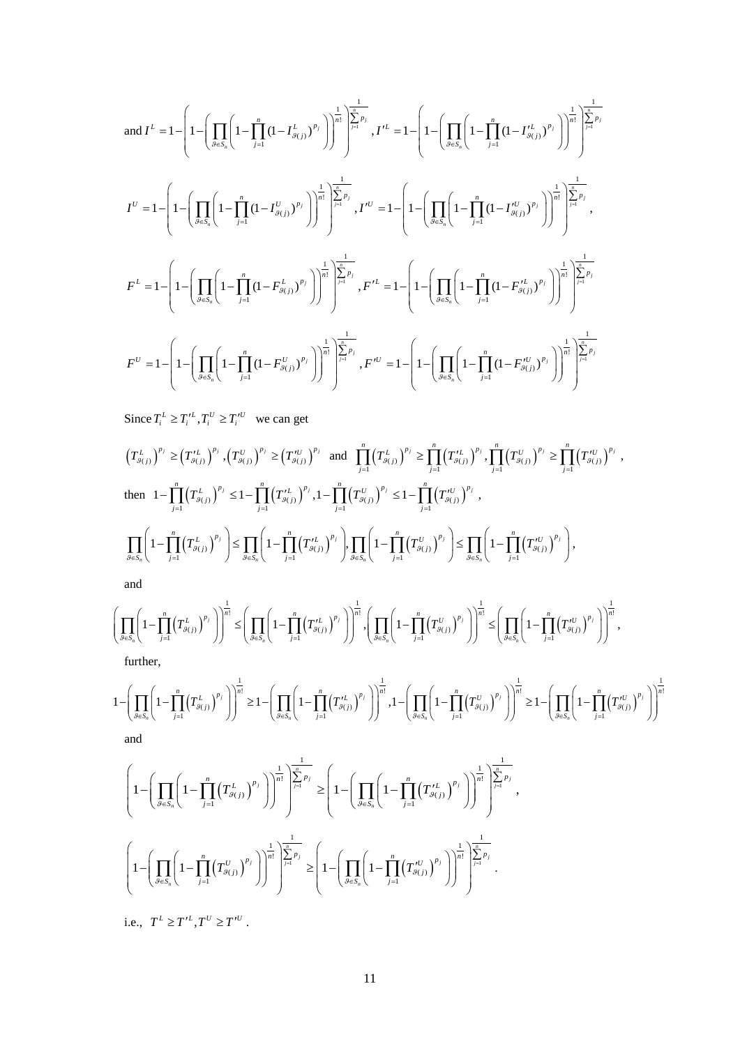and $I^L = 1-\left(1-\left(\prod_{\vartheta\in S_n}\left(1-\prod_{j=1}^{n}(1-I^L_{\vartheta(j)})^{p_j}\right)\right)^{\frac{1}{n!}}\right)^{\frac{1}{\sum_{j=1}^{n}p_j}}$, $I'^L = 1-\left(1-\left(\prod_{\vartheta\in S_n}\left(1-\prod_{j=1}^{n}(1-I'^L_{\vartheta(j)})^{p_j}\right)\right)^{\frac{1}{n!}}\right)^{\frac{1}{\sum_{j=1}^{n}p_j}}$

$I^U = 1-\left(1-\left(\prod_{\vartheta\in S_n}\left(1-\prod_{j=1}^{n}(1-I^U_{\vartheta(j)})^{p_j}\right)\right)^{\frac{1}{n!}}\right)^{\frac{1}{\sum_{j=1}^{n}p_j}}$, $I'^U = 1-\left(1-\left(\prod_{\vartheta\in S_n}\left(1-\prod_{j=1}^{n}(1-I'^U_{\vartheta(j)})^{p_j}\right)\right)^{\frac{1}{n!}}\right)^{\frac{1}{\sum_{j=1}^{n}p_j}}$,

$F^L = 1-\left(1-\left(\prod_{\vartheta\in S_n}\left(1-\prod_{j=1}^{n}(1-F^L_{\vartheta(j)})^{p_j}\right)\right)^{\frac{1}{n!}}\right)^{\frac{1}{\sum_{j=1}^{n}p_j}}$, $F'^L = 1-\left(1-\left(\prod_{\vartheta\in S_n}\left(1-\prod_{j=1}^{n}(1-F'^L_{\vartheta(j)})^{p_j}\right)\right)^{\frac{1}{n!}}\right)^{\frac{1}{\sum_{j=1}^{n}p_j}}$

$F^U = 1-\left(1-\left(\prod_{\vartheta\in S_n}\left(1-\prod_{j=1}^{n}(1-F^U_{\vartheta(j)})^{p_j}\right)\right)^{\frac{1}{n!}}\right)^{\frac{1}{\sum_{j=1}^{n}p_j}}$, $F'^U = 1-\left(1-\left(\prod_{\vartheta\in S_n}\left(1-\prod_{j=1}^{n}(1-F'^U_{\vartheta(j)})^{p_j}\right)\right)^{\frac{1}{n!}}\right)^{\frac{1}{\sum_{j=1}^{n}p_j}}$

Since $T_i^L \geq T_i'^L, T_i^U \geq T_i'^U$ we can get

$$\left(T^L_{\vartheta(j)}\right)^{p_j} \geq \left(T'^L_{\vartheta(j)}\right)^{p_j}, \left(T^U_{\vartheta(j)}\right)^{p_j} \geq \left(T'^U_{\vartheta(j)}\right)^{p_j} \text{ and } \prod_{j=1}^{n}\left(T^L_{\vartheta(j)}\right)^{p_j} \geq \prod_{j=1}^{n}\left(T'^L_{\vartheta(j)}\right)^{p_j}, \prod_{j=1}^{n}\left(T^U_{\vartheta(j)}\right)^{p_j} \geq \prod_{j=1}^{n}\left(T'^U_{\vartheta(j)}\right)^{p_j},$$

then $1-\prod_{j=1}^{n}\left(T^L_{\vartheta(j)}\right)^{p_j} \leq 1-\prod_{j=1}^{n}\left(T'^L_{\vartheta(j)}\right)^{p_j}, 1-\prod_{j=1}^{n}\left(T^U_{\vartheta(j)}\right)^{p_j} \leq 1-\prod_{j=1}^{n}\left(T'^U_{\vartheta(j)}\right)^{p_j}$,

$$\prod_{\vartheta\in S_n}\left(1-\prod_{j=1}^{n}\left(T^L_{\vartheta(j)}\right)^{p_j}\right) \leq \prod_{\vartheta\in S_n}\left(1-\prod_{j=1}^{n}\left(T'^L_{\vartheta(j)}\right)^{p_j}\right), \prod_{\vartheta\in S_n}\left(1-\prod_{j=1}^{n}\left(T^U_{\vartheta(j)}\right)^{p_j}\right) \leq \prod_{\vartheta\in S_n}\left(1-\prod_{j=1}^{n}\left(T'^U_{\vartheta(j)}\right)^{p_j}\right),$$

and

$$\left(\prod_{\vartheta\in S_n}\left(1-\prod_{j=1}^{n}\left(T^L_{\vartheta(j)}\right)^{p_j}\right)\right)^{\frac{1}{n!}} \leq \left(\prod_{\vartheta\in S_n}\left(1-\prod_{j=1}^{n}\left(T'^L_{\vartheta(j)}\right)^{p_j}\right)\right)^{\frac{1}{n!}}, \left(\prod_{\vartheta\in S_n}\left(1-\prod_{j=1}^{n}\left(T^U_{\vartheta(j)}\right)^{p_j}\right)\right)^{\frac{1}{n!}} \leq \left(\prod_{\vartheta\in S_n}\left(1-\prod_{j=1}^{n}\left(T'^U_{\vartheta(j)}\right)^{p_j}\right)\right)^{\frac{1}{n!}},$$

further,

$$1-\left(\prod_{\vartheta\in S_n}\left(1-\prod_{j=1}^{n}\left(T^L_{\vartheta(j)}\right)^{p_j}\right)\right)^{\frac{1}{n!}} \geq 1-\left(\prod_{\vartheta\in S_n}\left(1-\prod_{j=1}^{n}\left(T'^L_{\vartheta(j)}\right)^{p_j}\right)\right)^{\frac{1}{n!}}, 1-\left(\prod_{\vartheta\in S_n}\left(1-\prod_{j=1}^{n}\left(T^U_{\vartheta(j)}\right)^{p_j}\right)\right)^{\frac{1}{n!}} \geq 1-\left(\prod_{\vartheta\in S_n}\left(1-\prod_{j=1}^{n}\left(T'^U_{\vartheta(j)}\right)^{p_j}\right)\right)^{\frac{1}{n!}}$$

and

$$\left(1-\left(\prod_{\vartheta\in S_n}\left(1-\prod_{j=1}^{n}\left(T^L_{\vartheta(j)}\right)^{p_j}\right)\right)^{\frac{1}{n!}}\right)^{\frac{1}{\sum_{j=1}^{n}p_j}} \geq \left(1-\left(\prod_{\vartheta\in S_n}\left(1-\prod_{j=1}^{n}\left(T'^L_{\vartheta(j)}\right)^{p_j}\right)\right)^{\frac{1}{n!}}\right)^{\frac{1}{\sum_{j=1}^{n}p_j}},$$

$$\left(1-\left(\prod_{\vartheta\in S_n}\left(1-\prod_{j=1}^{n}\left(T^U_{\vartheta(j)}\right)^{p_j}\right)\right)^{\frac{1}{n!}}\right)^{\frac{1}{\sum_{j=1}^{n}p_j}} \geq \left(1-\left(\prod_{\vartheta\in S_n}\left(1-\prod_{j=1}^{n}\left(T'^U_{\vartheta(j)}\right)^{p_j}\right)\right)^{\frac{1}{n!}}\right)^{\frac{1}{\sum_{j=1}^{n}p_j}}.$$

i.e., $T^L \geq T'^L, T^U \geq T'^U$.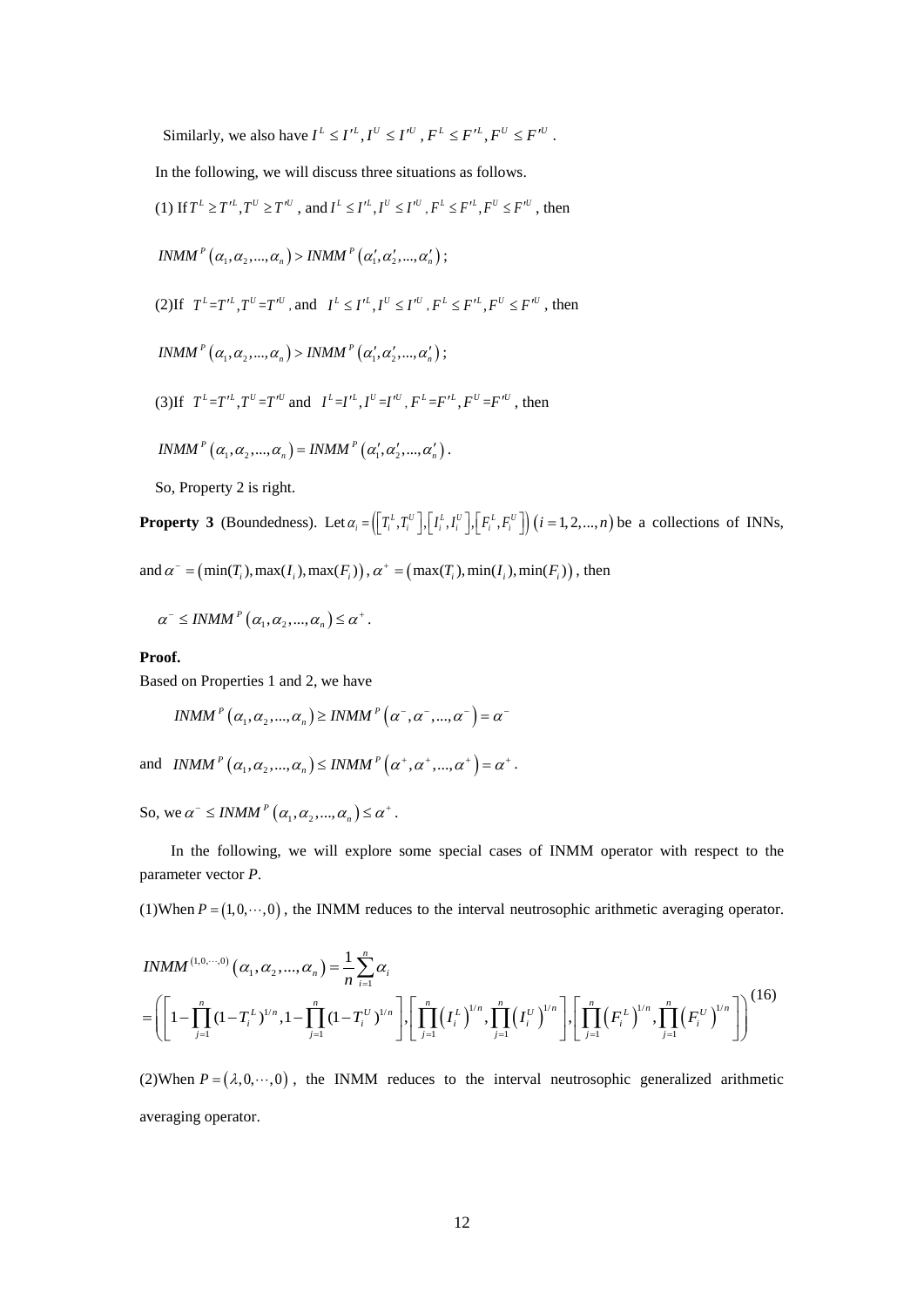Similarly, we also have $I^L \le I'^L, I^U \le I'^U$, $F^L \le F'^L, F^U \le F'^U$.

In the following, we will discuss three situations as follows.

(1) If $T^L \ge T'^L, T^U \ge T'^U$, and $I^L \le I'^L, I^U \le I'^U$, $F^L \le F'^L, F^U \le F'^U$, then

$INMM^P(\alpha_1, \alpha_2, ..., \alpha_n) > INMM^P(\alpha_1', \alpha_2', ..., \alpha_n')$;

(2)If $T^L = T'^L, T^U = T'^U$, and $I^L \le I'^L, I^U \le I'^U$, $F^L \le F'^L, F^U \le F'^U$, then

$INMM^P(\alpha_1, \alpha_2, ..., \alpha_n) > INMM^P(\alpha_1', \alpha_2', ..., \alpha_n')$;

(3)If $T^L = T'^L, T^U = T'^U$ and $I^L = I'^L, I^U = I'^U$, $F^L = F'^L, F^U = F'^U$, then

$INMM^P(\alpha_1, \alpha_2, ..., \alpha_n) = INMM^P(\alpha_1', \alpha_2', ..., \alpha_n')$.

So, Property 2 is right.

**Property 3** (Boundedness). Let $\alpha_i = \left(\left[T_i^L, T_i^U\right], \left[I_i^L, I_i^U\right], \left[F_i^L, F_i^U\right]\right)$ $(i = 1, 2, ..., n)$ be a collections of INNs, and $\alpha^- = (\min(T_i), \max(I_i), \max(F_i))$, $\alpha^+ = (\max(T_i), \min(I_i), \min(F_i))$, then

$$\alpha^- \le INMM^P(\alpha_1, \alpha_2, ..., \alpha_n) \le \alpha^+.$$

**Proof.**

Based on Properties 1 and 2, we have

$$INMM^P(\alpha_1, \alpha_2, ..., \alpha_n) \ge INMM^P(\alpha^-, \alpha^-, ..., \alpha^-) = \alpha^-$$

and $INMM^P(\alpha_1, \alpha_2, ..., \alpha_n) \le INMM^P(\alpha^+, \alpha^+, ..., \alpha^+) = \alpha^+$.

So, we $\alpha^- \le INMM^P(\alpha_1, \alpha_2, ..., \alpha_n) \le \alpha^+$.

In the following, we will explore some special cases of INMM operator with respect to the parameter vector *P*.

(1)When $P = (1, 0, \cdots, 0)$, the INMM reduces to the interval neutrosophic arithmetic averaging operator.

$$
\begin{aligned}
&INMM^{(1,0,\cdots,0)}(\alpha_1, \alpha_2, ..., \alpha_n) = \frac{1}{n}\sum_{i=1}^{n}\alpha_i \\
&= \left(\left[1 - \prod_{j=1}^{n}(1 - T_i^L)^{1/n}, 1 - \prod_{j=1}^{n}(1 - T_i^U)^{1/n}\right], \left[\prod_{j=1}^{n}\left(I_i^L\right)^{1/n}, \prod_{j=1}^{n}\left(I_i^U\right)^{1/n}\right], \left[\prod_{j=1}^{n}\left(F_i^L\right)^{1/n}, \prod_{j=1}^{n}\left(F_i^U\right)^{1/n}\right]\right)
\end{aligned}
\tag{16}
$$

(2)When $P = (\lambda, 0, \cdots, 0)$, the INMM reduces to the interval neutrosophic generalized arithmetic averaging operator.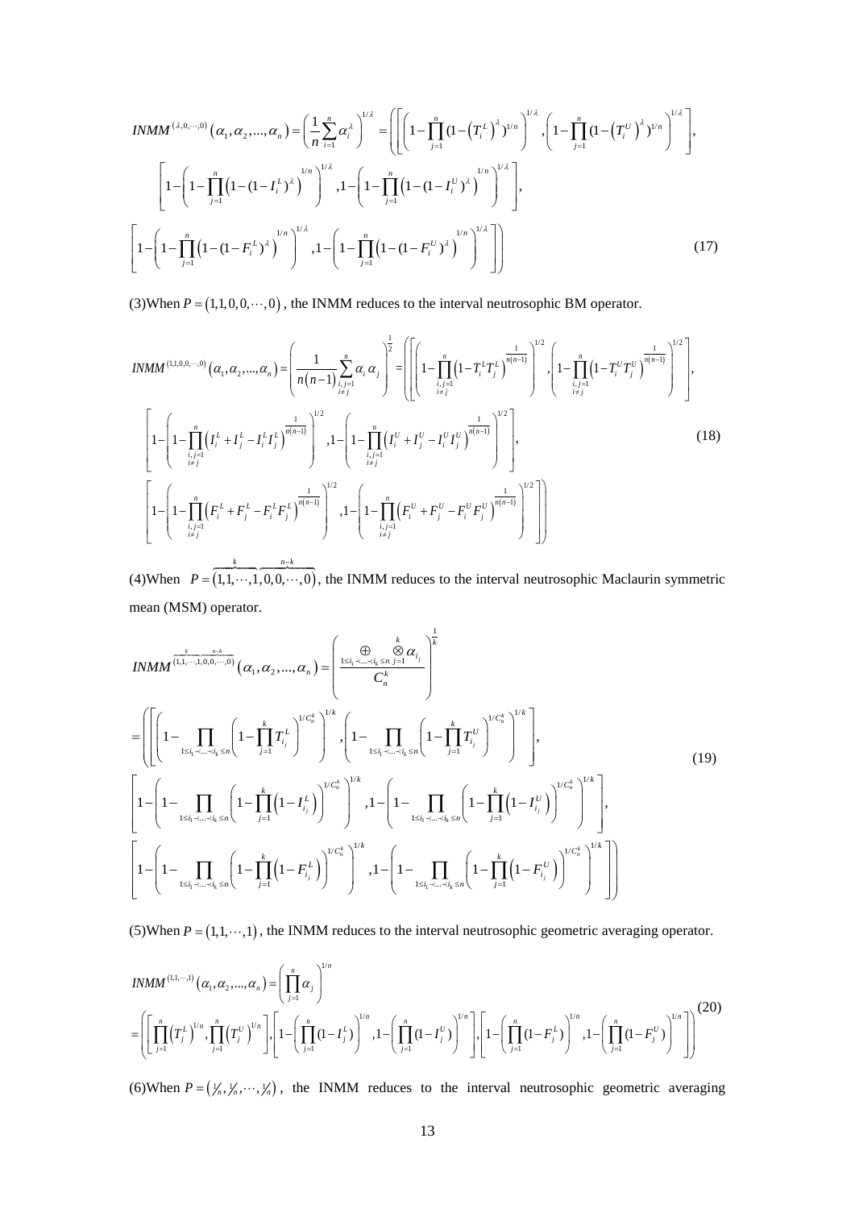$$
INMM^{(\lambda,0,\cdots,0)}\left(\alpha_1,\alpha_2,...,\alpha_n\right)=\left(\frac{1}{n}\sum_{i=1}^{n}\alpha_i^{\lambda}\right)^{1/\lambda}=\left(\left[\left(1-\prod_{j=1}^{n}(1-\left(T_i^L\right)^{\lambda})^{1/n}\right)^{1/\lambda},\left(1-\prod_{j=1}^{n}(1-\left(T_i^U\right)^{\lambda})^{1/n}\right)^{1/\lambda}\right],\right.
$$

$$
\left[1-\left(1-\prod_{j=1}^{n}\left(1-(1-I_i^L)^{\lambda}\right)^{1/n}\right)^{1/\lambda},1-\left(1-\prod_{j=1}^{n}\left(1-(1-I_i^U)^{\lambda}\right)^{1/n}\right)^{1/\lambda}\right],
$$

$$
\left.\left[1-\left(1-\prod_{j=1}^{n}\left(1-(1-F_i^L)^{\lambda}\right)^{1/n}\right)^{1/\lambda},1-\left(1-\prod_{j=1}^{n}\left(1-(1-F_i^U)^{\lambda}\right)^{1/n}\right)^{1/\lambda}\right]\right) \tag{17}
$$

(3)When $P=(1,1,0,0,\cdots,0)$, the INMM reduces to the interval neutrosophic BM operator.

$$
INMM^{(1,1,0,0,\cdots,0)}\left(\alpha_1,\alpha_2,...,\alpha_n\right)=\left(\frac{1}{n(n-1)}\sum_{\substack{i,j=1\\i\neq j}}^{n}\alpha_i\alpha_j\right)^{\frac{1}{2}}=\left(\left[\left(1-\prod_{\substack{i,j=1\\i\neq j}}^{n}\left(1-T_i^LT_j^L\right)^{\frac{1}{n(n-1)}}\right)^{1/2},\left(1-\prod_{\substack{i,j=1\\i\neq j}}^{n}\left(1-T_i^UT_j^U\right)^{\frac{1}{n(n-1)}}\right)^{1/2}\right],\right.
$$

$$
\left[1-\left(1-\prod_{\substack{i,j=1\\i\neq j}}^{n}\left(I_i^L+I_j^L-I_i^LI_j^L\right)^{\frac{1}{n(n-1)}}\right)^{1/2},1-\left(1-\prod_{\substack{i,j=1\\i\neq j}}^{n}\left(I_i^U+I_j^U-I_i^UI_j^U\right)^{\frac{1}{n(n-1)}}\right)^{1/2}\right], \tag{18}
$$

$$
\left.\left[1-\left(1-\prod_{\substack{i,j=1\\i\neq j}}^{n}\left(F_i^L+F_j^L-F_i^LF_j^L\right)^{\frac{1}{n(n-1)}}\right)^{1/2},1-\left(1-\prod_{\substack{i,j=1\\i\neq j}}^{n}\left(F_i^U+F_j^U-F_i^UF_j^U\right)^{\frac{1}{n(n-1)}}\right)^{1/2}\right]\right)
$$

(4)When $P=(\overbrace{1,1,\cdots,1}^{k},\overbrace{0,0,\cdots,0}^{n-k})$, the INMM reduces to the interval neutrosophic Maclaurin symmetric mean (MSM) operator.

$$
INMM^{(\overbrace{1,1,\cdots,1}^{k},\overbrace{0,0,\cdots,0}^{n-k})}\left(\alpha_1,\alpha_2,...,\alpha_n\right)=\left(\frac{\bigoplus_{1\le i_1\prec\ldots\prec i_k\le n}\bigotimes_{j=1}^{k}\alpha_{i_j}}{C_n^k}\right)^{\frac{1}{k}}
$$

$$
=\left(\left[\left(1-\prod_{1\le i_1\prec\ldots\prec i_k\le n}\left(1-\prod_{j=1}^{k}T_{i_j}^L\right)^{1/C_n^k}\right)^{1/k},\left(1-\prod_{1\le i_1\prec\ldots\prec i_k\le n}\left(1-\prod_{j=1}^{k}T_{i_j}^U\right)^{1/C_n^k}\right)^{1/k}\right],\right.
$$

$$
\left[1-\left(1-\prod_{1\le i_1\prec\ldots\prec i_k\le n}\left(1-\prod_{j=1}^{k}\left(1-I_{i_j}^L\right)\right)^{1/C_n^k}\right)^{1/k},1-\left(1-\prod_{1\le i_1\prec\ldots\prec i_k\le n}\left(1-\prod_{j=1}^{k}\left(1-I_{i_j}^U\right)\right)^{1/C_n^k}\right)^{1/k}\right], \tag{19}
$$

$$
\left.\left[1-\left(1-\prod_{1\le i_1\prec\ldots\prec i_k\le n}\left(1-\prod_{j=1}^{k}\left(1-F_{i_j}^L\right)\right)^{1/C_n^k}\right)^{1/k},1-\left(1-\prod_{1\le i_1\prec\ldots\prec i_k\le n}\left(1-\prod_{j=1}^{k}\left(1-F_{i_j}^U\right)\right)^{1/C_n^k}\right)^{1/k}\right]\right)
$$

(5)When $P=(1,1,\cdots,1)$, the INMM reduces to the interval neutrosophic geometric averaging operator.

$$
INMM^{(1,1,\cdots,1)}\left(\alpha_1,\alpha_2,...,\alpha_n\right)=\left(\prod_{j=1}^{n}\alpha_j\right)^{1/n}
$$

$$
=\left(\left[\prod_{j=1}^{n}\left(T_j^L\right)^{1/n},\prod_{j=1}^{n}\left(T_j^U\right)^{1/n}\right],\left[1-\left(\prod_{j=1}^{n}(1-I_j^L)\right)^{1/n},1-\left(\prod_{j=1}^{n}(1-I_j^U)\right)^{1/n}\right],\left[1-\left(\prod_{j=1}^{n}(1-F_j^L)\right)^{1/n},1-\left(\prod_{j=1}^{n}(1-F_j^U)\right)^{1/n}\right]\right) \tag{20}
$$

(6)When $P=(1/n,1/n,\cdots,1/n)$, the INMM reduces to the interval neutrosophic geometric averaging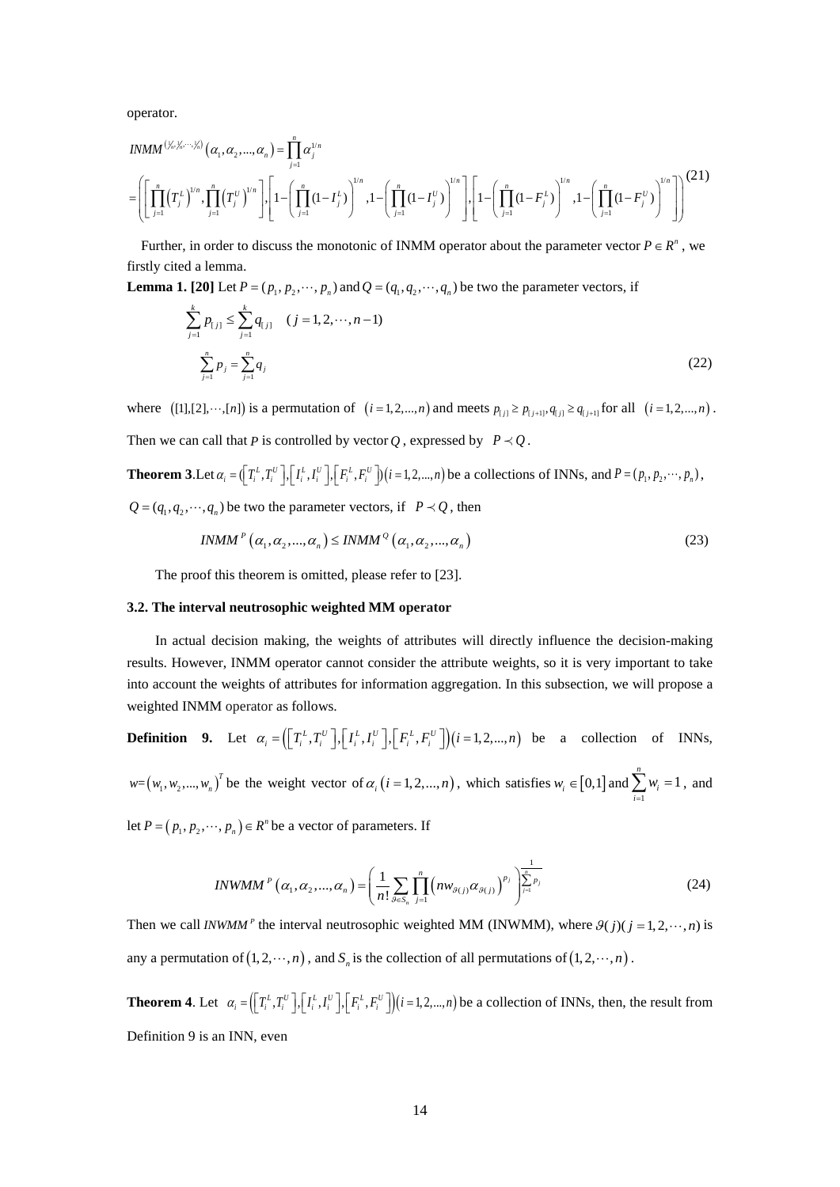operator.

$$INMM^{(1/n,1/n,\cdots,1/n)}\left(\alpha_1,\alpha_2,...,\alpha_n\right)=\prod_{j=1}^{n}\alpha_j^{1/n}$$
$$=\left(\left[\prod_{j=1}^{n}\left(T_j^L\right)^{1/n},\prod_{j=1}^{n}\left(T_j^U\right)^{1/n}\right],\left[1-\left(\prod_{j=1}^{n}(1-I_j^L)\right)^{1/n},1-\left(\prod_{j=1}^{n}(1-I_j^U)\right)^{1/n}\right],\left[1-\left(\prod_{j=1}^{n}(1-F_j^L)\right)^{1/n},1-\left(\prod_{j=1}^{n}(1-F_j^U)\right)^{1/n}\right]\right) \tag{21}$$

Further, in order to discuss the monotonic of INMM operator about the parameter vector $P\in R^n$, we firstly cited a lemma.

**Lemma 1. [20]** Let $P=(p_1,p_2,\cdots,p_n)$ and $Q=(q_1,q_2,\cdots,q_n)$ be two the parameter vectors, if

$$\sum_{j=1}^{k}p_{[j]}\le\sum_{j=1}^{k}q_{[j]}\quad(j=1,2,\cdots,n-1)$$
$$\sum_{j=1}^{n}p_j=\sum_{j=1}^{n}q_j \tag{22}$$

where $([1],[2],\cdots,[n])$ is a permutation of $(i=1,2,...,n)$ and meets $p_{[j]}\ge p_{[j+1]},q_{[j]}\ge q_{[j+1]}$ for all $(i=1,2,...,n)$.

Then we can call that $P$ is controlled by vector $Q$, expressed by $P\prec Q$.

**Theorem 3**.Let $\alpha_i=(\left[T_i^L,T_i^U\right],\left[I_i^L,I_i^U\right],\left[F_i^L,F_i^U\right])(i=1,2,...,n)$ be a collections of INNs, and $P=(p_1,p_2,\cdots,p_n)$, $Q=(q_1,q_2,\cdots,q_n)$ be two the parameter vectors, if $P\prec Q$, then

$$INMM^P\left(\alpha_1,\alpha_2,...,\alpha_n\right)\le INMM^Q\left(\alpha_1,\alpha_2,...,\alpha_n\right) \tag{23}$$

The proof this theorem is omitted, please refer to [23].

### 3.2. The interval neutrosophic weighted MM operator

In actual decision making, the weights of attributes will directly influence the decision-making results. However, INMM operator cannot consider the attribute weights, so it is very important to take into account the weights of attributes for information aggregation. In this subsection, we will propose a weighted INMM operator as follows.

**Definition 9.** Let $\alpha_i=\left(\left[T_i^L,T_i^U\right],\left[I_i^L,I_i^U\right],\left[F_i^L,F_i^U\right]\right)(i=1,2,...,n)$ be a collection of INNs, $w=\left(w_1,w_2,...,w_n\right)^T$ be the weight vector of $\alpha_i\left(i=1,2,...,n\right)$, which satisfies $w_i\in\left[0,1\right]$ and $\sum_{i=1}^{n}w_i=1$, and let $P=\left(p_1,p_2,\cdots,p_n\right)\in R^n$ be a vector of parameters. If

$$INWMM^P\left(\alpha_1,\alpha_2,...,\alpha_n\right)=\left(\frac{1}{n!}\sum_{\vartheta\in S_n}\prod_{j=1}^{n}\left(nw_{\vartheta(j)}\alpha_{\vartheta(j)}\right)^{p_j}\right)^{\frac{1}{\sum_{j=1}^{n}p_j}} \tag{24}$$

Then we call $INWMM^P$ the interval neutrosophic weighted MM (INWMM), where $\vartheta(j)(j=1,2,\cdots,n)$ is any a permutation of $(1,2,\cdots,n)$, and $S_n$ is the collection of all permutations of $(1,2,\cdots,n)$.

**Theorem 4**. Let $\alpha_i=\left(\left[T_i^L,T_i^U\right],\left[I_i^L,I_i^U\right],\left[F_i^L,F_i^U\right]\right)(i=1,2,...,n)$ be a collection of INNs, then, the result from Definition 9 is an INN, even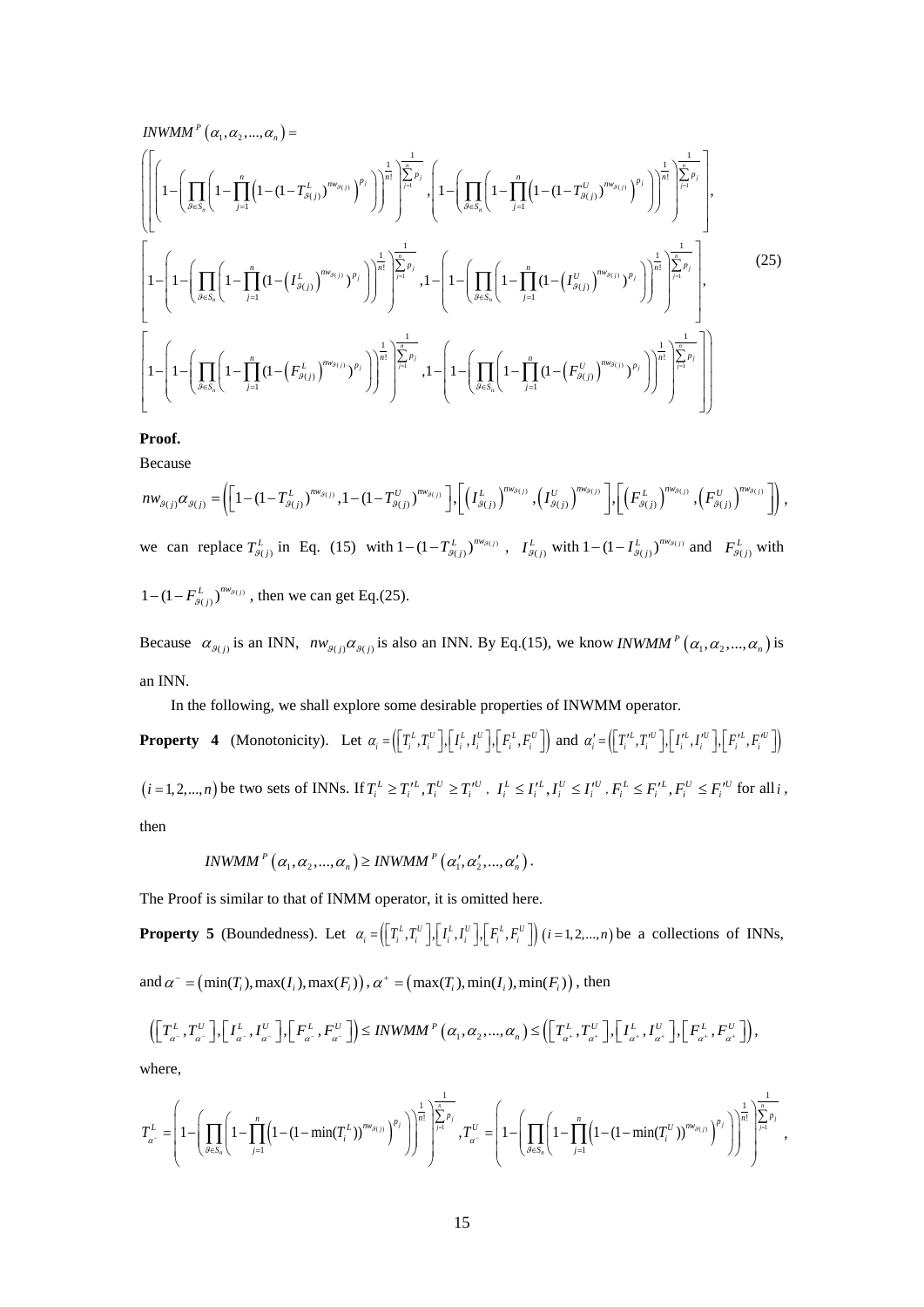$$
INWMM^{P}\left(\alpha_{1},\alpha_{2},...,\alpha_{n}\right)=
$$

$$
\left(\left[\left(1-\left(\prod_{\vartheta\in S_{n}}\left(1-\prod_{j=1}^{n}\left(1-(1-T_{\vartheta(j)}^{L})^{nw_{\vartheta(j)}}\right)^{p_{j}}\right)\right)^{\frac{1}{n!}}\right)^{\frac{1}{\sum_{j=1}^{n}p_{j}}},\left(1-\left(\prod_{\vartheta\in S_{n}}\left(1-\prod_{j=1}^{n}\left(1-(1-T_{\vartheta(j)}^{U})^{nw_{\vartheta(j)}}\right)^{p_{j}}\right)\right)^{\frac{1}{n!}}\right)^{\frac{1}{\sum_{j=1}^{n}p_{j}}}\right],\right.
$$

$$
\left[1-\left(1-\left(\prod_{\vartheta\in S_{n}}\left(1-\prod_{j=1}^{n}(1-\left(I_{\vartheta(j)}^{L}\right)^{nw_{\vartheta(j)}})^{p_{j}}\right)\right)^{\frac{1}{n!}}\right)^{\frac{1}{\sum_{j=1}^{n}p_{j}}},1-\left(1-\left(\prod_{\vartheta\in S_{n}}\left(1-\prod_{j=1}^{n}(1-\left(I_{\vartheta(j)}^{U}\right)^{nw_{\vartheta(j)}})^{p_{j}}\right)\right)^{\frac{1}{n!}}\right)^{\frac{1}{\sum_{j=1}^{n}p_{j}}}\right],\tag{25}
$$

$$
\left.\left[1-\left(1-\left(\prod_{\vartheta\in S_{n}}\left(1-\prod_{j=1}^{n}(1-\left(F_{\vartheta(j)}^{L}\right)^{nw_{\vartheta(j)}})^{p_{j}}\right)\right)^{\frac{1}{n!}}\right)^{\frac{1}{\sum_{j=1}^{n}p_{j}}},1-\left(1-\left(\prod_{\vartheta\in S_{n}}\left(1-\prod_{j=1}^{n}(1-\left(F_{\vartheta(j)}^{U}\right)^{nw_{\vartheta(j)}})^{p_{j}}\right)\right)^{\frac{1}{n!}}\right)^{\frac{1}{\sum_{j=1}^{n}p_{j}}}\right]\right)
$$

**Proof.**

Because

$$
nw_{\vartheta(j)}\alpha_{\vartheta(j)}=\left(\left[1-(1-T_{\vartheta(j)}^{L})^{nw_{\vartheta(j)}},1-(1-T_{\vartheta(j)}^{U})^{nw_{\vartheta(j)}}\right],\left[\left(I_{\vartheta(j)}^{L}\right)^{nw_{\vartheta(j)}},\left(I_{\vartheta(j)}^{U}\right)^{nw_{\vartheta(j)}}\right],\left[\left(F_{\vartheta(j)}^{L}\right)^{nw_{\vartheta(j)}},\left(F_{\vartheta(j)}^{U}\right)^{nw_{\vartheta(j)}}\right]\right),
$$

we can replace $T_{\vartheta(j)}^{L}$ in Eq. (15) with $1-(1-T_{\vartheta(j)}^{L})^{nw_{\vartheta(j)}}$, $I_{\vartheta(j)}^{L}$ with $1-(1-I_{\vartheta(j)}^{L})^{nw_{\vartheta(j)}}$ and $F_{\vartheta(j)}^{L}$ with $1-(1-F_{\vartheta(j)}^{L})^{nw_{\vartheta(j)}}$, then we can get Eq.(25).

Because $\alpha_{\vartheta(j)}$ is an INN, $nw_{\vartheta(j)}\alpha_{\vartheta(j)}$ is also an INN. By Eq.(15), we know $INWMM^{P}\left(\alpha_{1},\alpha_{2},...,\alpha_{n}\right)$ is an INN.

In the following, we shall explore some desirable properties of INWMM operator.

**Property 4** (Monotonicity). Let $\alpha_{i}=\left(\left[T_{i}^{L},T_{i}^{U}\right],\left[I_{i}^{L},I_{i}^{U}\right],\left[F_{i}^{L},F_{i}^{U}\right]\right)$ and $\alpha_{i}'=\left(\left[T_{i}'^{L},T_{i}'^{U}\right],\left[I_{i}'^{L},I_{i}'^{U}\right],\left[F_{i}'^{L},F_{i}'^{U}\right]\right)$ $\left(i=1,2,...,n\right)$ be two sets of INNs. If $T_{i}^{L}\geq T_{i}'^{L},T_{i}^{U}\geq T_{i}'^{U}$, $I_{i}^{L}\leq I_{i}'^{L},I_{i}^{U}\leq I_{i}'^{U}$, $F_{i}^{L}\leq F_{i}'^{L},F_{i}^{U}\leq F_{i}'^{U}$ for all $i$, then

$$
INWMM^{P}\left(\alpha_{1},\alpha_{2},...,\alpha_{n}\right)\geq INWMM^{P}\left(\alpha_{1}',\alpha_{2}',...,\alpha_{n}'\right).
$$

The Proof is similar to that of INMM operator, it is omitted here.

**Property 5** (Boundedness). Let $\alpha_{i}=\left(\left[T_{i}^{L},T_{i}^{U}\right],\left[I_{i}^{L},I_{i}^{U}\right],\left[F_{i}^{L},F_{i}^{U}\right]\right)\left(i=1,2,...,n\right)$ be a collections of INNs, and $\alpha^{-}=\left(\min(T_{i}),\max(I_{i}),\max(F_{i})\right)$, $\alpha^{+}=\left(\max(T_{i}),\min(I_{i}),\min(F_{i})\right)$, then

$$
\left(\left[T_{\alpha^{-}}^{L},T_{\alpha^{-}}^{U}\right],\left[I_{\alpha^{-}}^{L},I_{\alpha^{-}}^{U}\right],\left[F_{\alpha^{-}}^{L},F_{\alpha^{-}}^{U}\right]\right)\leq INWMM^{P}\left(\alpha_{1},\alpha_{2},...,\alpha_{n}\right)\leq\left(\left[T_{\alpha^{+}}^{L},T_{\alpha^{+}}^{U}\right],\left[I_{\alpha^{+}}^{L},I_{\alpha^{+}}^{U}\right],\left[F_{\alpha^{+}}^{L},F_{\alpha^{+}}^{U}\right]\right),
$$

where,

$$
T_{\alpha^{-}}^{L}=\left(1-\left(\prod_{\vartheta\in S_{n}}\left(1-\prod_{j=1}^{n}\left(1-(1-\min(T_{i}^{L}))^{nw_{\vartheta(j)}}\right)^{p_{j}}\right)\right)^{\frac{1}{n!}}\right)^{\frac{1}{\sum_{j=1}^{n}p_{j}}},T_{\alpha^{-}}^{U}=\left(1-\left(\prod_{\vartheta\in S_{n}}\left(1-\prod_{j=1}^{n}\left(1-(1-\min(T_{i}^{U}))^{nw_{\vartheta(j)}}\right)^{p_{j}}\right)\right)^{\frac{1}{n!}}\right)^{\frac{1}{\sum_{j=1}^{n}p_{j}}},
$$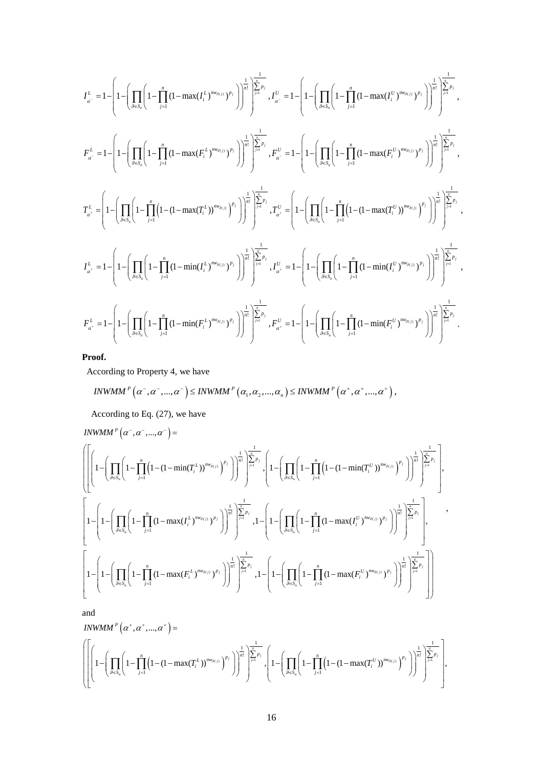$$I_{\alpha^-}^L = 1-\left(1-\left(\prod_{\vartheta \in S_n}\left(1-\prod_{j=1}^{n}(1-\max(I_i^L)^{nw_{\vartheta(j)}})^{p_j}\right)\right)^{\frac{1}{n!}}\right)^{\frac{1}{\sum_{j=1}^{n}p_j}}, I_{\alpha^-}^U = 1-\left(1-\left(\prod_{\vartheta \in S_n}\left(1-\prod_{j=1}^{n}(1-\max(I_i^U)^{nw_{\vartheta(j)}})^{p_j}\right)\right)^{\frac{1}{n!}}\right)^{\frac{1}{\sum_{j=1}^{n}p_j}},$$

$$F_{\alpha^-}^L = 1-\left(1-\left(\prod_{\vartheta \in S_n}\left(1-\prod_{j=1}^{n}(1-\max(F_i^L)^{nw_{\vartheta(j)}})^{p_j}\right)\right)^{\frac{1}{n!}}\right)^{\frac{1}{\sum_{j=1}^{n}p_j}}, F_{\alpha^-}^U = 1-\left(1-\left(\prod_{\vartheta \in S_n}\left(1-\prod_{j=1}^{n}(1-\max(F_i^U)^{nw_{\vartheta(j)}})^{p_j}\right)\right)^{\frac{1}{n!}}\right)^{\frac{1}{\sum_{j=1}^{n}p_j}},$$

$$T_{\alpha^+}^L = \left(1-\left(\prod_{\vartheta \in S_n}\left(1-\prod_{j=1}^{n}\left(1-(1-\max(T_i^L))^{nw_{\vartheta(j)}}\right)^{p_j}\right)\right)^{\frac{1}{n!}}\right)^{\frac{1}{\sum_{j=1}^{n}p_j}}, T_{\alpha^+}^U = \left(1-\left(\prod_{\vartheta \in S_n}\left(1-\prod_{j=1}^{n}\left(1-(1-\max(T_i^U))^{nw_{\vartheta(j)}}\right)^{p_j}\right)\right)^{\frac{1}{n!}}\right)^{\frac{1}{\sum_{j=1}^{n}p_j}},$$

$$I_{\alpha^+}^L = 1-\left(1-\left(\prod_{\vartheta \in S_n}\left(1-\prod_{j=1}^{n}(1-\min(I_i^L)^{nw_{\vartheta(j)}})^{p_j}\right)\right)^{\frac{1}{n!}}\right)^{\frac{1}{\sum_{j=1}^{n}p_j}}, I_{\alpha^+}^U = 1-\left(1-\left(\prod_{\vartheta \in S_n}\left(1-\prod_{j=1}^{n}(1-\min(I_i^U)^{nw_{\vartheta(j)}})^{p_j}\right)\right)^{\frac{1}{n!}}\right)^{\frac{1}{\sum_{j=1}^{n}p_j}},$$

$$F_{\alpha^+}^L = 1-\left(1-\left(\prod_{\vartheta \in S_n}\left(1-\prod_{j=1}^{n}(1-\min(F_i^L)^{nw_{\vartheta(j)}})^{p_j}\right)\right)^{\frac{1}{n!}}\right)^{\frac{1}{\sum_{j=1}^{n}p_j}}, F_{\alpha^+}^U = 1-\left(1-\left(\prod_{\vartheta \in S_n}\left(1-\prod_{j=1}^{n}(1-\min(F_i^U)^{nw_{\vartheta(j)}})^{p_j}\right)\right)^{\frac{1}{n!}}\right)^{\frac{1}{\sum_{j=1}^{n}p_j}}.$$

**Proof.**

According to Property 4, we have

$$INWMM^P\left(\alpha^-, \alpha^-, ..., \alpha^-\right) \leq INWMM^P\left(\alpha_1, \alpha_2, ..., \alpha_n\right) \leq INWMM^P\left(\alpha^+, \alpha^+, ..., \alpha^+\right),$$

According to Eq. (27), we have

$$INWMM^P\left(\alpha^-, \alpha^-, ..., \alpha^-\right) =$$

$$\left(\begin{array}{l}\left[\left(1-\left(\prod_{\vartheta \in S_n}\left(1-\prod_{j=1}^{n}\left(1-(1-\min(T_i^L))^{nw_{\vartheta(j)}}\right)^{p_j}\right)\right)^{\frac{1}{n!}}\right)^{\frac{1}{\sum_{j=1}^{n}p_j}}, \left(1-\left(\prod_{\vartheta \in S_n}\left(1-\prod_{j=1}^{n}\left(1-(1-\min(T_i^U))^{nw_{\vartheta(j)}}\right)^{p_j}\right)\right)^{\frac{1}{n!}}\right)^{\frac{1}{\sum_{j=1}^{n}p_j}}\right], \\ \left[1-\left(1-\left(\prod_{\vartheta \in S_n}\left(1-\prod_{j=1}^{n}(1-\max(I_i^L)^{nw_{\vartheta(j)}})^{p_j}\right)\right)^{\frac{1}{n!}}\right)^{\frac{1}{\sum_{j=1}^{n}p_j}}, 1-\left(1-\left(\prod_{\vartheta \in S_n}\left(1-\prod_{j=1}^{n}(1-\max(I_i^U)^{nw_{\vartheta(j)}})^{p_j}\right)\right)^{\frac{1}{n!}}\right)^{\frac{1}{\sum_{j=1}^{n}p_j}}\right], \\ \left[1-\left(1-\left(\prod_{\vartheta \in S_n}\left(1-\prod_{j=1}^{n}(1-\max(F_i^L)^{nw_{\vartheta(j)}})^{p_j}\right)\right)^{\frac{1}{n!}}\right)^{\frac{1}{\sum_{j=1}^{n}p_j}}, 1-\left(1-\left(\prod_{\vartheta \in S_n}\left(1-\prod_{j=1}^{n}(1-\max(F_i^U)^{nw_{\vartheta(j)}})^{p_j}\right)\right)^{\frac{1}{n!}}\right)^{\frac{1}{\sum_{j=1}^{n}p_j}}\right]\end{array}\right),$$

and

$$INWMM^P\left(\alpha^+, \alpha^+, ..., \alpha^+\right) =$$

$$\left(\left[\left(1-\left(\prod_{\vartheta \in S_n}\left(1-\prod_{j=1}^{n}\left(1-(1-\max(T_i^L))^{nw_{\vartheta(j)}}\right)^{p_j}\right)\right)^{\frac{1}{n!}}\right)^{\frac{1}{\sum_{j=1}^{n}p_j}}, \left(1-\left(\prod_{\vartheta \in S_n}\left(1-\prod_{j=1}^{n}\left(1-(1-\max(T_i^U))^{nw_{\vartheta(j)}}\right)^{p_j}\right)\right)^{\frac{1}{n!}}\right)^{\frac{1}{\sum_{j=1}^{n}p_j}}\right],\right.$$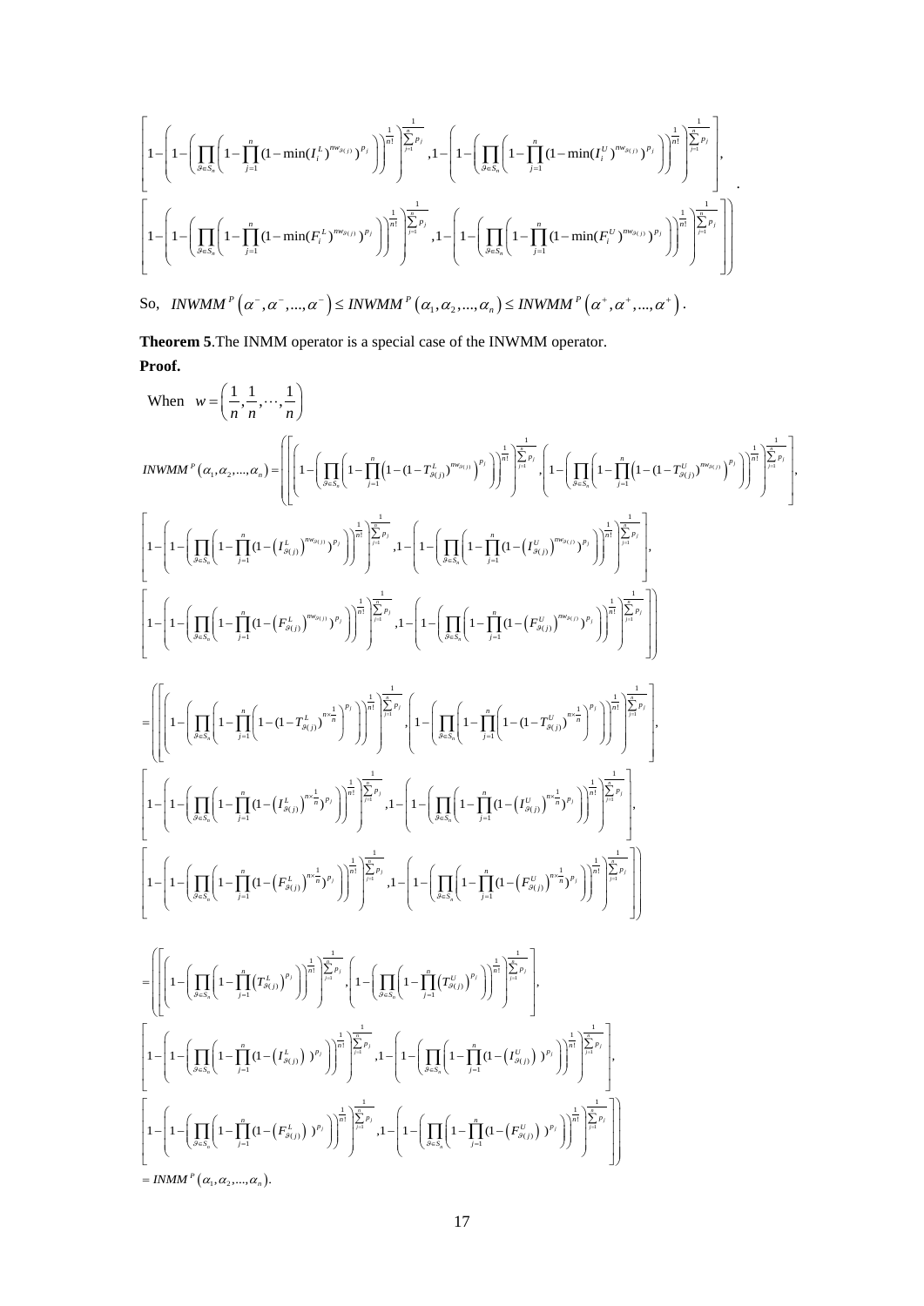$$\left[1-\left(1-\left(\prod_{\vartheta\in S_n}\left(1-\prod_{j=1}^{n}(1-\min(I_i^L)^{nw_{\vartheta(j)}})^{p_j}\right)\right)^{\frac{1}{n!}}\right)^{\frac{1}{\sum_{j=1}^{n}p_j}},1-\left(1-\left(\prod_{\vartheta\in S_n}\left(1-\prod_{j=1}^{n}(1-\min(I_i^U)^{nw_{\vartheta(j)}})^{p_j}\right)\right)^{\frac{1}{n!}}\right)^{\frac{1}{\sum_{j=1}^{n}p_j}}\right],$$

$$\left.\left[1-\left(1-\left(\prod_{\vartheta\in S_n}\left(1-\prod_{j=1}^{n}(1-\min(F_i^L)^{nw_{\vartheta(j)}})^{p_j}\right)\right)^{\frac{1}{n!}}\right)^{\frac{1}{\sum_{j=1}^{n}p_j}},1-\left(1-\left(\prod_{\vartheta\in S_n}\left(1-\prod_{j=1}^{n}(1-\min(F_i^U)^{nw_{\vartheta(j)}})^{p_j}\right)\right)^{\frac{1}{n!}}\right)^{\frac{1}{\sum_{j=1}^{n}p_j}}\right]\right).$$

So, $INWMM^P\left(\alpha^-,\alpha^-,...,\alpha^-\right)\le INWMM^P\left(\alpha_1,\alpha_2,...,\alpha_n\right)\le INWMM^P\left(\alpha^+,\alpha^+,...,\alpha^+\right)$.

**Theorem 5**.The INMM operator is a special case of the INWMM operator.

**Proof.**

When $w=\left(\frac{1}{n},\frac{1}{n},\cdots,\frac{1}{n}\right)$

$$INWMM^P\left(\alpha_1,\alpha_2,...,\alpha_n\right)=\left(\left[\left(1-\left(\prod_{\vartheta\in S_n}\left(1-\prod_{j=1}^{n}\left(1-(1-T_{\vartheta(j)}^L)^{nw_{\vartheta(j)}}\right)^{p_j}\right)\right)^{\frac{1}{n!}}\right)^{\frac{1}{\sum_{j=1}^{n}p_j}},\left(1-\left(\prod_{\vartheta\in S_n}\left(1-\prod_{j=1}^{n}\left(1-(1-T_{\vartheta(j)}^U)^{nw_{\vartheta(j)}}\right)^{p_j}\right)\right)^{\frac{1}{n!}}\right)^{\frac{1}{\sum_{j=1}^{n}p_j}}\right],\right.$$

$$\left[1-\left(1-\left(\prod_{\vartheta\in S_n}\left(1-\prod_{j=1}^{n}(1-\left(I_{\vartheta(j)}^L\right)^{nw_{\vartheta(j)}})^{p_j}\right)\right)^{\frac{1}{n!}}\right)^{\frac{1}{\sum_{j=1}^{n}p_j}},1-\left(1-\left(\prod_{\vartheta\in S_n}\left(1-\prod_{j=1}^{n}(1-\left(I_{\vartheta(j)}^U\right)^{nw_{\vartheta(j)}})^{p_j}\right)\right)^{\frac{1}{n!}}\right)^{\frac{1}{\sum_{j=1}^{n}p_j}}\right],$$

$$\left.\left[1-\left(1-\left(\prod_{\vartheta\in S_n}\left(1-\prod_{j=1}^{n}(1-\left(F_{\vartheta(j)}^L\right)^{nw_{\vartheta(j)}})^{p_j}\right)\right)^{\frac{1}{n!}}\right)^{\frac{1}{\sum_{j=1}^{n}p_j}},1-\left(1-\left(\prod_{\vartheta\in S_n}\left(1-\prod_{j=1}^{n}(1-\left(F_{\vartheta(j)}^U\right)^{nw_{\vartheta(j)}})^{p_j}\right)\right)^{\frac{1}{n!}}\right)^{\frac{1}{\sum_{j=1}^{n}p_j}}\right]\right)$$

$$=\left(\left[\left(1-\left(\prod_{\vartheta\in S_n}\left(1-\prod_{j=1}^{n}\left(1-(1-T_{\vartheta(j)}^L)^{n\times\frac{1}{n}}\right)^{p_j}\right)\right)^{\frac{1}{n!}}\right)^{\frac{1}{\sum_{j=1}^{n}p_j}},\left(1-\left(\prod_{\vartheta\in S_n}\left(1-\prod_{j=1}^{n}\left(1-(1-T_{\vartheta(j)}^U)^{n\times\frac{1}{n}}\right)^{p_j}\right)\right)^{\frac{1}{n!}}\right)^{\frac{1}{\sum_{j=1}^{n}p_j}}\right],\right.$$

$$\left[1-\left(1-\left(\prod_{\vartheta\in S_n}\left(1-\prod_{j=1}^{n}(1-\left(I_{\vartheta(j)}^L\right)^{n\times\frac{1}{n}})^{p_j}\right)\right)^{\frac{1}{n!}}\right)^{\frac{1}{\sum_{j=1}^{n}p_j}},1-\left(1-\left(\prod_{\vartheta\in S_n}\left(1-\prod_{j=1}^{n}(1-\left(I_{\vartheta(j)}^U\right)^{n\times\frac{1}{n}})^{p_j}\right)\right)^{\frac{1}{n!}}\right)^{\frac{1}{\sum_{j=1}^{n}p_j}}\right],$$

$$\left.\left[1-\left(1-\left(\prod_{\vartheta\in S_n}\left(1-\prod_{j=1}^{n}(1-\left(F_{\vartheta(j)}^L\right)^{n\times\frac{1}{n}})^{p_j}\right)\right)^{\frac{1}{n!}}\right)^{\frac{1}{\sum_{j=1}^{n}p_j}},1-\left(1-\left(\prod_{\vartheta\in S_n}\left(1-\prod_{j=1}^{n}(1-\left(F_{\vartheta(j)}^U\right)^{n\times\frac{1}{n}})^{p_j}\right)\right)^{\frac{1}{n!}}\right)^{\frac{1}{\sum_{j=1}^{n}p_j}}\right]\right)$$

$$=\left(\left[\left(1-\left(\prod_{\vartheta\in S_n}\left(1-\prod_{j=1}^{n}\left(T_{\vartheta(j)}^L\right)^{p_j}\right)\right)^{\frac{1}{n!}}\right)^{\frac{1}{\sum_{j=1}^{n}p_j}},\left(1-\left(\prod_{\vartheta\in S_n}\left(1-\prod_{j=1}^{n}\left(T_{\vartheta(j)}^U\right)^{p_j}\right)\right)^{\frac{1}{n!}}\right)^{\frac{1}{\sum_{j=1}^{n}p_j}}\right],\right.$$

$$\left[1-\left(1-\left(\prod_{\vartheta\in S_n}\left(1-\prod_{j=1}^{n}(1-\left(I_{\vartheta(j)}^L\right))^{p_j}\right)\right)^{\frac{1}{n!}}\right)^{\frac{1}{\sum_{j=1}^{n}p_j}},1-\left(1-\left(\prod_{\vartheta\in S_n}\left(1-\prod_{j=1}^{n}(1-\left(I_{\vartheta(j)}^U\right))^{p_j}\right)\right)^{\frac{1}{n!}}\right)^{\frac{1}{\sum_{j=1}^{n}p_j}}\right],$$

$$\left.\left[1-\left(1-\left(\prod_{\vartheta\in S_n}\left(1-\prod_{j=1}^{n}(1-\left(F_{\vartheta(j)}^L\right))^{p_j}\right)\right)^{\frac{1}{n!}}\right)^{\frac{1}{\sum_{j=1}^{n}p_j}},1-\left(1-\left(\prod_{\vartheta\in S_n}\left(1-\prod_{j=1}^{n}(1-\left(F_{\vartheta(j)}^U\right))^{p_j}\right)\right)^{\frac{1}{n!}}\right)^{\frac{1}{\sum_{j=1}^{n}p_j}}\right]\right)$$

$$=INMM^P\left(\alpha_1,\alpha_2,...,\alpha_n\right).$$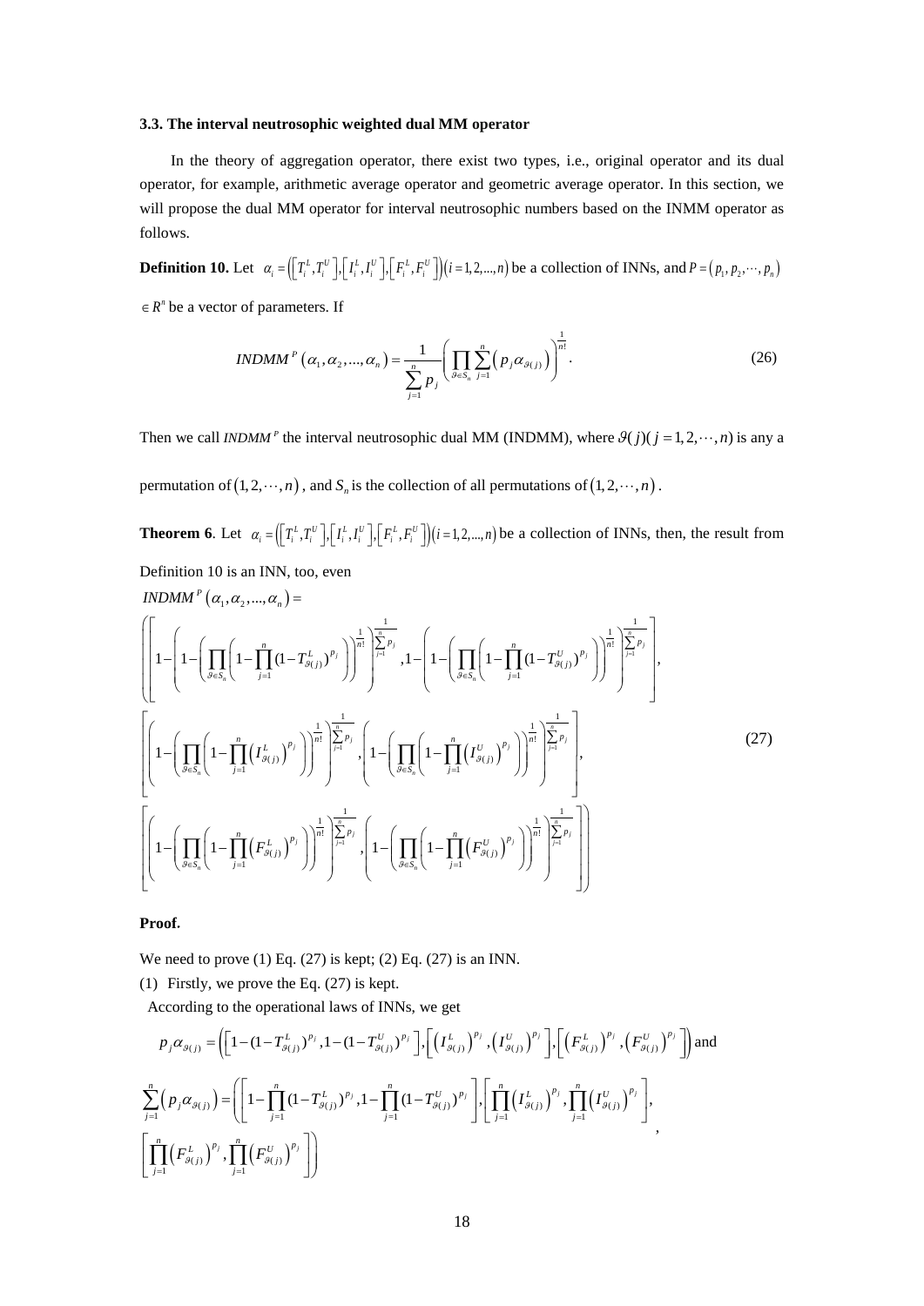### 3.3. The interval neutrosophic weighted dual MM operator

In the theory of aggregation operator, there exist two types, i.e., original operator and its dual operator, for example, arithmetic average operator and geometric average operator. In this section, we will propose the dual MM operator for interval neutrosophic numbers based on the INMM operator as follows.

**Definition 10.** Let $\alpha_i = \left(\left[T_i^L, T_i^U\right], \left[I_i^L, I_i^U\right], \left[F_i^L, F_i^U\right]\right)(i = 1, 2, ..., n)$ be a collection of INNs, and $P = (p_1, p_2, \cdots, p_n)$ $\in R^n$ be a vector of parameters. If

$$INDMM^P(\alpha_1, \alpha_2, ..., \alpha_n) = \frac{1}{\sum_{j=1}^{n} p_j}\left(\prod_{\vartheta \in S_n} \sum_{j=1}^{n}\left(p_j \alpha_{\vartheta(j)}\right)\right)^{\frac{1}{n!}}. \tag{26}$$

Then we call $INDMM^P$ the interval neutrosophic dual MM (INDMM), where $\vartheta(j)(j = 1, 2, \cdots, n)$ is any a permutation of $(1, 2, \cdots, n)$, and $S_n$ is the collection of all permutations of $(1, 2, \cdots, n)$.

**Theorem 6**. Let $\alpha_i = \left(\left[T_i^L, T_i^U\right], \left[I_i^L, I_i^U\right], \left[F_i^L, F_i^U\right]\right)(i = 1, 2, ..., n)$ be a collection of INNs, then, the result from Definition 10 is an INN, too, even

$$INDMM^P(\alpha_1, \alpha_2, ..., \alpha_n) =$$

$$\left(\left[1-\left(1-\left(\prod_{\vartheta \in S_n}\left(1-\prod_{j=1}^{n}(1-T_{\vartheta(j)}^L)^{p_j}\right)\right)^{\frac{1}{n!}}\right)^{\frac{1}{\sum_{j=1}^{n} p_j}}, 1-\left(1-\left(\prod_{\vartheta \in S_n}\left(1-\prod_{j=1}^{n}(1-T_{\vartheta(j)}^U)^{p_j}\right)\right)^{\frac{1}{n!}}\right)^{\frac{1}{\sum_{j=1}^{n} p_j}}\right],\right.$$

$$\left[\left(1-\left(\prod_{\vartheta \in S_n}\left(1-\prod_{j=1}^{n}\left(I_{\vartheta(j)}^L\right)^{p_j}\right)\right)^{\frac{1}{n!}}\right)^{\frac{1}{\sum_{j=1}^{n} p_j}}, \left(1-\left(\prod_{\vartheta \in S_n}\left(1-\prod_{j=1}^{n}\left(I_{\vartheta(j)}^U\right)^{p_j}\right)\right)^{\frac{1}{n!}}\right)^{\frac{1}{\sum_{j=1}^{n} p_j}}\right], \tag{27}$$

$$\left.\left[\left(1-\left(\prod_{\vartheta \in S_n}\left(1-\prod_{j=1}^{n}\left(F_{\vartheta(j)}^L\right)^{p_j}\right)\right)^{\frac{1}{n!}}\right)^{\frac{1}{\sum_{j=1}^{n} p_j}}, \left(1-\left(\prod_{\vartheta \in S_n}\left(1-\prod_{j=1}^{n}\left(F_{\vartheta(j)}^U\right)^{p_j}\right)\right)^{\frac{1}{n!}}\right)^{\frac{1}{\sum_{j=1}^{n} p_j}}\right]\right)$$

**Proof.**

We need to prove (1) Eq. (27) is kept; (2) Eq. (27) is an INN.

(1) Firstly, we prove the Eq. (27) is kept.

According to the operational laws of INNs, we get

$$p_j \alpha_{\vartheta(j)} = \left(\left[1-(1-T_{\vartheta(j)}^L)^{p_j}, 1-(1-T_{\vartheta(j)}^U)^{p_j}\right], \left[\left(I_{\vartheta(j)}^L\right)^{p_j}, \left(I_{\vartheta(j)}^U\right)^{p_j}\right], \left[\left(F_{\vartheta(j)}^L\right)^{p_j}, \left(F_{\vartheta(j)}^U\right)^{p_j}\right]\right) \text{ and}$$

$$\sum_{j=1}^{n}\left(p_j \alpha_{\vartheta(j)}\right) = \left(\left[1-\prod_{j=1}^{n}(1-T_{\vartheta(j)}^L)^{p_j}, 1-\prod_{j=1}^{n}(1-T_{\vartheta(j)}^U)^{p_j}\right], \left[\prod_{j=1}^{n}\left(I_{\vartheta(j)}^L\right)^{p_j}, \prod_{j=1}^{n}\left(I_{\vartheta(j)}^U\right)^{p_j}\right],\right.$$

$$\left.\left[\prod_{j=1}^{n}\left(F_{\vartheta(j)}^L\right)^{p_j}, \prod_{j=1}^{n}\left(F_{\vartheta(j)}^U\right)^{p_j}\right]\right),$$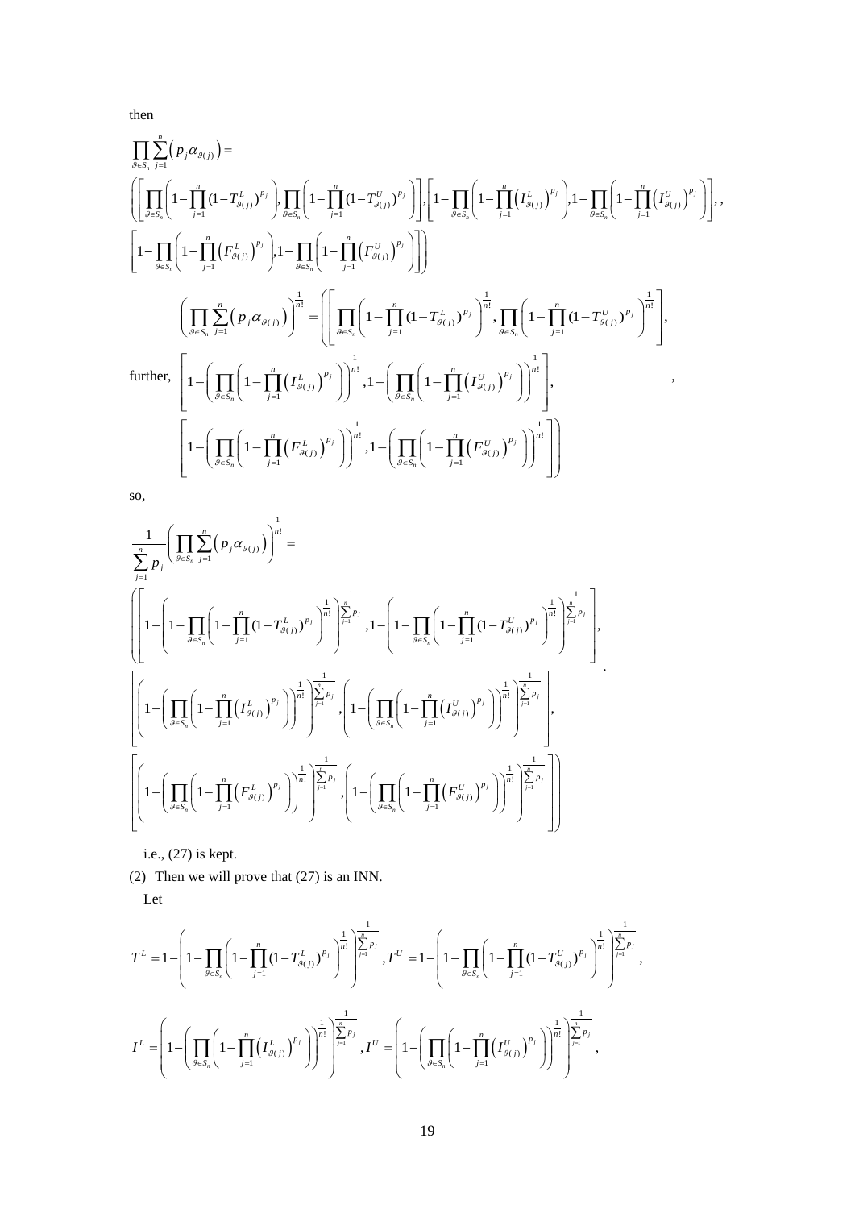then

$$
\prod_{\vartheta\in S_n}\sum_{j=1}^{n}\left(p_j\alpha_{\vartheta(j)}\right)=
$$

$$
\left(\left[\prod_{\vartheta\in S_n}\left(1-\prod_{j=1}^{n}(1-T_{\vartheta(j)}^{L})^{p_j}\right),\prod_{\vartheta\in S_n}\left(1-\prod_{j=1}^{n}(1-T_{\vartheta(j)}^{U})^{p_j}\right)\right],\left[1-\prod_{\vartheta\in S_n}\left(1-\prod_{j=1}^{n}\left(I_{\vartheta(j)}^{L}\right)^{p_j}\right),1-\prod_{\vartheta\in S_n}\left(1-\prod_{j=1}^{n}\left(I_{\vartheta(j)}^{U}\right)^{p_j}\right)\right],\right.
$$

$$
\left.\left[1-\prod_{\vartheta\in S_n}\left(1-\prod_{j=1}^{n}\left(F_{\vartheta(j)}^{L}\right)^{p_j}\right),1-\prod_{\vartheta\in S_n}\left(1-\prod_{j=1}^{n}\left(F_{\vartheta(j)}^{U}\right)^{p_j}\right)\right]\right)
$$

further,

$$
\left(\prod_{\vartheta\in S_n}\sum_{j=1}^{n}\left(p_j\alpha_{\vartheta(j)}\right)\right)^{\frac{1}{n!}}=\left(\left[\left(\prod_{\vartheta\in S_n}\left(1-\prod_{j=1}^{n}(1-T_{\vartheta(j)}^{L})^{p_j}\right)\right)^{\frac{1}{n!}},\left(\prod_{\vartheta\in S_n}\left(1-\prod_{j=1}^{n}(1-T_{\vartheta(j)}^{U})^{p_j}\right)\right)^{\frac{1}{n!}}\right],\right.
$$

$$
\left[1-\left(\prod_{\vartheta\in S_n}\left(1-\prod_{j=1}^{n}\left(I_{\vartheta(j)}^{L}\right)^{p_j}\right)\right)^{\frac{1}{n!}},1-\left(\prod_{\vartheta\in S_n}\left(1-\prod_{j=1}^{n}\left(I_{\vartheta(j)}^{U}\right)^{p_j}\right)\right)^{\frac{1}{n!}}\right],
$$

$$
\left.\left[1-\left(\prod_{\vartheta\in S_n}\left(1-\prod_{j=1}^{n}\left(F_{\vartheta(j)}^{L}\right)^{p_j}\right)\right)^{\frac{1}{n!}},1-\left(\prod_{\vartheta\in S_n}\left(1-\prod_{j=1}^{n}\left(F_{\vartheta(j)}^{U}\right)^{p_j}\right)\right)^{\frac{1}{n!}}\right]\right),
$$

so,

$$
\frac{1}{\sum_{j=1}^{n}p_j}\left(\prod_{\vartheta\in S_n}\sum_{j=1}^{n}\left(p_j\alpha_{\vartheta(j)}\right)\right)^{\frac{1}{n!}}=
$$

$$
\left(\left[1-\left(1-\left(\prod_{\vartheta\in S_n}\left(1-\prod_{j=1}^{n}(1-T_{\vartheta(j)}^{L})^{p_j}\right)\right)^{\frac{1}{n!}}\right)^{\frac{1}{\sum_{j=1}^{n}p_j}},1-\left(1-\left(\prod_{\vartheta\in S_n}\left(1-\prod_{j=1}^{n}(1-T_{\vartheta(j)}^{U})^{p_j}\right)\right)^{\frac{1}{n!}}\right)^{\frac{1}{\sum_{j=1}^{n}p_j}}\right],\right.
$$

$$
\left[\left(1-\left(\prod_{\vartheta\in S_n}\left(1-\prod_{j=1}^{n}\left(I_{\vartheta(j)}^{L}\right)^{p_j}\right)\right)^{\frac{1}{n!}}\right)^{\frac{1}{\sum_{j=1}^{n}p_j}},\left(1-\left(\prod_{\vartheta\in S_n}\left(1-\prod_{j=1}^{n}\left(I_{\vartheta(j)}^{U}\right)^{p_j}\right)\right)^{\frac{1}{n!}}\right)^{\frac{1}{\sum_{j=1}^{n}p_j}}\right],
$$

$$
\left.\left[\left(1-\left(\prod_{\vartheta\in S_n}\left(1-\prod_{j=1}^{n}\left(F_{\vartheta(j)}^{L}\right)^{p_j}\right)\right)^{\frac{1}{n!}}\right)^{\frac{1}{\sum_{j=1}^{n}p_j}},\left(1-\left(\prod_{\vartheta\in S_n}\left(1-\prod_{j=1}^{n}\left(F_{\vartheta(j)}^{U}\right)^{p_j}\right)\right)^{\frac{1}{n!}}\right)^{\frac{1}{\sum_{j=1}^{n}p_j}}\right]\right).
$$

i.e., (27) is kept.

(2) Then we will prove that (27) is an INN.

Let

$$
T^{L}=1-\left(1-\prod_{\vartheta\in S_n}\left(1-\prod_{j=1}^{n}(1-T_{\vartheta(j)}^{L})^{p_j}\right)^{\frac{1}{n!}}\right)^{\frac{1}{\sum_{j=1}^{n}p_j}},T^{U}=1-\left(1-\prod_{\vartheta\in S_n}\left(1-\prod_{j=1}^{n}(1-T_{\vartheta(j)}^{U})^{p_j}\right)^{\frac{1}{n!}}\right)^{\frac{1}{\sum_{j=1}^{n}p_j}},
$$

$$
I^{L}=\left(1-\left(\prod_{\vartheta\in S_n}\left(1-\prod_{j=1}^{n}\left(I_{\vartheta(j)}^{L}\right)^{p_j}\right)\right)^{\frac{1}{n!}}\right)^{\frac{1}{\sum_{j=1}^{n}p_j}},I^{U}=\left(1-\left(\prod_{\vartheta\in S_n}\left(1-\prod_{j=1}^{n}\left(I_{\vartheta(j)}^{U}\right)^{p_j}\right)\right)^{\frac{1}{n!}}\right)^{\frac{1}{\sum_{j=1}^{n}p_j}},
$$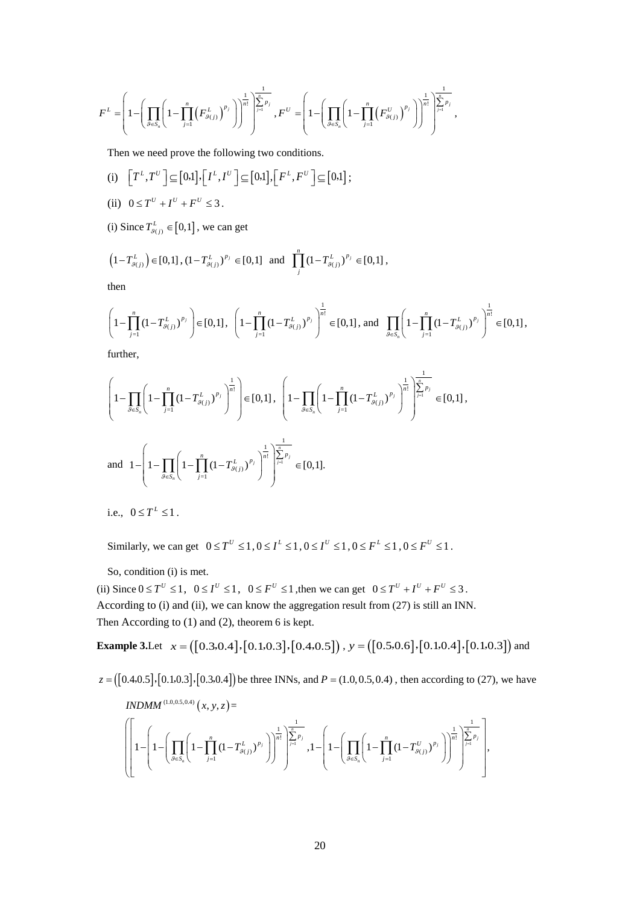$$F^L = \left(1-\left(\prod_{\vartheta \in S_n}\left(1-\prod_{j=1}^{n}\left(F^L_{\vartheta(j)}\right)^{p_j}\right)\right)^{\frac{1}{n!}}\right)^{\frac{1}{\sum_{j=1}^{n} p_j}}, F^U = \left(1-\left(\prod_{\vartheta \in S_n}\left(1-\prod_{j=1}^{n}\left(F^U_{\vartheta(j)}\right)^{p_j}\right)\right)^{\frac{1}{n!}}\right)^{\frac{1}{\sum_{j=1}^{n} p_j}},$$

Then we need prove the following two conditions.

(i) $\left[T^L, T^U\right] \subseteq [0,1], \left[I^L, I^U\right] \subseteq [0,1], \left[F^L, F^U\right] \subseteq [0,1]$;

(ii) $0 \le T^U + I^U + F^U \le 3$.

(i) Since $T^L_{\vartheta(j)} \in [0,1]$, we can get

$$\left(1-T^L_{\vartheta(j)}\right) \in [0,1], (1-T^L_{\vartheta(j)})^{p_j} \in [0,1] \text{ and } \prod_{j}^{n}(1-T^L_{\vartheta(j)})^{p_j} \in [0,1],$$

then

$$\left(1-\prod_{j=1}^{n}(1-T^L_{\vartheta(j)})^{p_j}\right) \in [0,1], \left(1-\prod_{j=1}^{n}(1-T^L_{\vartheta(j)})^{p_j}\right)^{\frac{1}{n!}} \in [0,1], \text{ and } \prod_{\vartheta \in S_n}\left(1-\prod_{j=1}^{n}(1-T^L_{\vartheta(j)})^{p_j}\right)^{\frac{1}{n!}} \in [0,1],$$

further,

$$\left(1-\prod_{\vartheta \in S_n}\left(1-\prod_{j=1}^{n}(1-T^L_{\vartheta(j)})^{p_j}\right)^{\frac{1}{n!}}\right) \in [0,1], \left(1-\prod_{\vartheta \in S_n}\left(1-\prod_{j=1}^{n}(1-T^L_{\vartheta(j)})^{p_j}\right)^{\frac{1}{n!}}\right)^{\frac{1}{\sum_{j=1}^{n} p_j}} \in [0,1],$$

$$\text{and } 1-\left(1-\prod_{\vartheta \in S_n}\left(1-\prod_{j=1}^{n}(1-T^L_{\vartheta(j)})^{p_j}\right)^{\frac{1}{n!}}\right)^{\frac{1}{\sum_{j=1}^{n} p_j}} \in [0,1].$$

i.e., $0 \le T^L \le 1$.

Similarly, we can get $0 \le T^U \le 1, 0 \le I^L \le 1, 0 \le I^U \le 1, 0 \le F^L \le 1, 0 \le F^U \le 1$.

So, condition (i) is met.

(ii) Since $0 \le T^U \le 1$, $0 \le I^U \le 1$, $0 \le F^U \le 1$, then we can get $0 \le T^U + I^U + F^U \le 3$.
According to (i) and (ii), we can know the aggregation result from (27) is still an INN.
Then According to (1) and (2), theorem 6 is kept.

**Example 3.** Let $x = ([0.3,0.4],[0.1,0.3],[0.4,0.5])$, $y = ([0.5,0.6],[0.1,0.4],[0.1,0.3])$ and $z = ([0.4,0.5],[0.1,0.3],[0.3,0.4])$ be three INNs, and $P = (1.0, 0.5, 0.4)$, then according to (27), we have

$$INDMM^{(1.0,0.5,0.4)}(x,y,z) =$$

$$\left(\left[1-\left(1-\left(\prod_{\vartheta \in S_n}\left(1-\prod_{j=1}^{n}(1-T^L_{\vartheta(j)})^{p_j}\right)\right)^{\frac{1}{n!}}\right)^{\frac{1}{\sum_{j=1}^{n} p_j}}, 1-\left(1-\left(\prod_{\vartheta \in S_n}\left(1-\prod_{j=1}^{n}(1-T^U_{\vartheta(j)})^{p_j}\right)\right)^{\frac{1}{n!}}\right)^{\frac{1}{\sum_{j=1}^{n} p_j}}\right],\right.$$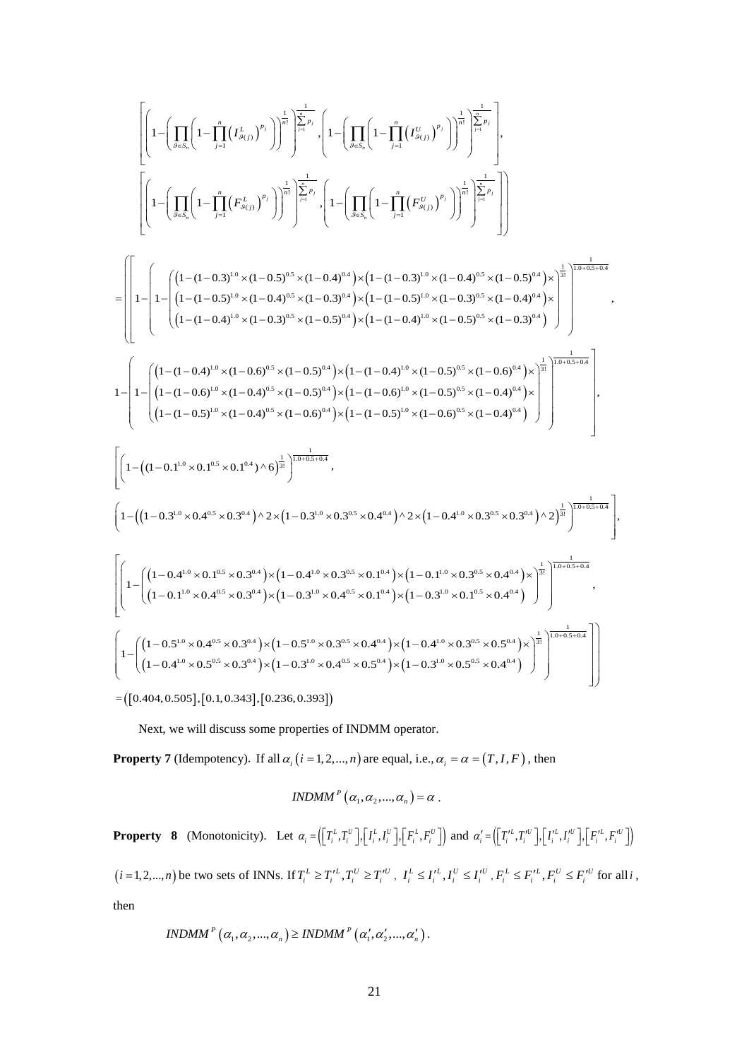$$
\left[\left(1-\left(\prod_{\vartheta\in S_n}\left(1-\prod_{j=1}^{n}\left(I_{\vartheta(j)}^{L}\right)^{p_j}\right)\right)^{\frac{1}{n!}}\right)^{\frac{1}{\sum_{j=1}^{n}p_j}},\left(1-\left(\prod_{\vartheta\in S_n}\left(1-\prod_{j=1}^{n}\left(I_{\vartheta(j)}^{U}\right)^{p_j}\right)\right)^{\frac{1}{n!}}\right)^{\frac{1}{\sum_{j=1}^{n}p_j}}\right],
$$

$$
\left[\left(1-\left(\prod_{\vartheta\in S_n}\left(1-\prod_{j=1}^{n}\left(F_{\vartheta(j)}^{L}\right)^{p_j}\right)\right)^{\frac{1}{n!}}\right)^{\frac{1}{\sum_{j=1}^{n}p_j}},\left(1-\left(\prod_{\vartheta\in S_n}\left(1-\prod_{j=1}^{n}\left(F_{\vartheta(j)}^{U}\right)^{p_j}\right)\right)^{\frac{1}{n!}}\right)^{\frac{1}{\sum_{j=1}^{n}p_j}}\right]\Bigg)
$$

$$
=\left(\left[1-\left(1-\left(\begin{array}{l}\left(1-(1-0.3)^{1.0}\times(1-0.5)^{0.5}\times(1-0.4)^{0.4}\right)\times\left(1-(1-0.3)^{1.0}\times(1-0.4)^{0.5}\times(1-0.5)^{0.4}\right)\times\\ \left(1-(1-0.5)^{1.0}\times(1-0.4)^{0.5}\times(1-0.3)^{0.4}\right)\times\left(1-(1-0.5)^{1.0}\times(1-0.3)^{0.5}\times(1-0.4)^{0.4}\right)\times\\ \left(1-(1-0.4)^{1.0}\times(1-0.3)^{0.5}\times(1-0.5)^{0.4}\right)\times\left(1-(1-0.4)^{1.0}\times(1-0.5)^{0.5}\times(1-0.3)^{0.4}\right)\end{array}\right)^{\frac{1}{3!}}\right)^{\frac{1}{1.0+0.5+0.4}},\right.\right.
$$

$$
\left.1-\left(1-\left(\begin{array}{l}\left(1-(1-0.4)^{1.0}\times(1-0.6)^{0.5}\times(1-0.5)^{0.4}\right)\times\left(1-(1-0.4)^{1.0}\times(1-0.5)^{0.5}\times(1-0.6)^{0.4}\right)\times\\ \left(1-(1-0.6)^{1.0}\times(1-0.4)^{0.5}\times(1-0.5)^{0.4}\right)\times\left(1-(1-0.6)^{1.0}\times(1-0.5)^{0.5}\times(1-0.4)^{0.4}\right)\times\\ \left(1-(1-0.5)^{1.0}\times(1-0.4)^{0.5}\times(1-0.6)^{0.4}\right)\times\left(1-(1-0.5)^{1.0}\times(1-0.6)^{0.5}\times(1-0.4)^{0.4}\right)\end{array}\right)^{\frac{1}{3!}}\right)^{\frac{1}{1.0+0.5+0.4}}\right],
$$

$$
\left[\left(1-\left((1-0.1^{1.0}\times0.1^{0.5}\times0.1^{0.4})\wedge 6\right)^{\frac{1}{3!}}\right)^{\frac{1}{1.0+0.5+0.4}},\right.
$$

$$
\left.\left(1-\left(\left(1-0.3^{1.0}\times0.4^{0.5}\times0.3^{0.4}\right)\wedge 2\times\left(1-0.3^{1.0}\times0.3^{0.5}\times0.4^{0.4}\right)\wedge 2\times\left(1-0.4^{1.0}\times0.3^{0.5}\times0.3^{0.4}\right)\wedge 2\right)^{\frac{1}{3!}}\right)^{\frac{1}{1.0+0.5+0.4}}\right],
$$

$$
\left[\left(1-\left(\begin{array}{l}\left(1-0.4^{1.0}\times0.1^{0.5}\times0.3^{0.4}\right)\times\left(1-0.4^{1.0}\times0.3^{0.5}\times0.1^{0.4}\right)\times\left(1-0.1^{1.0}\times0.3^{0.5}\times0.4^{0.4}\right)\times\\ \left(1-0.1^{1.0}\times0.4^{0.5}\times0.3^{0.4}\right)\times\left(1-0.3^{1.0}\times0.4^{0.5}\times0.1^{0.4}\right)\times\left(1-0.3^{1.0}\times0.1^{0.5}\times0.4^{0.4}\right)\end{array}\right)^{\frac{1}{3!}}\right)^{\frac{1}{1.0+0.5+0.4}},\right.
$$

$$
\left.\left.\left(1-\left(\begin{array}{l}\left(1-0.5^{1.0}\times0.4^{0.5}\times0.3^{0.4}\right)\times\left(1-0.5^{1.0}\times0.3^{0.5}\times0.4^{0.4}\right)\times\left(1-0.4^{1.0}\times0.3^{0.5}\times0.5^{0.4}\right)\times\\ \left(1-0.4^{1.0}\times0.5^{0.5}\times0.3^{0.4}\right)\times\left(1-0.3^{1.0}\times0.4^{0.5}\times0.5^{0.4}\right)\times\left(1-0.3^{1.0}\times0.5^{0.5}\times0.4^{0.4}\right)\end{array}\right)^{\frac{1}{3!}}\right)^{\frac{1}{1.0+0.5+0.4}}\right]\right)
$$

$$
=\left([0.404,0.505],[0.1,0.343],[0.236,0.393]\right)
$$

Next, we will discuss some properties of INDMM operator.

**Property 7** (Idempotency). If all $\alpha_i\ (i=1,2,...,n)$ are equal, i.e., $\alpha_i=\alpha=(T,I,F)$, then

$$
INDMM^{P}\left(\alpha_1,\alpha_2,...,\alpha_n\right)=\alpha .
$$

**Property 8** (Monotonicity). Let $\alpha_i=\left(\left[T_i^L,T_i^U\right],\left[I_i^L,I_i^U\right],\left[F_i^L,F_i^U\right]\right)$ and $\alpha_i'=\left(\left[T_i'^L,T_i'^U\right],\left[I_i'^L,I_i'^U\right],\left[F_i'^L,F_i'^U\right]\right)$ $(i=1,2,...,n)$ be two sets of INNs. If $T_i^L\geq T_i'^L, T_i^U\geq T_i'^U$, $I_i^L\leq I_i'^L, I_i^U\leq I_i'^U$, $F_i^L\leq F_i'^L, F_i^U\leq F_i'^U$ for all $i$, then

$$
INDMM^{P}\left(\alpha_1,\alpha_2,...,\alpha_n\right)\geq INDMM^{P}\left(\alpha_1',\alpha_2',...,\alpha_n'\right).
$$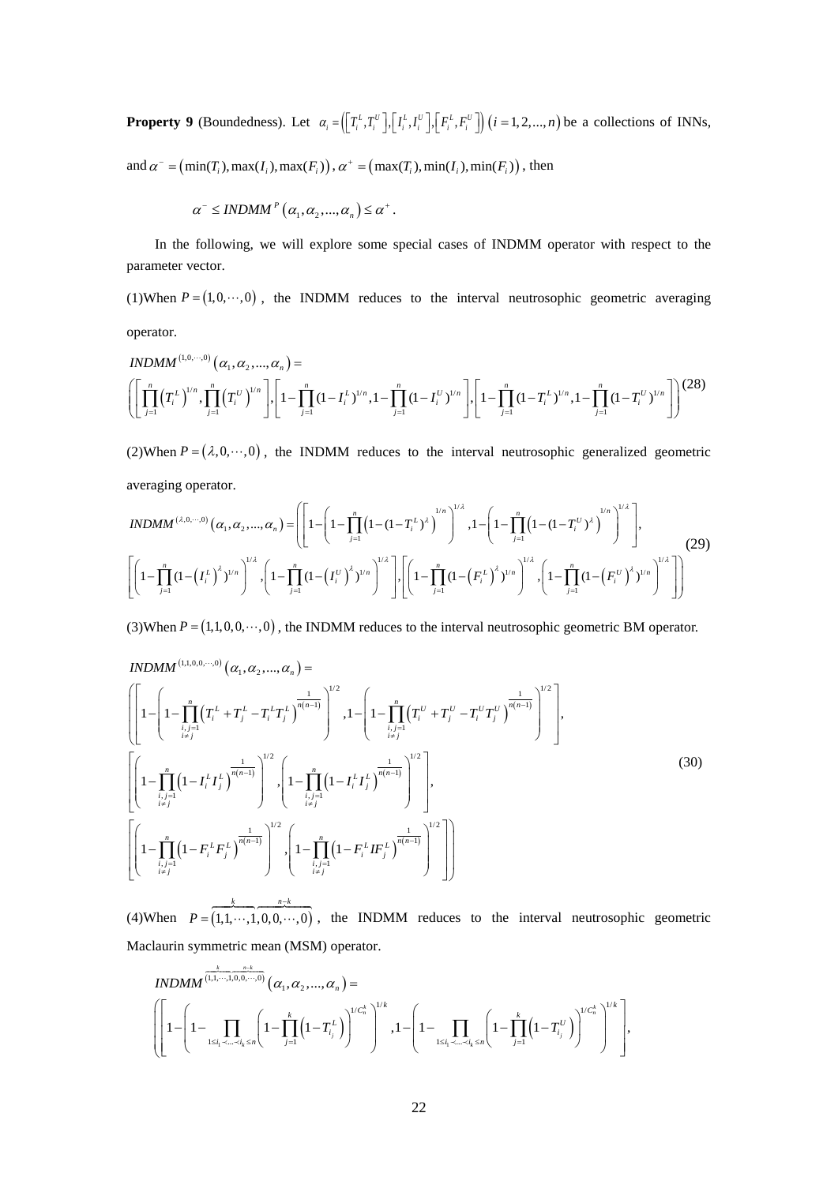**Property 9** (Boundedness). Let $\alpha_i = \left(\left[T_i^L, T_i^U\right], \left[I_i^L, I_i^U\right], \left[F_i^L, F_i^U\right]\right) \left(i = 1, 2, ..., n\right)$ be a collections of INNs, and $\alpha^- = \left(\min(T_i), \max(I_i), \max(F_i)\right)$, $\alpha^+ = \left(\max(T_i), \min(I_i), \min(F_i)\right)$, then

$$\alpha^- \le INDMM^P\left(\alpha_1, \alpha_2, ..., \alpha_n\right) \le \alpha^+ .$$

In the following, we will explore some special cases of INDMM operator with respect to the parameter vector.

(1)When $P = (1, 0, \cdots, 0)$, the INDMM reduces to the interval neutrosophic geometric averaging operator.

$$INDMM^{(1,0,\cdots,0)}\left(\alpha_1, \alpha_2, ..., \alpha_n\right) = \left(\left[\prod_{j=1}^{n}\left(T_i^L\right)^{1/n}, \prod_{j=1}^{n}\left(T_i^U\right)^{1/n}\right], \left[1-\prod_{j=1}^{n}(1-I_i^L)^{1/n}, 1-\prod_{j=1}^{n}(1-I_i^U)^{1/n}\right], \left[1-\prod_{j=1}^{n}(1-T_i^L)^{1/n}, 1-\prod_{j=1}^{n}(1-T_i^U)^{1/n}\right]\right) \tag{28}$$

(2)When $P = (\lambda, 0, \cdots, 0)$, the INDMM reduces to the interval neutrosophic generalized geometric averaging operator.

$$\begin{aligned}INDMM^{(\lambda,0,\cdots,0)}\left(\alpha_1, \alpha_2, ..., \alpha_n\right) = &\left(\left[1-\left(1-\prod_{j=1}^{n}\left(1-(1-T_i^L)^{\lambda}\right)^{1/n}\right)^{1/\lambda}, 1-\left(1-\prod_{j=1}^{n}\left(1-(1-T_i^U)^{\lambda}\right)^{1/n}\right)^{1/\lambda}\right],\right.\\ &\left.\left[\left(1-\prod_{j=1}^{n}(1-\left(I_i^L\right)^{\lambda})^{1/n}\right)^{1/\lambda}, \left(1-\prod_{j=1}^{n}(1-\left(I_i^U\right)^{\lambda})^{1/n}\right)^{1/\lambda}\right], \left[\left(1-\prod_{j=1}^{n}(1-\left(F_i^L\right)^{\lambda})^{1/n}\right)^{1/\lambda}, \left(1-\prod_{j=1}^{n}(1-\left(F_i^U\right)^{\lambda})^{1/n}\right)^{1/\lambda}\right]\right)\end{aligned} \tag{29}$$

(3)When $P = (1, 1, 0, 0, \cdots, 0)$, the INDMM reduces to the interval neutrosophic geometric BM operator.

$$\begin{aligned}&INDMM^{(1,1,0,0,\cdots,0)}\left(\alpha_1, \alpha_2, ..., \alpha_n\right) =\\ &\left(\left[1-\left(1-\prod_{\substack{i,j=1\\ i\ne j}}^{n}\left(T_i^L + T_j^L - T_i^L T_j^L\right)^{\frac{1}{n(n-1)}}\right)^{1/2}, 1-\left(1-\prod_{\substack{i,j=1\\ i\ne j}}^{n}\left(T_i^U + T_j^U - T_i^U T_j^U\right)^{\frac{1}{n(n-1)}}\right)^{1/2}\right],\right.\\ &\left[\left(1-\prod_{\substack{i,j=1\\ i\ne j}}^{n}\left(1-I_i^L I_j^L\right)^{\frac{1}{n(n-1)}}\right)^{1/2}, \left(1-\prod_{\substack{i,j=1\\ i\ne j}}^{n}\left(1-I_i^L I_j^L\right)^{\frac{1}{n(n-1)}}\right)^{1/2}\right],\\ &\left.\left[\left(1-\prod_{\substack{i,j=1\\ i\ne j}}^{n}\left(1-F_i^L F_j^L\right)^{\frac{1}{n(n-1)}}\right)^{1/2}, \left(1-\prod_{\substack{i,j=1\\ i\ne j}}^{n}\left(1-F_i^L IF_j^L\right)^{\frac{1}{n(n-1)}}\right)^{1/2}\right]\right)\end{aligned} \tag{30}$$

(4)When $P = (\overbrace{1, 1, \cdots, 1}^{k}, \overbrace{0, 0, \cdots, 0}^{n-k})$, the INDMM reduces to the interval neutrosophic geometric Maclaurin symmetric mean (MSM) operator.

$$\begin{aligned}&INDMM^{(\overbrace{1,1,\cdots,1}^{k},\overbrace{0,0,\cdots,0}^{n-k})}\left(\alpha_1, \alpha_2, ..., \alpha_n\right) =\\ &\left(\left[1-\left(1-\prod_{1\le i_1 \prec \ldots \prec i_k \le n}\left(1-\prod_{j=1}^{k}\left(1-T_{i_j}^L\right)\right)^{1/C_n^k}\right)^{1/k}, 1-\left(1-\prod_{1\le i_1 \prec \ldots \prec i_k \le n}\left(1-\prod_{j=1}^{k}\left(1-T_{i_j}^U\right)\right)^{1/C_n^k}\right)^{1/k}\right],\right.\end{aligned}$$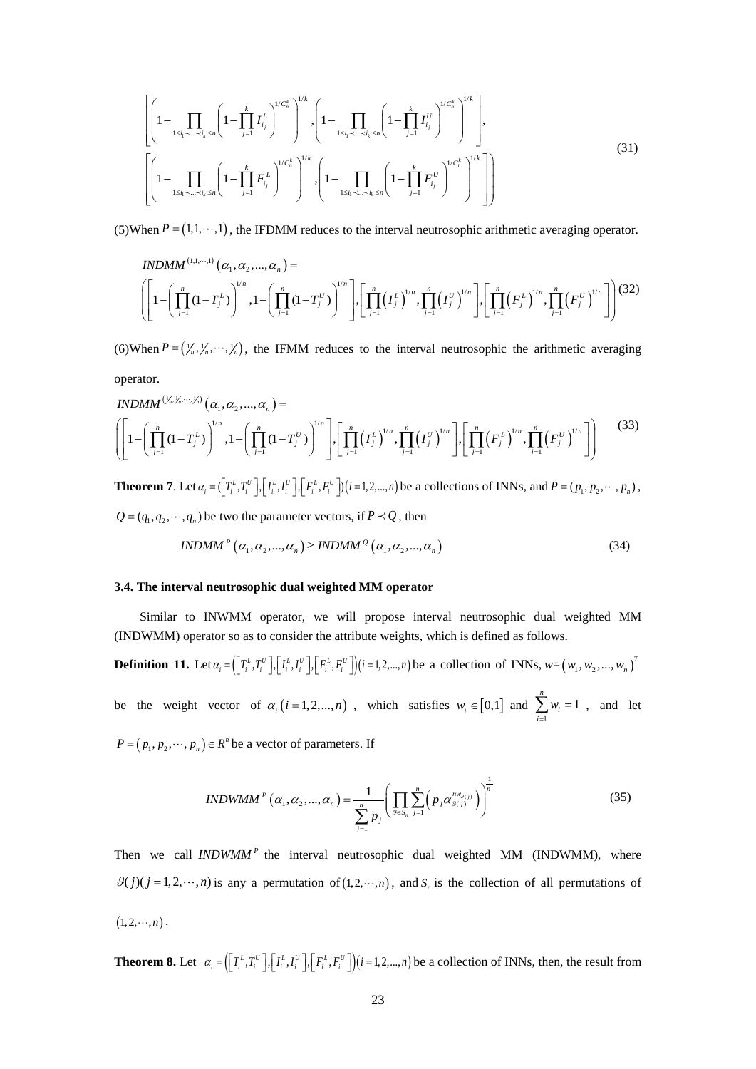$$
\left[\left(1-\prod_{1\le i_1\prec\ldots\prec i_k\le n}\left(1-\prod_{j=1}^{k} I_{i_j}^{L}\right)^{1/C_n^k}\right)^{1/k},\left(1-\prod_{1\le i_1\prec\ldots\prec i_k\le n}\left(1-\prod_{j=1}^{k} I_{i_j}^{U}\right)^{1/C_n^k}\right)^{1/k}\right],
$$
$$
\left.\left[\left(1-\prod_{1\le i_1\prec\ldots\prec i_k\le n}\left(1-\prod_{j=1}^{k} F_{i_j}^{L}\right)^{1/C_n^k}\right)^{1/k},\left(1-\prod_{1\le i_1\prec\ldots\prec i_k\le n}\left(1-\prod_{j=1}^{k} F_{i_j}^{U}\right)^{1/C_n^k}\right)^{1/k}\right]\right) \tag{31}
$$

(5)When $P=(1,1,\cdots,1)$, the IFDMM reduces to the interval neutrosophic arithmetic averaging operator.

$$
INDMM^{(1,1,\cdots,1)}(\alpha_1,\alpha_2,...,\alpha_n)=
\left(\left[1-\left(\prod_{j=1}^{n}(1-T_j^L)\right)^{1/n},1-\left(\prod_{j=1}^{n}(1-T_j^U)\right)^{1/n}\right],\left[\prod_{j=1}^{n}\left(I_j^L\right)^{1/n},\prod_{j=1}^{n}\left(I_j^U\right)^{1/n}\right],\left[\prod_{j=1}^{n}\left(F_j^L\right)^{1/n},\prod_{j=1}^{n}\left(F_j^U\right)^{1/n}\right]\right) \tag{32}
$$

(6)When $P=(1/n,1/n,\cdots,1/n)$, the IFMM reduces to the interval neutrosophic the arithmetic averaging operator.

$$
INDMM^{(1/n,1/n,\cdots,1/n)}(\alpha_1,\alpha_2,...,\alpha_n)=
\left(\left[1-\left(\prod_{j=1}^{n}(1-T_j^L)\right)^{1/n},1-\left(\prod_{j=1}^{n}(1-T_j^U)\right)^{1/n}\right],\left[\prod_{j=1}^{n}\left(I_j^L\right)^{1/n},\prod_{j=1}^{n}\left(I_j^U\right)^{1/n}\right],\left[\prod_{j=1}^{n}\left(F_j^L\right)^{1/n},\prod_{j=1}^{n}\left(F_j^U\right)^{1/n}\right]\right) \tag{33}
$$

**Theorem 7**. Let $\alpha_i=\left(\left[T_i^L,T_i^U\right],\left[I_i^L,I_i^U\right],\left[F_i^L,F_i^U\right]\right)(i=1,2,...,n)$ be a collections of INNs, and $P=(p_1,p_2,\cdots,p_n)$, $Q=(q_1,q_2,\cdots,q_n)$ be two the parameter vectors, if $P\prec Q$, then

$$
INDMM^{P}(\alpha_1,\alpha_2,...,\alpha_n)\ge INDMM^{Q}(\alpha_1,\alpha_2,...,\alpha_n) \tag{34}
$$

### 3.4. The interval neutrosophic dual weighted MM operator

Similar to INWMM operator, we will propose interval neutrosophic dual weighted MM (INDWMM) operator so as to consider the attribute weights, which is defined as follows.

**Definition 11.** Let $\alpha_i=\left(\left[T_i^L,T_i^U\right],\left[I_i^L,I_i^U\right],\left[F_i^L,F_i^U\right]\right)(i=1,2,...,n)$ be a collection of INNs, $w=(w_1,w_2,...,w_n)^T$ be the weight vector of $\alpha_i\,(i=1,2,...,n)$, which satisfies $w_i\in[0,1]$ and $\sum_{i=1}^{n}w_i=1$, and let $P=(p_1,p_2,\cdots,p_n)\in R^n$ be a vector of parameters. If

$$
INDWMM^{P}(\alpha_1,\alpha_2,...,\alpha_n)=\frac{1}{\sum_{j=1}^{n}p_j}\left(\prod_{\vartheta\in S_n}\sum_{j=1}^{n}\left(p_j\alpha_{\vartheta(j)}^{nw_{\vartheta(j)}}\right)\right)^{\frac{1}{n!}} \tag{35}
$$

Then we call $INDWMM^{P}$ the interval neutrosophic dual weighted MM (INDWMM), where $\vartheta(j)(j=1,2,\cdots,n)$ is any a permutation of $(1,2,\cdots,n)$, and $S_n$ is the collection of all permutations of $(1,2,\cdots,n)$.

**Theorem 8.** Let $\alpha_i=\left(\left[T_i^L,T_i^U\right],\left[I_i^L,I_i^U\right],\left[F_i^L,F_i^U\right]\right)(i=1,2,...,n)$ be a collection of INNs, then, the result from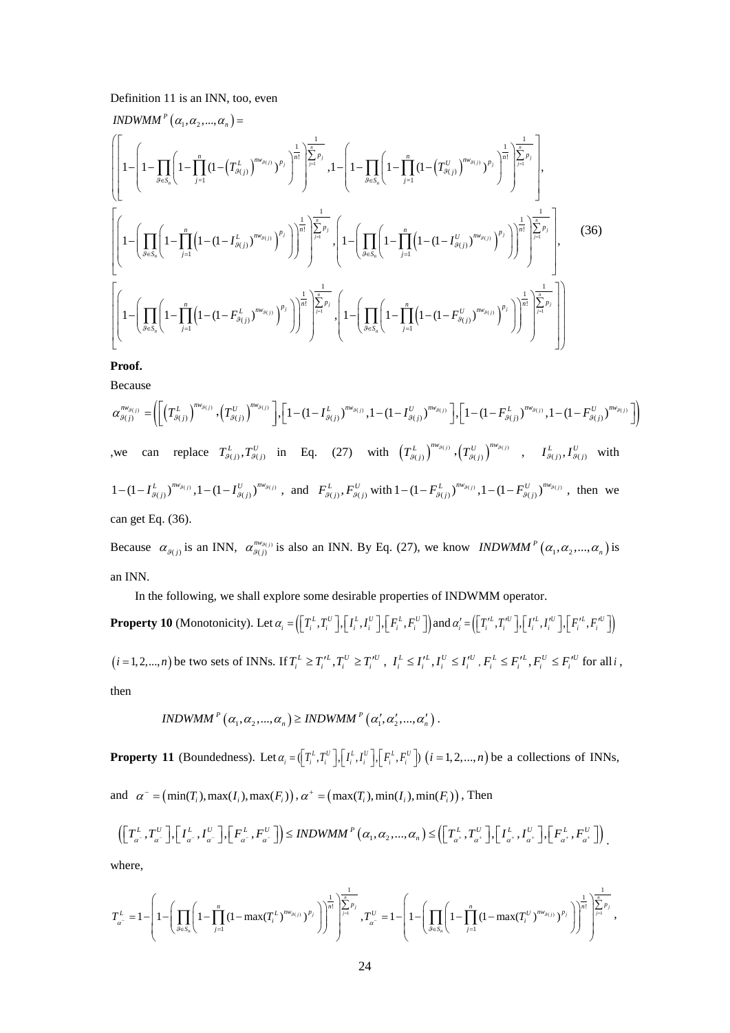Definition 11 is an INN, too, even

$$
INDWMM^{P}\left(\alpha_1,\alpha_2,...,\alpha_n\right)=
\left(\begin{array}{l}
\left[1-\left(1-\prod_{\vartheta\in S_n}\left(1-\prod_{j=1}^{n}(1-\left(T_{\vartheta(j)}^{L}\right)^{nw_{\vartheta(j)}})^{p_j}\right)^{\frac{1}{n!}}\right)^{\frac{1}{\sum_{j=1}^{n}p_j}},1-\left(1-\prod_{\vartheta\in S_n}\left(1-\prod_{j=1}^{n}(1-\left(T_{\vartheta(j)}^{U}\right)^{nw_{\vartheta(j)}})^{p_j}\right)^{\frac{1}{n!}}\right)^{\frac{1}{\sum_{j=1}^{n}p_j}}\right],\\
\left[\left(1-\left(\prod_{\vartheta\in S_n}\left(1-\prod_{j=1}^{n}\left(1-(1-I_{\vartheta(j)}^{L})^{nw_{\vartheta(j)}}\right)^{p_j}\right)\right)^{\frac{1}{n!}}\right)^{\frac{1}{\sum_{j=1}^{n}p_j}},\left(1-\left(\prod_{\vartheta\in S_n}\left(1-\prod_{j=1}^{n}\left(1-(1-I_{\vartheta(j)}^{U})^{nw_{\vartheta(j)}}\right)^{p_j}\right)\right)^{\frac{1}{n!}}\right)^{\frac{1}{\sum_{j=1}^{n}p_j}}\right],\\
\left[\left(1-\left(\prod_{\vartheta\in S_n}\left(1-\prod_{j=1}^{n}\left(1-(1-F_{\vartheta(j)}^{L})^{nw_{\vartheta(j)}}\right)^{p_j}\right)\right)^{\frac{1}{n!}}\right)^{\frac{1}{\sum_{j=1}^{n}p_j}},\left(1-\left(\prod_{\vartheta\in S_n}\left(1-\prod_{j=1}^{n}\left(1-(1-F_{\vartheta(j)}^{U})^{nw_{\vartheta(j)}}\right)^{p_j}\right)\right)^{\frac{1}{n!}}\right)^{\frac{1}{\sum_{j=1}^{n}p_j}}\right]
\end{array}\right) \quad (36)
$$

**Proof.**

Because

$$
\alpha_{\vartheta(j)}^{nw_{\vartheta(j)}}=\left(\left[\left(T_{\vartheta(j)}^{L}\right)^{nw_{\vartheta(j)}},\left(T_{\vartheta(j)}^{U}\right)^{nw_{\vartheta(j)}}\right],\left[1-(1-I_{\vartheta(j)}^{L})^{nw_{\vartheta(j)}},1-(1-I_{\vartheta(j)}^{U})^{nw_{\vartheta(j)}}\right],\left[1-(1-F_{\vartheta(j)}^{L})^{nw_{\vartheta(j)}},1-(1-F_{\vartheta(j)}^{U})^{nw_{\vartheta(j)}}\right]\right)
$$

,we can replace $T_{\vartheta(j)}^{L},T_{\vartheta(j)}^{U}$ in Eq. (27) with $\left(T_{\vartheta(j)}^{L}\right)^{nw_{\vartheta(j)}},\left(T_{\vartheta(j)}^{U}\right)^{nw_{\vartheta(j)}}$ , $I_{\vartheta(j)}^{L},I_{\vartheta(j)}^{U}$ with $1-(1-I_{\vartheta(j)}^{L})^{nw_{\vartheta(j)}},1-(1-I_{\vartheta(j)}^{U})^{nw_{\vartheta(j)}}$ , and $F_{\vartheta(j)}^{L},F_{\vartheta(j)}^{U}$ with $1-(1-F_{\vartheta(j)}^{L})^{nw_{\vartheta(j)}},1-(1-F_{\vartheta(j)}^{U})^{nw_{\vartheta(j)}}$ , then we can get Eq. (36).

Because $\alpha_{\vartheta(j)}$ is an INN, $\alpha_{\vartheta(j)}^{nw_{\vartheta(j)}}$ is also an INN. By Eq. (27), we know $INDWMM^{P}\left(\alpha_1,\alpha_2,...,\alpha_n\right)$ is an INN.

In the following, we shall explore some desirable properties of INDWMM operator.

**Property 10** (Monotonicity). Let $\alpha_i=\left(\left[T_i^L,T_i^U\right],\left[I_i^L,I_i^U\right],\left[F_i^L,F_i^U\right]\right)$ and $\alpha_i'=\left(\left[T_i'^L,T_i'^U\right],\left[I_i'^L,I_i'^U\right],\left[F_i'^L,F_i'^U\right]\right)$ $\left(i=1,2,...,n\right)$ be two sets of INNs. If $T_i^L\geq T_i'^L,T_i^U\geq T_i'^U$ , $I_i^L\leq I_i'^L,I_i^U\leq I_i'^U$ , $F_i^L\leq F_i'^L,F_i^U\leq F_i'^U$ for all $i$ , then

$$
INDWMM^{P}\left(\alpha_1,\alpha_2,...,\alpha_n\right)\geq INDWMM^{P}\left(\alpha_1',\alpha_2',...,\alpha_n'\right).
$$

**Property 11** (Boundedness). Let $\alpha_i=\left(\left[T_i^L,T_i^U\right],\left[I_i^L,I_i^U\right],\left[F_i^L,F_i^U\right]\right)$ $\left(i=1,2,...,n\right)$ be a collections of INNs, and $\alpha^-=\left(\min(T_i),\max(I_i),\max(F_i)\right)$, $\alpha^+=\left(\max(T_i),\min(I_i),\min(F_i)\right)$, Then

$$
\left(\left[T_{\alpha^-}^L,T_{\alpha^-}^U\right],\left[I_{\alpha^-}^L,I_{\alpha^-}^U\right],\left[F_{\alpha^-}^L,F_{\alpha^-}^U\right]\right)\leq INDWMM^{P}\left(\alpha_1,\alpha_2,...,\alpha_n\right)\leq\left(\left[T_{\alpha^+}^L,T_{\alpha^+}^U\right],\left[I_{\alpha^+}^L,I_{\alpha^+}^U\right],\left[F_{\alpha^+}^L,F_{\alpha^+}^U\right]\right).
$$

where,

$$
T_{\alpha^-}^L=1-\left(1-\left(\prod_{\vartheta\in S_n}\left(1-\prod_{j=1}^{n}(1-\max(T_i^L)^{nw_{\vartheta(j)}})^{p_j}\right)\right)^{\frac{1}{n!}}\right)^{\frac{1}{\sum_{j=1}^{n}p_j}},T_{\alpha^-}^U=1-\left(1-\left(\prod_{\vartheta\in S_n}\left(1-\prod_{j=1}^{n}(1-\max(T_i^U)^{nw_{\vartheta(j)}})^{p_j}\right)\right)^{\frac{1}{n!}}\right)^{\frac{1}{\sum_{j=1}^{n}p_j}},
$$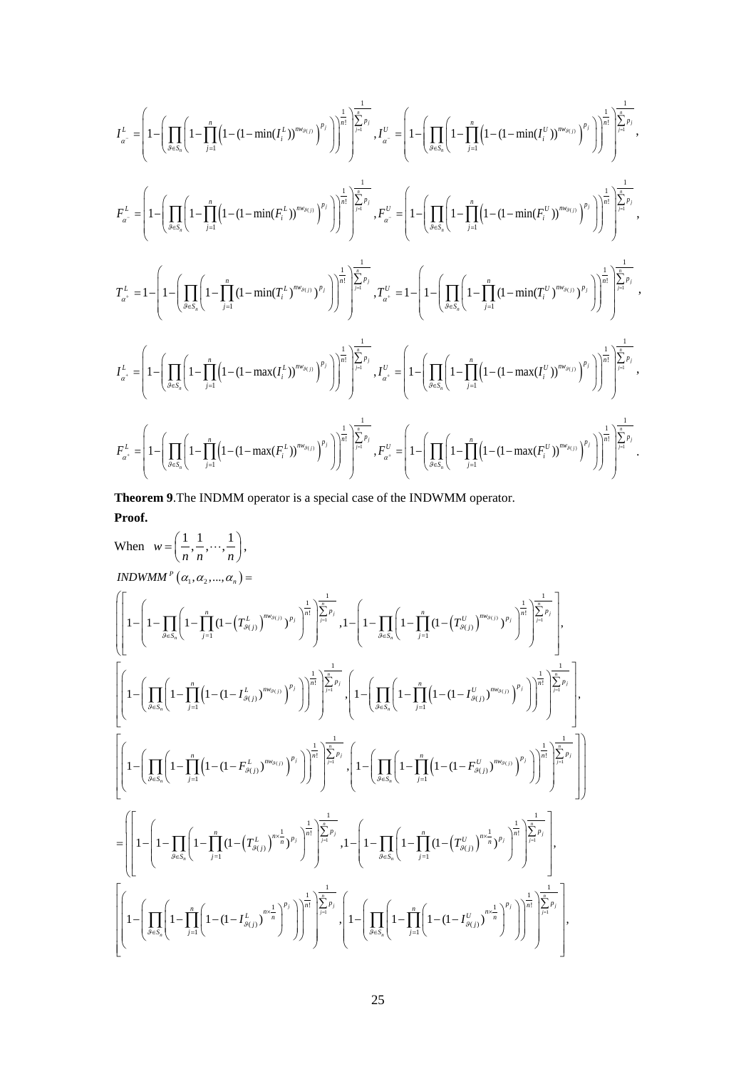$$I_{\alpha^-}^L = \left(1 - \left(\prod_{\vartheta \in S_n}\left(1 - \prod_{j=1}^{n}\left(1-(1-\min(I_i^L))^{nw_{\vartheta(j)}}\right)^{p_j}\right)\right)^{\frac{1}{n!}}\right)^{\frac{1}{\sum_{j=1}^{n} p_j}}, I_{\alpha^-}^U = \left(1 - \left(\prod_{\vartheta \in S_n}\left(1 - \prod_{j=1}^{n}\left(1-(1-\min(I_i^U))^{nw_{\vartheta(j)}}\right)^{p_j}\right)\right)^{\frac{1}{n!}}\right)^{\frac{1}{\sum_{j=1}^{n} p_j}},$$

$$F_{\alpha^-}^L = \left(1 - \left(\prod_{\vartheta \in S_n}\left(1 - \prod_{j=1}^{n}\left(1-(1-\min(F_i^L))^{nw_{\vartheta(j)}}\right)^{p_j}\right)\right)^{\frac{1}{n!}}\right)^{\frac{1}{\sum_{j=1}^{n} p_j}}, F_{\alpha^-}^U = \left(1 - \left(\prod_{\vartheta \in S_n}\left(1 - \prod_{j=1}^{n}\left(1-(1-\min(F_i^U))^{nw_{\vartheta(j)}}\right)^{p_j}\right)\right)^{\frac{1}{n!}}\right)^{\frac{1}{\sum_{j=1}^{n} p_j}},$$

$$T_{\alpha^+}^L = 1 - \left(1 - \left(\prod_{\vartheta \in S_n}\left(1 - \prod_{j=1}^{n}(1-\min(T_i^L)^{nw_{\vartheta(j)}})^{p_j}\right)\right)^{\frac{1}{n!}}\right)^{\frac{1}{\sum_{j=1}^{n} p_j}}, T_{\alpha^+}^U = 1 - \left(1 - \left(\prod_{\vartheta \in S_n}\left(1 - \prod_{j=1}^{n}(1-\min(T_i^U)^{nw_{\vartheta(j)}})^{p_j}\right)\right)^{\frac{1}{n!}}\right)^{\frac{1}{\sum_{j=1}^{n} p_j}},$$

$$I_{\alpha^+}^L = \left(1 - \left(\prod_{\vartheta \in S_n}\left(1 - \prod_{j=1}^{n}\left(1-(1-\max(I_i^L))^{nw_{\vartheta(j)}}\right)^{p_j}\right)\right)^{\frac{1}{n!}}\right)^{\frac{1}{\sum_{j=1}^{n} p_j}}, I_{\alpha^+}^U = \left(1 - \left(\prod_{\vartheta \in S_n}\left(1 - \prod_{j=1}^{n}\left(1-(1-\max(I_i^U))^{nw_{\vartheta(j)}}\right)^{p_j}\right)\right)^{\frac{1}{n!}}\right)^{\frac{1}{\sum_{j=1}^{n} p_j}},$$

$$F_{\alpha^+}^L = \left(1 - \left(\prod_{\vartheta \in S_n}\left(1 - \prod_{j=1}^{n}\left(1-(1-\max(F_i^L))^{nw_{\vartheta(j)}}\right)^{p_j}\right)\right)^{\frac{1}{n!}}\right)^{\frac{1}{\sum_{j=1}^{n} p_j}}, F_{\alpha^+}^U = \left(1 - \left(\prod_{\vartheta \in S_n}\left(1 - \prod_{j=1}^{n}\left(1-(1-\max(F_i^U))^{nw_{\vartheta(j)}}\right)^{p_j}\right)\right)^{\frac{1}{n!}}\right)^{\frac{1}{\sum_{j=1}^{n} p_j}}.$$

**Theorem 9**.The INDMM operator is a special case of the INDWMM operator.

**Proof.**

When $w = \left(\frac{1}{n}, \frac{1}{n}, \cdots, \frac{1}{n}\right)$,

$$INDWMM^P(\alpha_1, \alpha_2, ..., \alpha_n) =$$

$$\left(\left[1 - \left(1 - \prod_{\vartheta \in S_n}\left(1 - \prod_{j=1}^{n}(1-\left(T_{\vartheta(j)}^L\right)^{nw_{\vartheta(j)}})^{p_j}\right)^{\frac{1}{n!}}\right)^{\frac{1}{\sum_{j=1}^{n} p_j}}, 1 - \left(1 - \prod_{\vartheta \in S_n}\left(1 - \prod_{j=1}^{n}(1-\left(T_{\vartheta(j)}^U\right)^{nw_{\vartheta(j)}})^{p_j}\right)^{\frac{1}{n!}}\right)^{\frac{1}{\sum_{j=1}^{n} p_j}}\right],\right.$$

$$\left[\left(1 - \left(\prod_{\vartheta \in S_n}\left(1 - \prod_{j=1}^{n}\left(1-(1-I_{\vartheta(j)}^L)^{nw_{\vartheta(j)}}\right)^{p_j}\right)\right)^{\frac{1}{n!}}\right)^{\frac{1}{\sum_{j=1}^{n} p_j}}, \left(1 - \left(\prod_{\vartheta \in S_n}\left(1 - \prod_{j=1}^{n}\left(1-(1-I_{\vartheta(j)}^U)^{nw_{\vartheta(j)}}\right)^{p_j}\right)\right)^{\frac{1}{n!}}\right)^{\frac{1}{\sum_{j=1}^{n} p_j}}\right],$$

$$\left.\left[\left(1 - \left(\prod_{\vartheta \in S_n}\left(1 - \prod_{j=1}^{n}\left(1-(1-F_{\vartheta(j)}^L)^{nw_{\vartheta(j)}}\right)^{p_j}\right)\right)^{\frac{1}{n!}}\right)^{\frac{1}{\sum_{j=1}^{n} p_j}}, \left(1 - \left(\prod_{\vartheta \in S_n}\left(1 - \prod_{j=1}^{n}\left(1-(1-F_{\vartheta(j)}^U)^{nw_{\vartheta(j)}}\right)^{p_j}\right)\right)^{\frac{1}{n!}}\right)^{\frac{1}{\sum_{j=1}^{n} p_j}}\right]\right)$$

$$= \left(\left[1 - \left(1 - \prod_{\vartheta \in S_n}\left(1 - \prod_{j=1}^{n}(1-\left(T_{\vartheta(j)}^L\right)^{n \times \frac{1}{n}})^{p_j}\right)^{\frac{1}{n!}}\right)^{\frac{1}{\sum_{j=1}^{n} p_j}}, 1 - \left(1 - \prod_{\vartheta \in S_n}\left(1 - \prod_{j=1}^{n}(1-\left(T_{\vartheta(j)}^U\right)^{n \times \frac{1}{n}})^{p_j}\right)^{\frac{1}{n!}}\right)^{\frac{1}{\sum_{j=1}^{n} p_j}}\right],\right.$$

$$\left[\left(1 - \left(\prod_{\vartheta \in S_n}\left(1 - \prod_{j=1}^{n}\left(1-(1-I_{\vartheta(j)}^L)^{n \times \frac{1}{n}}\right)^{p_j}\right)\right)^{\frac{1}{n!}}\right)^{\frac{1}{\sum_{j=1}^{n} p_j}}, \left(1 - \left(\prod_{\vartheta \in S_n}\left(1 - \prod_{j=1}^{n}\left(1-(1-I_{\vartheta(j)}^U)^{n \times \frac{1}{n}}\right)^{p_j}\right)\right)^{\frac{1}{n!}}\right)^{\frac{1}{\sum_{j=1}^{n} p_j}}\right],$$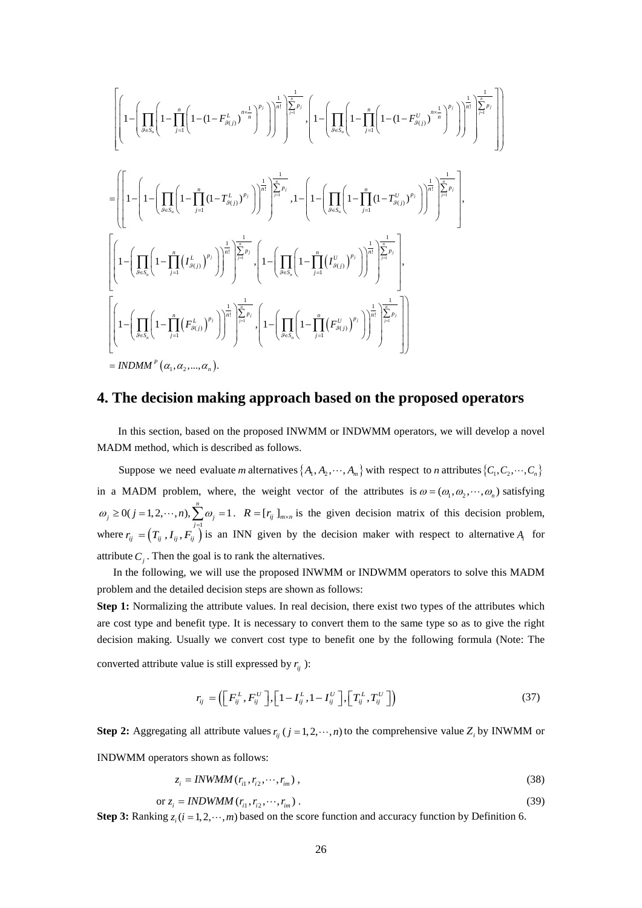$$
\left[\left(1-\left(\prod_{\vartheta\in S_n}\left(1-\prod_{j=1}^{n}\left(1-(1-F_{\vartheta(j)}^{L})^{n\times\frac{1}{n}}\right)^{p_j}\right)\right)^{\frac{1}{n!}}\right)^{\frac{1}{\sum_{j=1}^{n}p_j}},\left(1-\left(\prod_{\vartheta\in S_n}\left(1-\prod_{j=1}^{n}\left(1-(1-F_{\vartheta(j)}^{U})^{n\times\frac{1}{n}}\right)^{p_j}\right)\right)^{\frac{1}{n!}}\right)^{\frac{1}{\sum_{j=1}^{n}p_j}}\right]\Bigg)
$$

$$
=\left(\left[1-\left(1-\left(\prod_{\vartheta\in S_n}\left(1-\prod_{j=1}^{n}(1-T_{\vartheta(j)}^{L})^{p_j}\right)\right)^{\frac{1}{n!}}\right)^{\frac{1}{\sum_{j=1}^{n}p_j}},1-\left(1-\left(\prod_{\vartheta\in S_n}\left(1-\prod_{j=1}^{n}(1-T_{\vartheta(j)}^{U})^{p_j}\right)\right)^{\frac{1}{n!}}\right)^{\frac{1}{\sum_{j=1}^{n}p_j}}\right],\right.
$$

$$
\left[\left(1-\left(\prod_{\vartheta\in S_n}\left(1-\prod_{j=1}^{n}\left(I_{\vartheta(j)}^{L}\right)^{p_j}\right)\right)^{\frac{1}{n!}}\right)^{\frac{1}{\sum_{j=1}^{n}p_j}},\left(1-\left(\prod_{\vartheta\in S_n}\left(1-\prod_{j=1}^{n}\left(I_{\vartheta(j)}^{U}\right)^{p_j}\right)\right)^{\frac{1}{n!}}\right)^{\frac{1}{\sum_{j=1}^{n}p_j}}\right],
$$

$$
\left.\left[\left(1-\left(\prod_{\vartheta\in S_n}\left(1-\prod_{j=1}^{n}\left(F_{\vartheta(j)}^{L}\right)^{p_j}\right)\right)^{\frac{1}{n!}}\right)^{\frac{1}{\sum_{j=1}^{n}p_j}},\left(1-\left(\prod_{\vartheta\in S_n}\left(1-\prod_{j=1}^{n}\left(F_{\vartheta(j)}^{U}\right)^{p_j}\right)\right)^{\frac{1}{n!}}\right)^{\frac{1}{\sum_{j=1}^{n}p_j}}\right]\right)
$$

$$
= INDMM^{P}\left(\alpha_1,\alpha_2,...,\alpha_n\right).
$$

## 4. The decision making approach based on the proposed operators

In this section, based on the proposed INWMM or INDWMM operators, we will develop a novel MADM method, which is described as follows.

Suppose we need evaluate $m$ alternatives $\{A_1, A_2, \cdots, A_m\}$ with respect to $n$ attributes $\{C_1, C_2, \cdots, C_n\}$ in a MADM problem, where, the weight vector of the attributes is $\omega = (\omega_1, \omega_2, \cdots, \omega_n)$ satisfying $\omega_j \geq 0 (j = 1, 2, \cdots, n), \sum_{j=1}^{n} \omega_j = 1$. $R = [r_{ij}]_{m\times n}$ is the given decision matrix of this decision problem, where $r_{ij} = \left(T_{ij}, I_{ij}, F_{ij}\right)$ is an INN given by the decision maker with respect to alternative $A_i$ for attribute $C_j$. Then the goal is to rank the alternatives.

In the following, we will use the proposed INWMM or INDWMM operators to solve this MADM problem and the detailed decision steps are shown as follows:

**Step 1:** Normalizing the attribute values. In real decision, there exist two types of the attributes which are cost type and benefit type. It is necessary to convert them to the same type so as to give the right decision making. Usually we convert cost type to benefit one by the following formula (Note: The converted attribute value is still expressed by $r_{ij}$):

$$
r_{ij} = \left(\left[F_{ij}^{L}, F_{ij}^{U}\right], \left[1 - I_{ij}^{L}, 1 - I_{ij}^{U}\right], \left[T_{ij}^{L}, T_{ij}^{U}\right]\right) \tag{37}
$$

**Step 2:** Aggregating all attribute values $r_{ij}$ $(j = 1, 2, \cdots, n)$ to the comprehensive value $Z_i$ by INWMM or INDWMM operators shown as follows:

$$
z_i = INWMM(r_{i1}, r_{i2}, \cdots, r_{im}), \tag{38}
$$

$$
\text{or } z_i = INDWMM(r_{i1}, r_{i2}, \cdots, r_{im}). \tag{39}
$$

**Step 3:** Ranking $z_i (i = 1, 2, \cdots, m)$ based on the score function and accuracy function by Definition 6.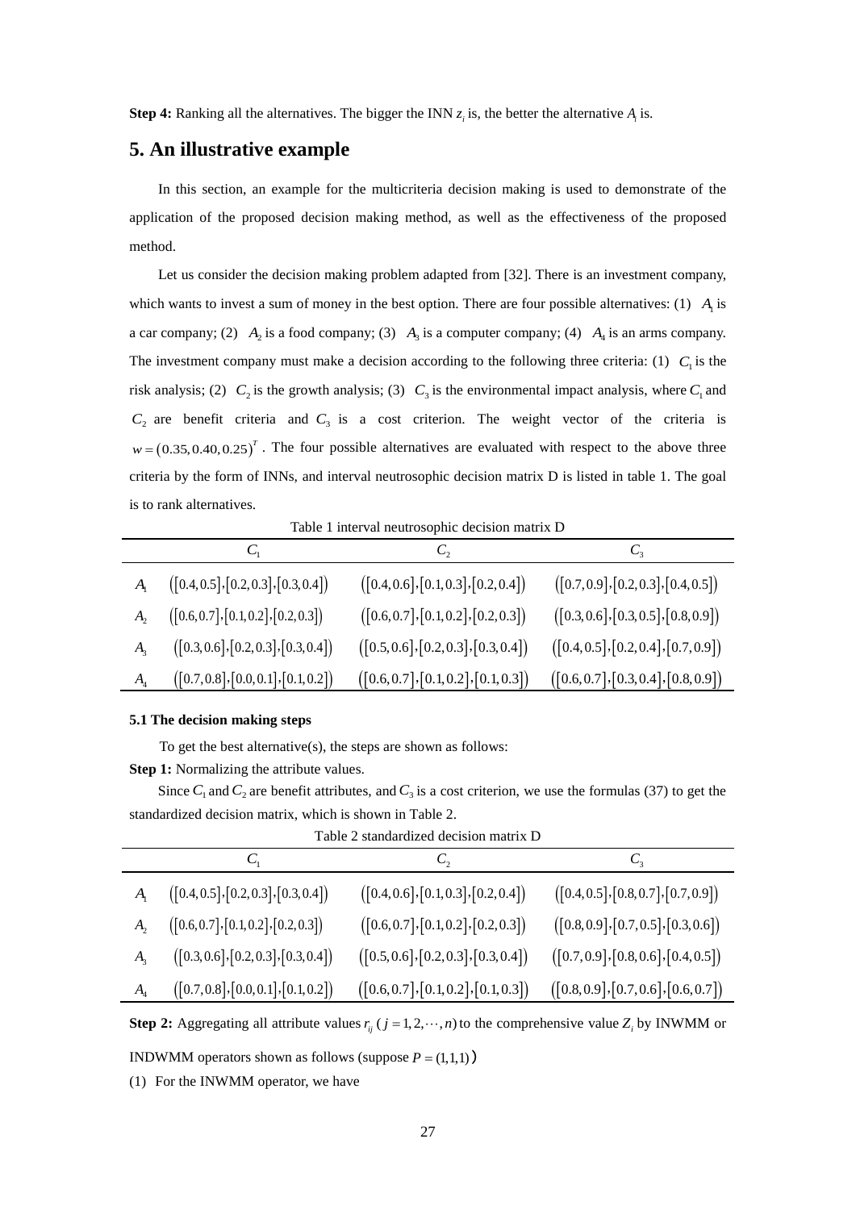**Step 4:** Ranking all the alternatives. The bigger the INN $z_i$ is, the better the alternative $A_i$ is.

## 5. An illustrative example

In this section, an example for the multicriteria decision making is used to demonstrate of the application of the proposed decision making method, as well as the effectiveness of the proposed method.

Let us consider the decision making problem adapted from [32]. There is an investment company, which wants to invest a sum of money in the best option. There are four possible alternatives: (1) $A_1$ is a car company; (2) $A_2$ is a food company; (3) $A_3$ is a computer company; (4) $A_4$ is an arms company. The investment company must make a decision according to the following three criteria: (1) $C_1$ is the risk analysis; (2) $C_2$ is the growth analysis; (3) $C_3$ is the environmental impact analysis, where $C_1$ and $C_2$ are benefit criteria and $C_3$ is a cost criterion. The weight vector of the criteria is $w = (0.35, 0.40, 0.25)^T$. The four possible alternatives are evaluated with respect to the above three criteria by the form of INNs, and interval neutrosophic decision matrix D is listed in table 1. The goal is to rank alternatives.

Table 1 interval neutrosophic decision matrix D

| | $C_1$ | $C_2$ | $C_3$ |
|---|---|---|---|
| $A_1$ | $([0.4,0.5],[0.2,0.3],[0.3,0.4])$ | $([0.4,0.6],[0.1,0.3],[0.2,0.4])$ | $([0.7,0.9],[0.2,0.3],[0.4,0.5])$ |
| $A_2$ | $([0.6,0.7],[0.1,0.2],[0.2,0.3])$ | $([0.6,0.7],[0.1,0.2],[0.2,0.3])$ | $([0.3,0.6],[0.3,0.5],[0.8,0.9])$ |
| $A_3$ | $([0.3,0.6],[0.2,0.3],[0.3,0.4])$ | $([0.5,0.6],[0.2,0.3],[0.3,0.4])$ | $([0.4,0.5],[0.2,0.4],[0.7,0.9])$ |
| $A_4$ | $([0.7,0.8],[0.0,0.1],[0.1,0.2])$ | $([0.6,0.7],[0.1,0.2],[0.1,0.3])$ | $([0.6,0.7],[0.3,0.4],[0.8,0.9])$ |

### 5.1 The decision making steps

To get the best alternative(s), the steps are shown as follows:

**Step 1:** Normalizing the attribute values.

Since $C_1$ and $C_2$ are benefit attributes, and $C_3$ is a cost criterion, we use the formulas (37) to get the standardized decision matrix, which is shown in Table 2.

Table 2 standardized decision matrix D

| | $C_1$ | $C_2$ | $C_3$ |
|---|---|---|---|
| $A_1$ | $([0.4,0.5],[0.2,0.3],[0.3,0.4])$ | $([0.4,0.6],[0.1,0.3],[0.2,0.4])$ | $([0.4,0.5],[0.8,0.7],[0.7,0.9])$ |
| $A_2$ | $([0.6,0.7],[0.1,0.2],[0.2,0.3])$ | $([0.6,0.7],[0.1,0.2],[0.2,0.3])$ | $([0.8,0.9],[0.7,0.5],[0.3,0.6])$ |
| $A_3$ | $([0.3,0.6],[0.2,0.3],[0.3,0.4])$ | $([0.5,0.6],[0.2,0.3],[0.3,0.4])$ | $([0.7,0.9],[0.8,0.6],[0.4,0.5])$ |
| $A_4$ | $([0.7,0.8],[0.0,0.1],[0.1,0.2])$ | $([0.6,0.7],[0.1,0.2],[0.1,0.3])$ | $([0.8,0.9],[0.7,0.6],[0.6,0.7])$ |

**Step 2:** Aggregating all attribute values $r_{ij}$ $(j = 1, 2, \cdots, n)$ to the comprehensive value $Z_i$ by INWMM or INDWMM operators shown as follows (suppose $P = (1,1,1)$)

(1) For the INWMM operator, we have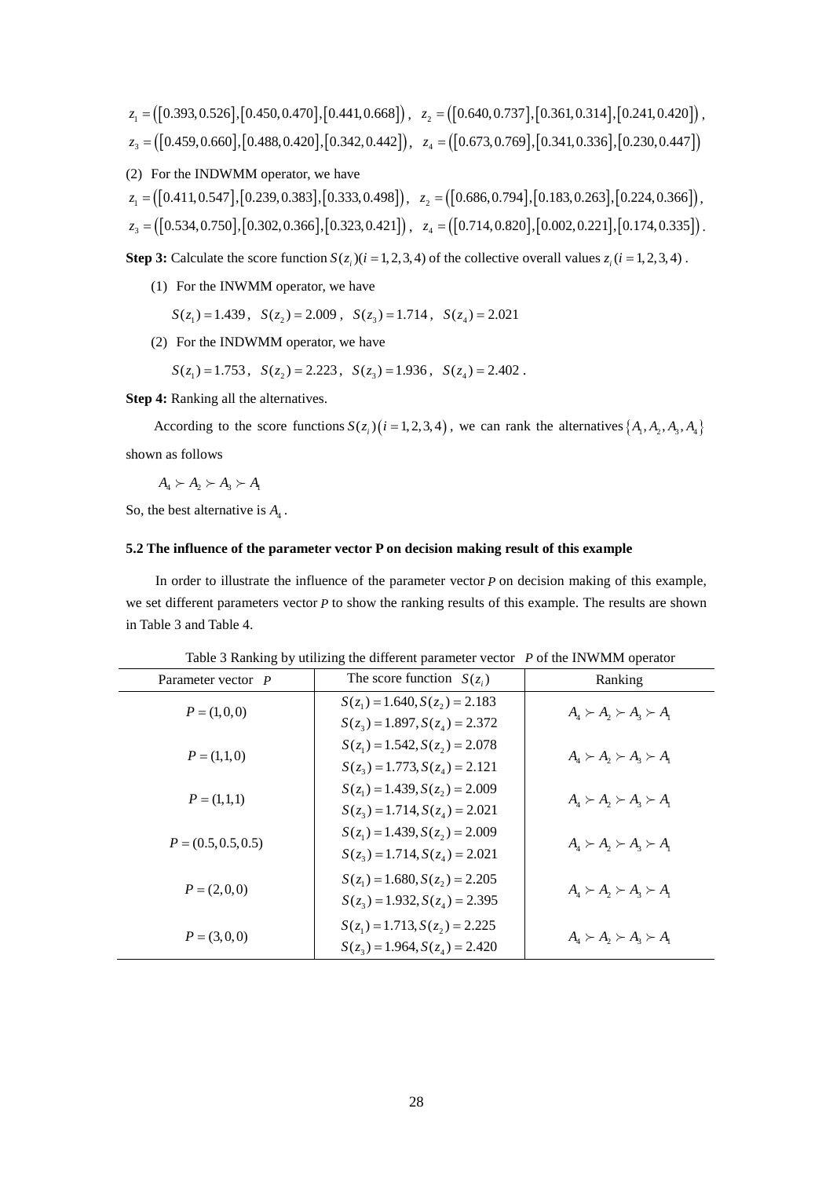$z_1 = ([0.393, 0.526], [0.450, 0.470], [0.441, 0.668])$, $z_2 = ([0.640, 0.737], [0.361, 0.314], [0.241, 0.420])$,
$z_3 = ([0.459, 0.660], [0.488, 0.420], [0.342, 0.442])$, $z_4 = ([0.673, 0.769], [0.341, 0.336], [0.230, 0.447])$

(2) For the INDWMM operator, we have

$z_1 = ([0.411, 0.547], [0.239, 0.383], [0.333, 0.498])$, $z_2 = ([0.686, 0.794], [0.183, 0.263], [0.224, 0.366])$,
$z_3 = ([0.534, 0.750], [0.302, 0.366], [0.323, 0.421])$, $z_4 = ([0.714, 0.820], [0.002, 0.221], [0.174, 0.335])$.

**Step 3:** Calculate the score function $S(z_i)(i=1,2,3,4)$ of the collective overall values $z_i\,(i=1,2,3,4)$.

(1) For the INWMM operator, we have

$S(z_1)=1.439$, $S(z_2)=2.009$, $S(z_3)=1.714$, $S(z_4)=2.021$

(2) For the INDWMM operator, we have

$S(z_1)=1.753$, $S(z_2)=2.223$, $S(z_3)=1.936$, $S(z_4)=2.402$.

**Step 4:** Ranking all the alternatives.

According to the score functions $S(z_i)\,(i=1,2,3,4)$, we can rank the alternatives $\{A_1, A_2, A_3, A_4\}$ shown as follows

$A_4 \succ A_2 \succ A_3 \succ A_1$

So, the best alternative is $A_4$.

### 5.2 The influence of the parameter vector P on decision making result of this example

In order to illustrate the influence of the parameter vector $P$ on decision making of this example, we set different parameters vector $P$ to show the ranking results of this example. The results are shown in Table 3 and Table 4.

Table 3 Ranking by utilizing the different parameter vector $P$ of the INWMM operator

| Parameter vector $P$ | The score function $S(z_i)$ | Ranking |
|---|---|---|
| $P=(1,0,0)$ | $S(z_1)=1.640, S(z_2)=2.183$ <br> $S(z_3)=1.897, S(z_4)=2.372$ | $A_4 \succ A_2 \succ A_3 \succ A_1$ |
| $P=(1,1,0)$ | $S(z_1)=1.542, S(z_2)=2.078$ <br> $S(z_3)=1.773, S(z_4)=2.121$ | $A_4 \succ A_2 \succ A_3 \succ A_1$ |
| $P=(1,1,1)$ | $S(z_1)=1.439, S(z_2)=2.009$ <br> $S(z_3)=1.714, S(z_4)=2.021$ | $A_4 \succ A_2 \succ A_3 \succ A_1$ |
| $P=(0.5,0.5,0.5)$ | $S(z_1)=1.439, S(z_2)=2.009$ <br> $S(z_3)=1.714, S(z_4)=2.021$ | $A_4 \succ A_2 \succ A_3 \succ A_1$ |
| $P=(2,0,0)$ | $S(z_1)=1.680, S(z_2)=2.205$ <br> $S(z_3)=1.932, S(z_4)=2.395$ | $A_4 \succ A_2 \succ A_3 \succ A_1$ |
| $P=(3,0,0)$ | $S(z_1)=1.713, S(z_2)=2.225$ <br> $S(z_3)=1.964, S(z_4)=2.420$ | $A_4 \succ A_2 \succ A_3 \succ A_1$ |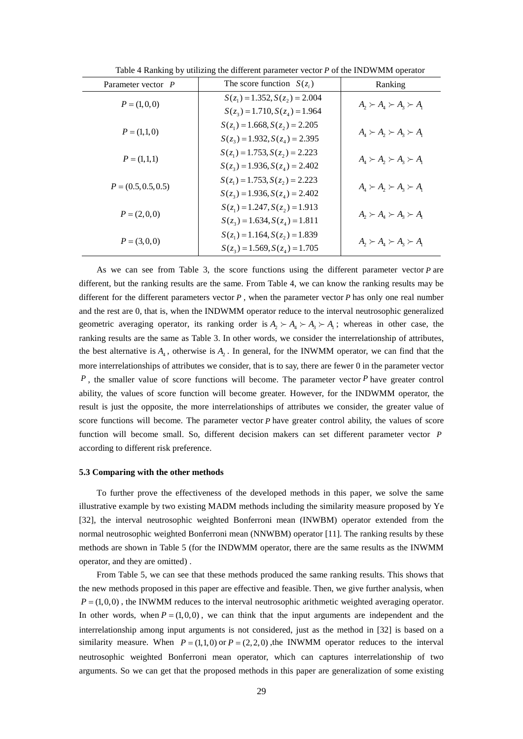Table 4 Ranking by utilizing the different parameter vector $P$ of the INDWMM operator

| Parameter vector $P$ | The score function $S(z_i)$ | Ranking |
|---|---|---|
| $P=(1,0,0)$ | $S(z_1)=1.352, S(z_2)=2.004$ <br> $S(z_3)=1.710, S(z_4)=1.964$ | $A_2 \succ A_4 \succ A_3 \succ A_1$ |
| $P=(1,1,0)$ | $S(z_1)=1.668, S(z_2)=2.205$ <br> $S(z_3)=1.932, S(z_4)=2.395$ | $A_4 \succ A_2 \succ A_3 \succ A_1$ |
| $P=(1,1,1)$ | $S(z_1)=1.753, S(z_2)=2.223$ <br> $S(z_3)=1.936, S(z_4)=2.402$ | $A_4 \succ A_2 \succ A_3 \succ A_1$ |
| $P=(0.5,0.5,0.5)$ | $S(z_1)=1.753, S(z_2)=2.223$ <br> $S(z_3)=1.936, S(z_4)=2.402$ | $A_4 \succ A_2 \succ A_3 \succ A_1$ |
| $P=(2,0,0)$ | $S(z_1)=1.247, S(z_2)=1.913$ <br> $S(z_3)=1.634, S(z_4)=1.811$ | $A_2 \succ A_4 \succ A_3 \succ A_1$ |
| $P=(3,0,0)$ | $S(z_1)=1.164, S(z_2)=1.839$ <br> $S(z_3)=1.569, S(z_4)=1.705$ | $A_2 \succ A_4 \succ A_3 \succ A_1$ |

As we can see from Table 3, the score functions using the different parameter vector $P$ are different, but the ranking results are the same. From Table 4, we can know the ranking results may be different for the different parameters vector $P$, when the parameter vector $P$ has only one real number and the rest are 0, that is, when the INDWMM operator reduce to the interval neutrosophic generalized geometric averaging operator, its ranking order is $A_2 \succ A_4 \succ A_3 \succ A_1$; whereas in other case, the ranking results are the same as Table 3. In other words, we consider the interrelationship of attributes, the best alternative is $A_4$, otherwise is $A_2$. In general, for the INWMM operator, we can find that the more interrelationships of attributes we consider, that is to say, there are fewer 0 in the parameter vector $P$, the smaller value of score functions will become. The parameter vector $P$ have greater control ability, the values of score function will become greater. However, for the INDWMM operator, the result is just the opposite, the more interrelationships of attributes we consider, the greater value of score functions will become. The parameter vector $P$ have greater control ability, the values of score function will become small. So, different decision makers can set different parameter vector $P$ according to different risk preference.

### 5.3 Comparing with the other methods

To further prove the effectiveness of the developed methods in this paper, we solve the same illustrative example by two existing MADM methods including the similarity measure proposed by Ye [32], the interval neutrosophic weighted Bonferroni mean (INWBM) operator extended from the normal neutrosophic weighted Bonferroni mean (NNWBM) operator [11]. The ranking results by these methods are shown in Table 5 (for the INDWMM operator, there are the same results as the INWMM operator, and they are omitted) .

From Table 5, we can see that these methods produced the same ranking results. This shows that the new methods proposed in this paper are effective and feasible. Then, we give further analysis, when $P=(1,0,0)$, the INWMM reduces to the interval neutrosophic arithmetic weighted averaging operator. In other words, when $P=(1,0,0)$, we can think that the input arguments are independent and the interrelationship among input arguments is not considered, just as the method in [32] is based on a similarity measure. When $P=(1,1,0)$ or $P=(2,2,0)$, the INWMM operator reduces to the interval neutrosophic weighted Bonferroni mean operator, which can captures interrelationship of two arguments. So we can get that the proposed methods in this paper are generalization of some existing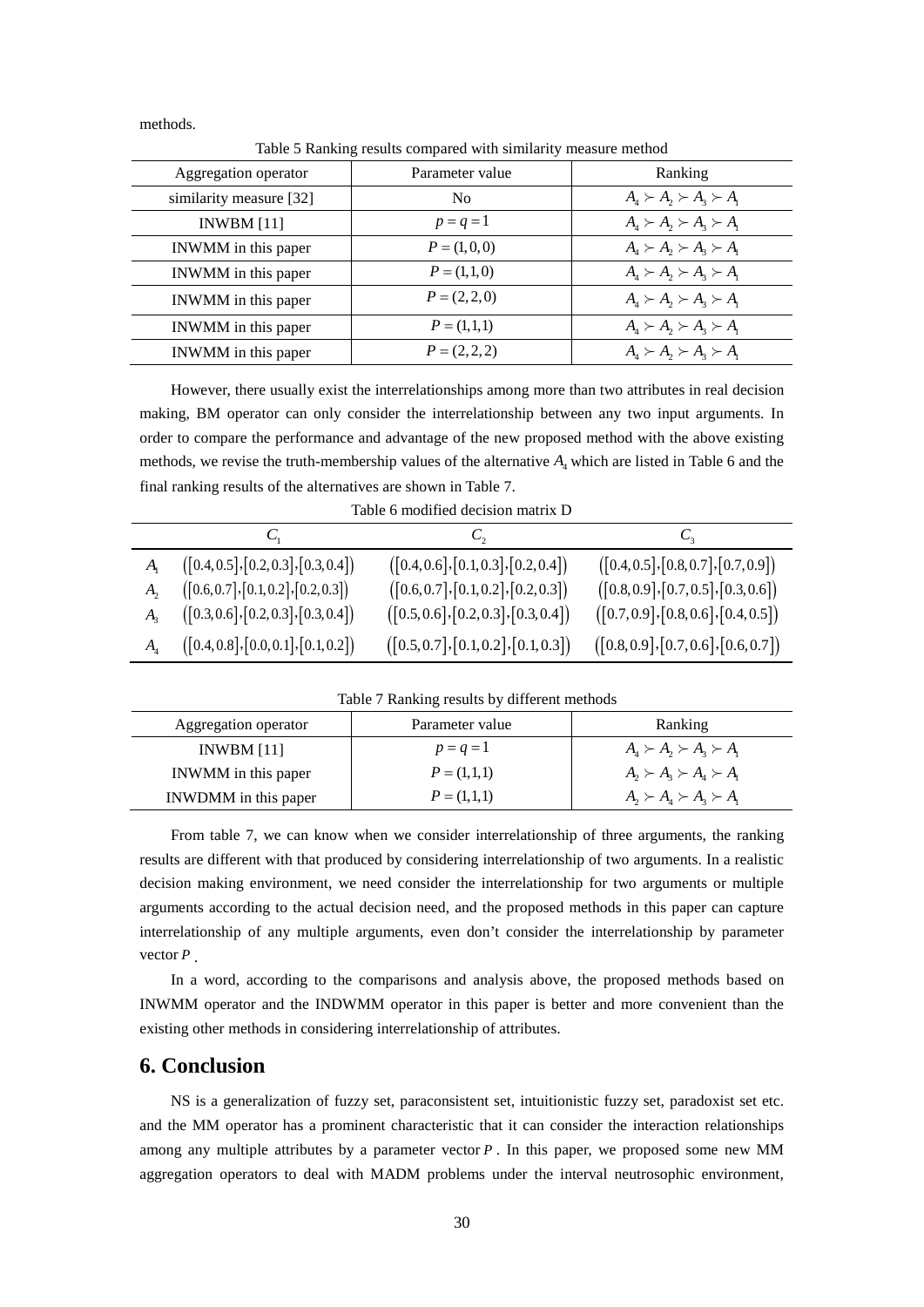methods.

Table 5 Ranking results compared with similarity measure method

| Aggregation operator | Parameter value | Ranking |
| --- | --- | --- |
| similarity measure [32] | No | $A_4 \succ A_2 \succ A_3 \succ A_1$ |
| INWBM [11] | $p = q = 1$ | $A_4 \succ A_2 \succ A_3 \succ A_1$ |
| INWMM in this paper | $P = (1,0,0)$ | $A_4 \succ A_2 \succ A_3 \succ A_1$ |
| INWMM in this paper | $P = (1,1,0)$ | $A_4 \succ A_2 \succ A_3 \succ A_1$ |
| INWMM in this paper | $P = (2,2,0)$ | $A_4 \succ A_2 \succ A_3 \succ A_1$ |
| INWMM in this paper | $P = (1,1,1)$ | $A_4 \succ A_2 \succ A_3 \succ A_1$ |
| INWMM in this paper | $P = (2,2,2)$ | $A_4 \succ A_2 \succ A_3 \succ A_1$ |

However, there usually exist the interrelationships among more than two attributes in real decision making, BM operator can only consider the interrelationship between any two input arguments. In order to compare the performance and advantage of the new proposed method with the above existing methods, we revise the truth-membership values of the alternative $A_4$ which are listed in Table 6 and the final ranking results of the alternatives are shown in Table 7.

Table 6 modified decision matrix D

| | $C_1$ | $C_2$ | $C_3$ |
| --- | --- | --- | --- |
| $A_1$ | $([0.4,0.5],[0.2,0.3],[0.3,0.4])$ | $([0.4,0.6],[0.1,0.3],[0.2,0.4])$ | $([0.4,0.5],[0.8,0.7],[0.7,0.9])$ |
| $A_2$ | $([0.6,0.7],[0.1,0.2],[0.2,0.3])$ | $([0.6,0.7],[0.1,0.2],[0.2,0.3])$ | $([0.8,0.9],[0.7,0.5],[0.3,0.6])$ |
| $A_3$ | $([0.3,0.6],[0.2,0.3],[0.3,0.4])$ | $([0.5,0.6],[0.2,0.3],[0.3,0.4])$ | $([0.7,0.9],[0.8,0.6],[0.4,0.5])$ |
| $A_4$ | $([0.4,0.8],[0.0,0.1],[0.1,0.2])$ | $([0.5,0.7],[0.1,0.2],[0.1,0.3])$ | $([0.8,0.9],[0.7,0.6],[0.6,0.7])$ |

Table 7 Ranking results by different methods

| Aggregation operator | Parameter value | Ranking |
| --- | --- | --- |
| INWBM [11] | $p = q = 1$ | $A_4 \succ A_2 \succ A_3 \succ A_1$ |
| INWMM in this paper | $P = (1,1,1)$ | $A_2 \succ A_3 \succ A_4 \succ A_1$ |
| INWDMM in this paper | $P = (1,1,1)$ | $A_2 \succ A_4 \succ A_3 \succ A_1$ |

From table 7, we can know when we consider interrelationship of three arguments, the ranking results are different with that produced by considering interrelationship of two arguments. In a realistic decision making environment, we need consider the interrelationship for two arguments or multiple arguments according to the actual decision need, and the proposed methods in this paper can capture interrelationship of any multiple arguments, even don't consider the interrelationship by parameter vector $P$.

In a word, according to the comparisons and analysis above, the proposed methods based on INWMM operator and the INDWMM operator in this paper is better and more convenient than the existing other methods in considering interrelationship of attributes.

## 6. Conclusion

NS is a generalization of fuzzy set, paraconsistent set, intuitionistic fuzzy set, paradoxist set etc. and the MM operator has a prominent characteristic that it can consider the interaction relationships among any multiple attributes by a parameter vector $P$. In this paper, we proposed some new MM aggregation operators to deal with MADM problems under the interval neutrosophic environment,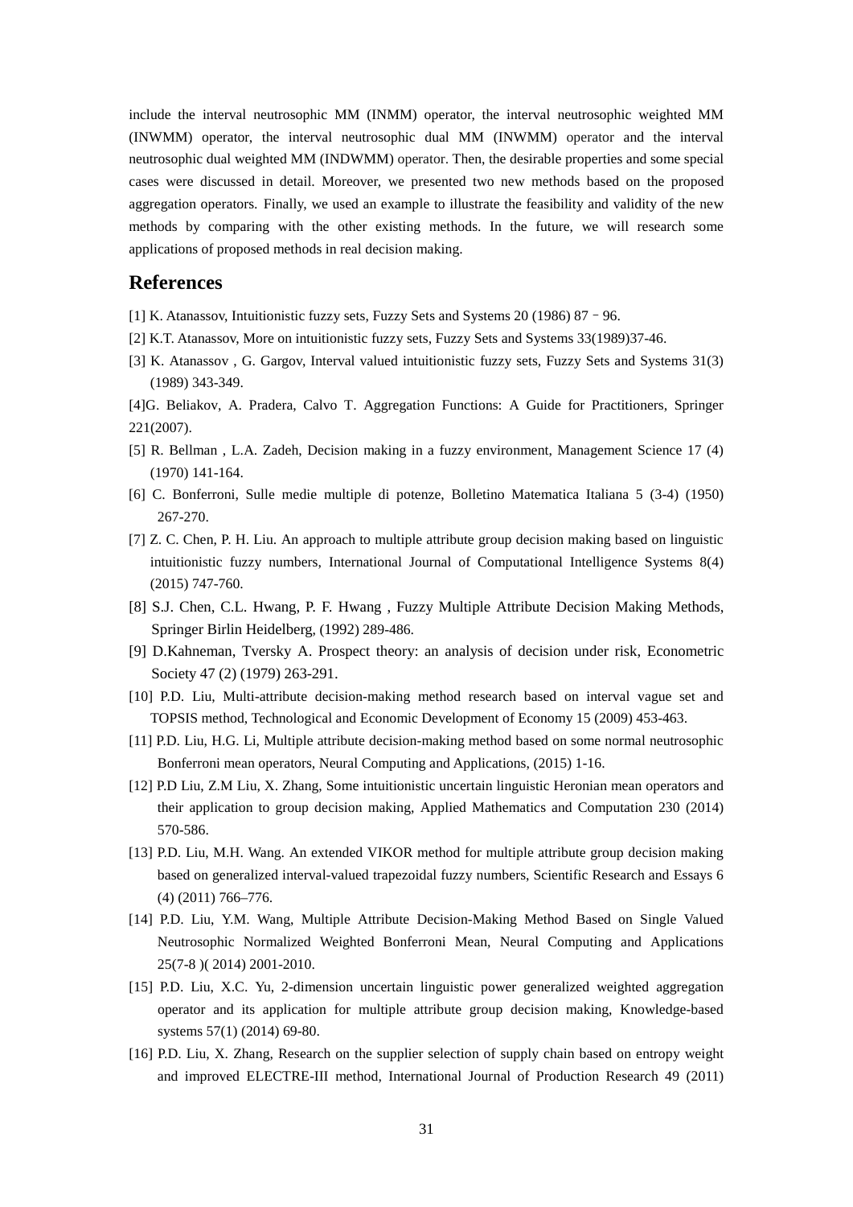include the interval neutrosophic MM (INMM) operator, the interval neutrosophic weighted MM (INWMM) operator, the interval neutrosophic dual MM (INWMM) operator and the interval neutrosophic dual weighted MM (INDWMM) operator. Then, the desirable properties and some special cases were discussed in detail. Moreover, we presented two new methods based on the proposed aggregation operators. Finally, we used an example to illustrate the feasibility and validity of the new methods by comparing with the other existing methods. In the future, we will research some applications of proposed methods in real decision making.

## References

[1] K. Atanassov, Intuitionistic fuzzy sets, Fuzzy Sets and Systems 20 (1986) 87–96.

[2] K.T. Atanassov, More on intuitionistic fuzzy sets, Fuzzy Sets and Systems 33(1989)37-46.

[3] K. Atanassov , G. Gargov, Interval valued intuitionistic fuzzy sets, Fuzzy Sets and Systems 31(3) (1989) 343-349.

[4]G. Beliakov, A. Pradera, Calvo T. Aggregation Functions: A Guide for Practitioners, Springer 221(2007).

[5] R. Bellman , L.A. Zadeh, Decision making in a fuzzy environment, Management Science 17 (4) (1970) 141-164.

[6] C. Bonferroni, Sulle medie multiple di potenze, Bolletino Matematica Italiana 5 (3-4) (1950) 267-270.

[7] Z. C. Chen, P. H. Liu. An approach to multiple attribute group decision making based on linguistic intuitionistic fuzzy numbers, International Journal of Computational Intelligence Systems 8(4) (2015) 747-760.

[8] S.J. Chen, C.L. Hwang, P. F. Hwang , Fuzzy Multiple Attribute Decision Making Methods, Springer Birlin Heidelberg, (1992) 289-486.

[9] D.Kahneman, Tversky A. Prospect theory: an analysis of decision under risk, Econometric Society 47 (2) (1979) 263-291.

[10] P.D. Liu, Multi-attribute decision-making method research based on interval vague set and TOPSIS method, Technological and Economic Development of Economy 15 (2009) 453-463.

[11] P.D. Liu, H.G. Li, Multiple attribute decision-making method based on some normal neutrosophic Bonferroni mean operators, Neural Computing and Applications, (2015) 1-16.

[12] P.D Liu, Z.M Liu, X. Zhang, Some intuitionistic uncertain linguistic Heronian mean operators and their application to group decision making, Applied Mathematics and Computation 230 (2014) 570-586.

[13] P.D. Liu, M.H. Wang. An extended VIKOR method for multiple attribute group decision making based on generalized interval-valued trapezoidal fuzzy numbers, Scientific Research and Essays 6 (4) (2011) 766–776.

[14] P.D. Liu, Y.M. Wang, Multiple Attribute Decision-Making Method Based on Single Valued Neutrosophic Normalized Weighted Bonferroni Mean, Neural Computing and Applications 25(7-8 )( 2014) 2001-2010.

[15] P.D. Liu, X.C. Yu, 2-dimension uncertain linguistic power generalized weighted aggregation operator and its application for multiple attribute group decision making, Knowledge-based systems 57(1) (2014) 69-80.

[16] P.D. Liu, X. Zhang, Research on the supplier selection of supply chain based on entropy weight and improved ELECTRE-III method, International Journal of Production Research 49 (2011)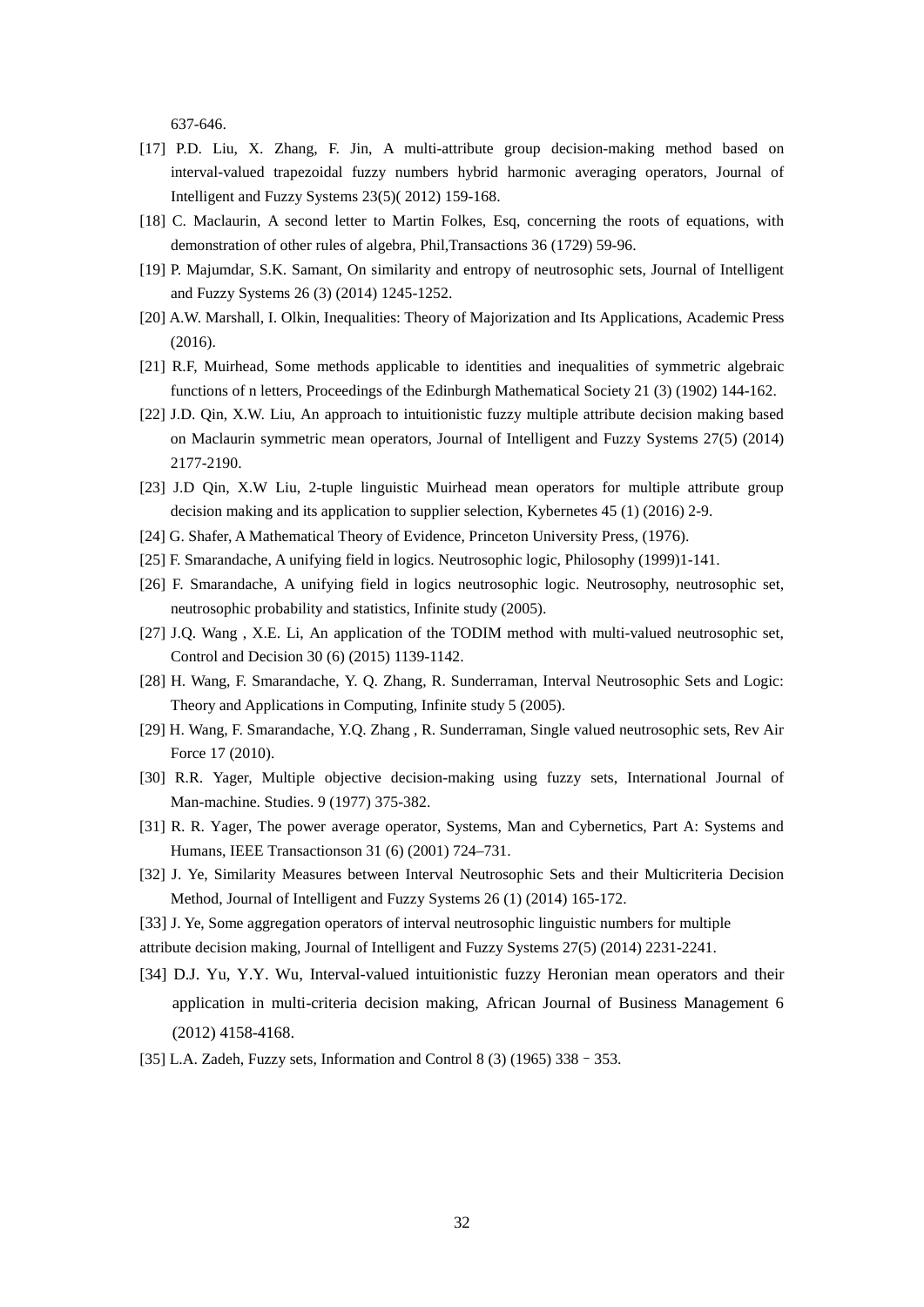637-646.

[17] P.D. Liu, X. Zhang, F. Jin, A multi-attribute group decision-making method based on interval-valued trapezoidal fuzzy numbers hybrid harmonic averaging operators, Journal of Intelligent and Fuzzy Systems 23(5)( 2012) 159-168.

[18] C. Maclaurin, A second letter to Martin Folkes, Esq, concerning the roots of equations, with demonstration of other rules of algebra, Phil,Transactions 36 (1729) 59-96.

[19] P. Majumdar, S.K. Samant, On similarity and entropy of neutrosophic sets, Journal of Intelligent and Fuzzy Systems 26 (3) (2014) 1245-1252.

[20] A.W. Marshall, I. Olkin, Inequalities: Theory of Majorization and Its Applications, Academic Press (2016).

[21] R.F, Muirhead, Some methods applicable to identities and inequalities of symmetric algebraic functions of n letters, Proceedings of the Edinburgh Mathematical Society 21 (3) (1902) 144-162.

[22] J.D. Qin, X.W. Liu, An approach to intuitionistic fuzzy multiple attribute decision making based on Maclaurin symmetric mean operators, Journal of Intelligent and Fuzzy Systems 27(5) (2014) 2177-2190.

[23] J.D Qin, X.W Liu, 2-tuple linguistic Muirhead mean operators for multiple attribute group decision making and its application to supplier selection, Kybernetes 45 (1) (2016) 2-9.

[24] G. Shafer, A Mathematical Theory of Evidence, Princeton University Press, (1976).

[25] F. Smarandache, A unifying field in logics. Neutrosophic logic, Philosophy (1999)1-141.

[26] F. Smarandache, A unifying field in logics neutrosophic logic. Neutrosophy, neutrosophic set, neutrosophic probability and statistics, Infinite study (2005).

[27] J.Q. Wang , X.E. Li, An application of the TODIM method with multi-valued neutrosophic set, Control and Decision 30 (6) (2015) 1139-1142.

[28] H. Wang, F. Smarandache, Y. Q. Zhang, R. Sunderraman, Interval Neutrosophic Sets and Logic: Theory and Applications in Computing, Infinite study 5 (2005).

[29] H. Wang, F. Smarandache, Y.Q. Zhang , R. Sunderraman, Single valued neutrosophic sets, Rev Air Force 17 (2010).

[30] R.R. Yager, Multiple objective decision-making using fuzzy sets, International Journal of Man-machine. Studies. 9 (1977) 375-382.

[31] R. R. Yager, The power average operator, Systems, Man and Cybernetics, Part A: Systems and Humans, IEEE Transactionson 31 (6) (2001) 724–731.

[32] J. Ye, Similarity Measures between Interval Neutrosophic Sets and their Multicriteria Decision Method, Journal of Intelligent and Fuzzy Systems 26 (1) (2014) 165-172.

[33] J. Ye, Some aggregation operators of interval neutrosophic linguistic numbers for multiple attribute decision making, Journal of Intelligent and Fuzzy Systems 27(5) (2014) 2231-2241.

[34] D.J. Yu, Y.Y. Wu, Interval-valued intuitionistic fuzzy Heronian mean operators and their application in multi-criteria decision making, African Journal of Business Management 6 (2012) 4158-4168.

[35] L.A. Zadeh, Fuzzy sets, Information and Control 8 (3) (1965) 338 – 353.